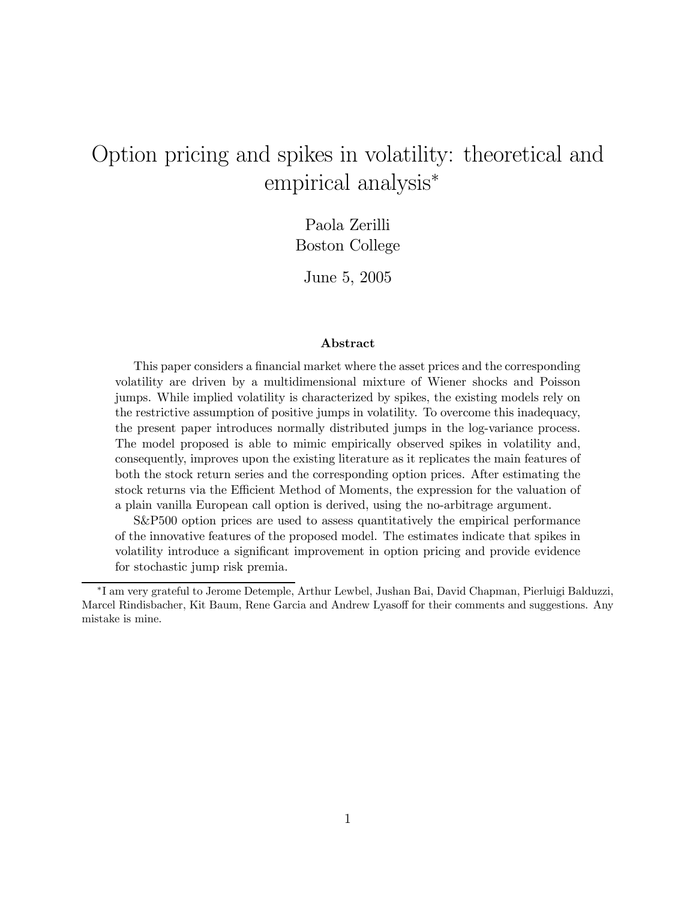# Option pricing and spikes in volatility: theoretical and empirical analysis[*]

Paola Zerilli
Boston College

June 5, 2005

### Abstract

This paper considers a financial market where the asset prices and the corresponding volatility are driven by a multidimensional mixture of Wiener shocks and Poisson jumps. While implied volatility is characterized by spikes, the existing models rely on the restrictive assumption of positive jumps in volatility. To overcome this inadequacy, the present paper introduces normally distributed jumps in the log-variance process. The model proposed is able to mimic empirically observed spikes in volatility and, consequently, improves upon the existing literature as it replicates the main features of both the stock return series and the corresponding option prices. After estimating the stock returns via the Efficient Method of Moments, the expression for the valuation of a plain vanilla European call option is derived, using the no-arbitrage argument.

S&P500 option prices are used to assess quantitatively the empirical performance of the innovative features of the proposed model. The estimates indicate that spikes in volatility introduce a significant improvement in option pricing and provide evidence for stochastic jump risk premia.

---

[*] I am very grateful to Jerome Detemple, Arthur Lewbel, Jushan Bai, David Chapman, Pierluigi Balduzzi, Marcel Rindisbacher, Kit Baum, Rene Garcia and Andrew Lyasoff for their comments and suggestions. Any mistake is mine.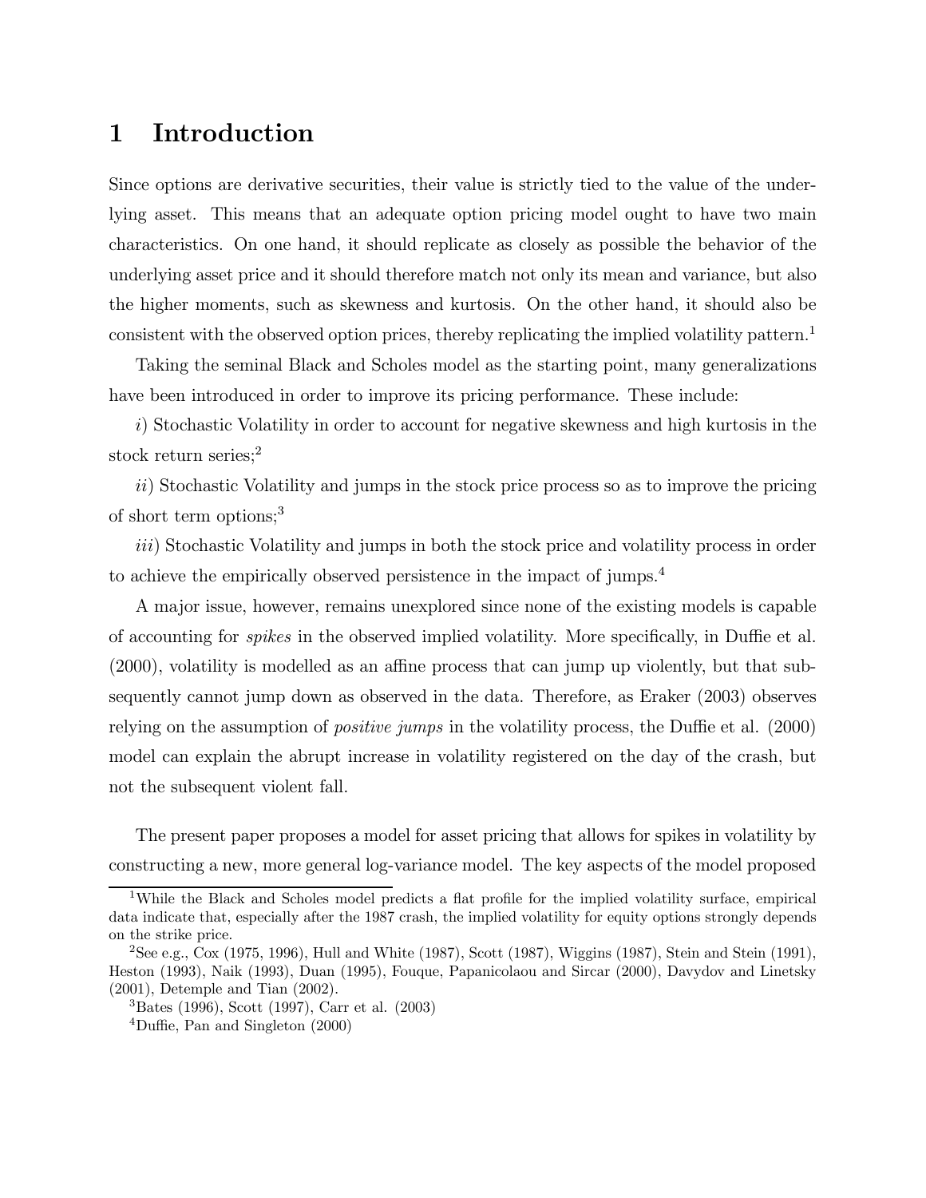# 1 Introduction

Since options are derivative securities, their value is strictly tied to the value of the underlying asset. This means that an adequate option pricing model ought to have two main characteristics. On one hand, it should replicate as closely as possible the behavior of the underlying asset price and it should therefore match not only its mean and variance, but also the higher moments, such as skewness and kurtosis. On the other hand, it should also be consistent with the observed option prices, thereby replicating the implied volatility pattern.[1]

Taking the seminal Black and Scholes model as the starting point, many generalizations have been introduced in order to improve its pricing performance. These include:

*i)* Stochastic Volatility in order to account for negative skewness and high kurtosis in the stock return series;[2]

*ii)* Stochastic Volatility and jumps in the stock price process so as to improve the pricing of short term options;[3]

*iii)* Stochastic Volatility and jumps in both the stock price and volatility process in order to achieve the empirically observed persistence in the impact of jumps.[4]

A major issue, however, remains unexplored since none of the existing models is capable of accounting for *spikes* in the observed implied volatility. More specifically, in Duffie et al. (2000), volatility is modelled as an affine process that can jump up violently, but that subsequently cannot jump down as observed in the data. Therefore, as Eraker (2003) observes relying on the assumption of *positive jumps* in the volatility process, the Duffie et al. (2000) model can explain the abrupt increase in volatility registered on the day of the crash, but not the subsequent violent fall.

The present paper proposes a model for asset pricing that allows for spikes in volatility by constructing a new, more general log-variance model. The key aspects of the model proposed

[1] While the Black and Scholes model predicts a flat profile for the implied volatility surface, empirical data indicate that, especially after the 1987 crash, the implied volatility for equity options strongly depends on the strike price.

[2] See e.g., Cox (1975, 1996), Hull and White (1987), Scott (1987), Wiggins (1987), Stein and Stein (1991), Heston (1993), Naik (1993), Duan (1995), Fouque, Papanicolaou and Sircar (2000), Davydov and Linetsky (2001), Detemple and Tian (2002).

[3] Bates (1996), Scott (1997), Carr et al. (2003)

[4] Duffie, Pan and Singleton (2000)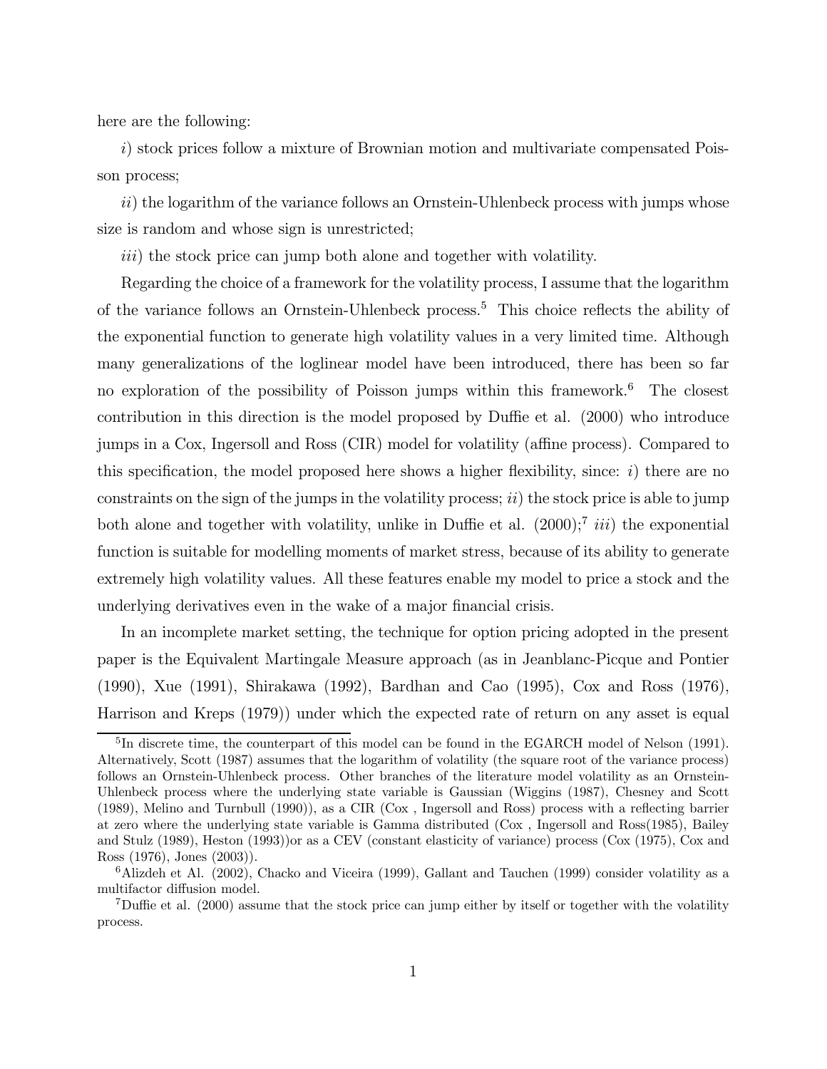here are the following:

*i*) stock prices follow a mixture of Brownian motion and multivariate compensated Poisson process;

*ii*) the logarithm of the variance follows an Ornstein-Uhlenbeck process with jumps whose size is random and whose sign is unrestricted;

*iii*) the stock price can jump both alone and together with volatility.

Regarding the choice of a framework for the volatility process, I assume that the logarithm of the variance follows an Ornstein-Uhlenbeck process.[5] This choice reflects the ability of the exponential function to generate high volatility values in a very limited time. Although many generalizations of the loglinear model have been introduced, there has been so far no exploration of the possibility of Poisson jumps within this framework.[6] The closest contribution in this direction is the model proposed by Duffie et al. (2000) who introduce jumps in a Cox, Ingersoll and Ross (CIR) model for volatility (affine process). Compared to this specification, the model proposed here shows a higher flexibility, since: *i*) there are no constraints on the sign of the jumps in the volatility process; *ii*) the stock price is able to jump both alone and together with volatility, unlike in Duffie et al. (2000);[7] *iii*) the exponential function is suitable for modelling moments of market stress, because of its ability to generate extremely high volatility values. All these features enable my model to price a stock and the underlying derivatives even in the wake of a major financial crisis.

In an incomplete market setting, the technique for option pricing adopted in the present paper is the Equivalent Martingale Measure approach (as in Jeanblanc-Picque and Pontier (1990), Xue (1991), Shirakawa (1992), Bardhan and Cao (1995), Cox and Ross (1976), Harrison and Kreps (1979)) under which the expected rate of return on any asset is equal

---

[5] In discrete time, the counterpart of this model can be found in the EGARCH model of Nelson (1991). Alternatively, Scott (1987) assumes that the logarithm of volatility (the square root of the variance process) follows an Ornstein-Uhlenbeck process. Other branches of the literature model volatility as an Ornstein-Uhlenbeck process where the underlying state variable is Gaussian (Wiggins (1987), Chesney and Scott (1989), Melino and Turnbull (1990)), as a CIR (Cox , Ingersoll and Ross) process with a reflecting barrier at zero where the underlying state variable is Gamma distributed (Cox , Ingersoll and Ross(1985), Bailey and Stulz (1989), Heston (1993))or as a CEV (constant elasticity of variance) process (Cox (1975), Cox and Ross (1976), Jones (2003)).

[6] Alizdeh et Al. (2002), Chacko and Viceira (1999), Gallant and Tauchen (1999) consider volatility as a multifactor diffusion model.

[7] Duffie et al. (2000) assume that the stock price can jump either by itself or together with the volatility process.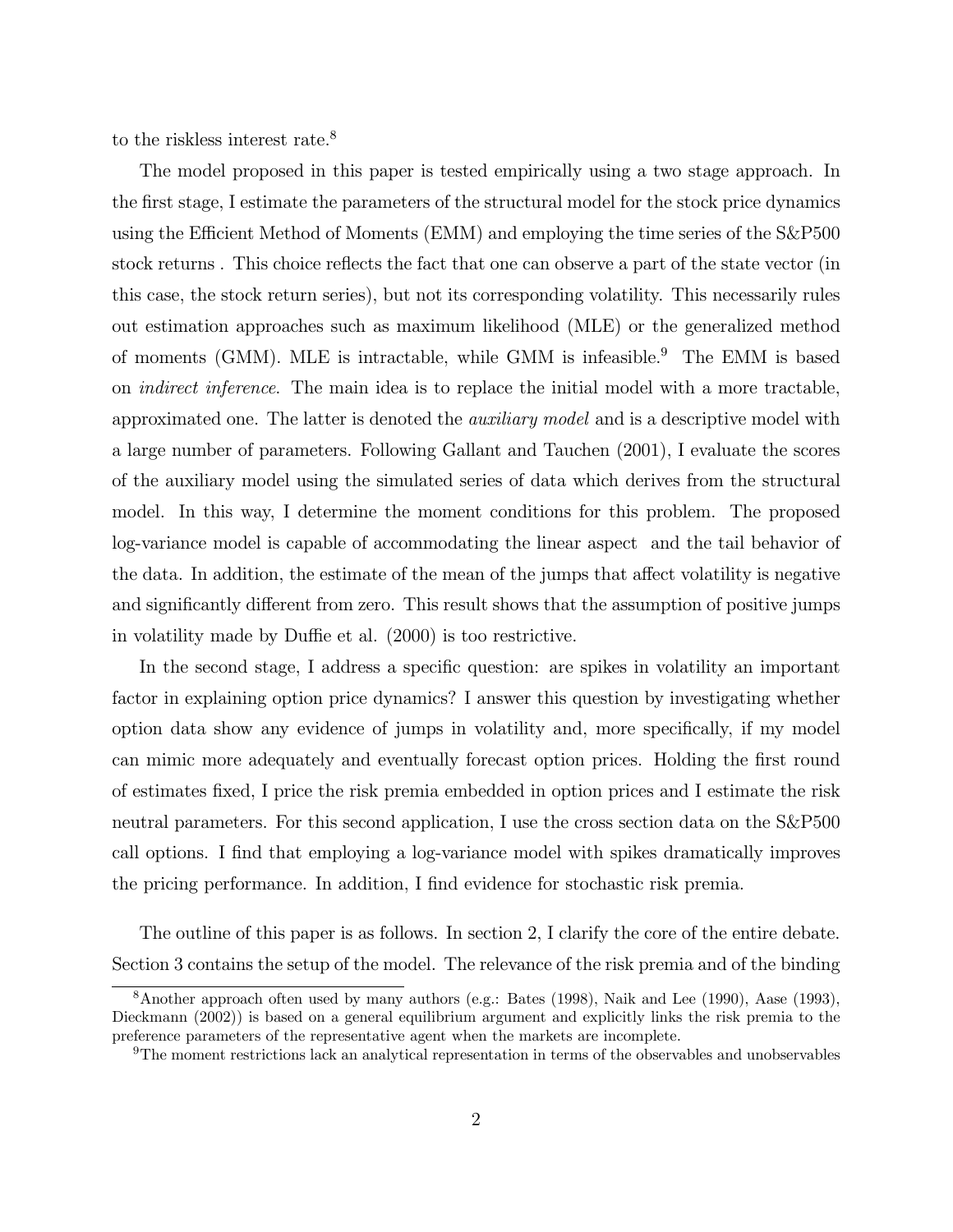to the riskless interest rate.[8]

The model proposed in this paper is tested empirically using a two stage approach. In the first stage, I estimate the parameters of the structural model for the stock price dynamics using the Efficient Method of Moments (EMM) and employing the time series of the S&P500 stock returns . This choice reflects the fact that one can observe a part of the state vector (in this case, the stock return series), but not its corresponding volatility. This necessarily rules out estimation approaches such as maximum likelihood (MLE) or the generalized method of moments (GMM). MLE is intractable, while GMM is infeasible.[9] The EMM is based on *indirect inference*. The main idea is to replace the initial model with a more tractable, approximated one. The latter is denoted the *auxiliary model* and is a descriptive model with a large number of parameters. Following Gallant and Tauchen (2001), I evaluate the scores of the auxiliary model using the simulated series of data which derives from the structural model. In this way, I determine the moment conditions for this problem. The proposed log-variance model is capable of accommodating the linear aspect and the tail behavior of the data. In addition, the estimate of the mean of the jumps that affect volatility is negative and significantly different from zero. This result shows that the assumption of positive jumps in volatility made by Duffie et al. (2000) is too restrictive.

In the second stage, I address a specific question: are spikes in volatility an important factor in explaining option price dynamics? I answer this question by investigating whether option data show any evidence of jumps in volatility and, more specifically, if my model can mimic more adequately and eventually forecast option prices. Holding the first round of estimates fixed, I price the risk premia embedded in option prices and I estimate the risk neutral parameters. For this second application, I use the cross section data on the S&P500 call options. I find that employing a log-variance model with spikes dramatically improves the pricing performance. In addition, I find evidence for stochastic risk premia.

The outline of this paper is as follows. In section 2, I clarify the core of the entire debate. Section 3 contains the setup of the model. The relevance of the risk premia and of the binding

[8] Another approach often used by many authors (e.g.: Bates (1998), Naik and Lee (1990), Aase (1993), Dieckmann (2002)) is based on a general equilibrium argument and explicitly links the risk premia to the preference parameters of the representative agent when the markets are incomplete.

[9] The moment restrictions lack an analytical representation in terms of the observables and unobservables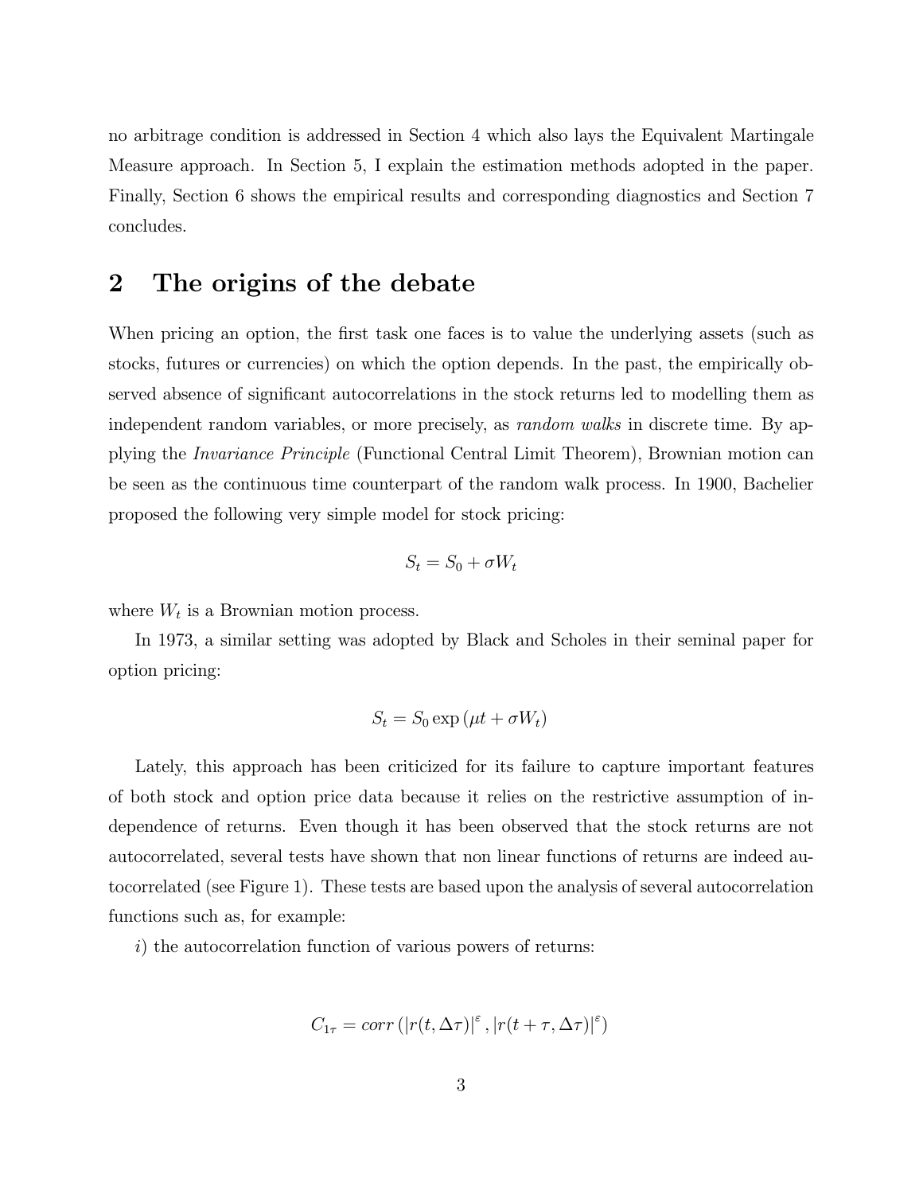no arbitrage condition is addressed in Section 4 which also lays the Equivalent Martingale Measure approach. In Section 5, I explain the estimation methods adopted in the paper. Finally, Section 6 shows the empirical results and corresponding diagnostics and Section 7 concludes.

## 2 The origins of the debate

When pricing an option, the first task one faces is to value the underlying assets (such as stocks, futures or currencies) on which the option depends. In the past, the empirically observed absence of significant autocorrelations in the stock returns led to modelling them as independent random variables, or more precisely, as *random walks* in discrete time. By applying the *Invariance Principle* (Functional Central Limit Theorem), Brownian motion can be seen as the continuous time counterpart of the random walk process. In 1900, Bachelier proposed the following very simple model for stock pricing:

$$S_t = S_0 + \sigma W_t$$

where $W_t$ is a Brownian motion process.

In 1973, a similar setting was adopted by Black and Scholes in their seminal paper for option pricing:

$$S_t = S_0 \exp\left(\mu t + \sigma W_t\right)$$

Lately, this approach has been criticized for its failure to capture important features of both stock and option price data because it relies on the restrictive assumption of independence of returns. Even though it has been observed that the stock returns are not autocorrelated, several tests have shown that non linear functions of returns are indeed autocorrelated (see Figure 1). These tests are based upon the analysis of several autocorrelation functions such as, for example:

*i)* the autocorrelation function of various powers of returns:

$$C_{1\tau} = corr\left(\left|r(t, \Delta\tau)\right|^{\varepsilon}, \left|r(t+\tau, \Delta\tau)\right|^{\varepsilon}\right)$$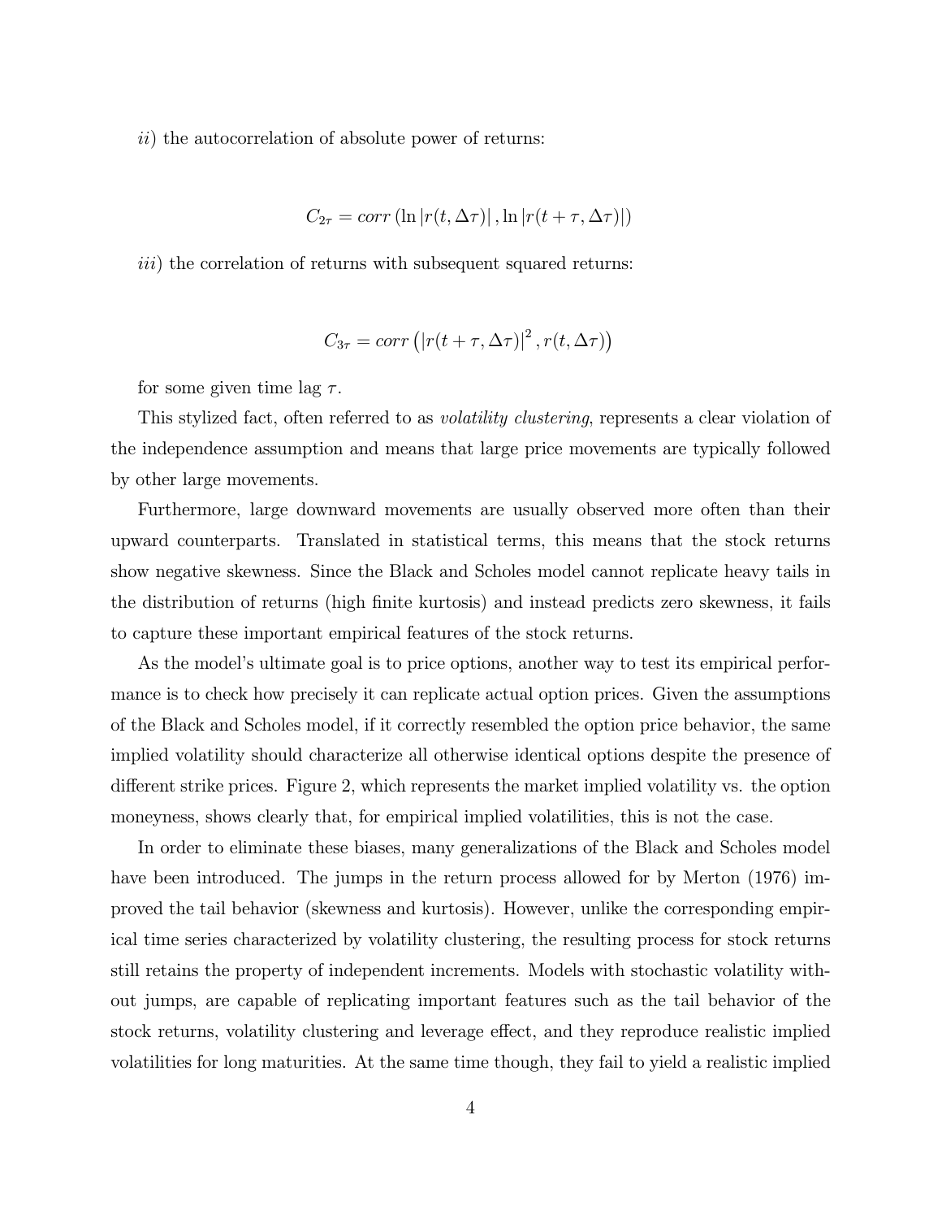*ii*) the autocorrelation of absolute power of returns:

$$C_{2\tau} = corr\left(\ln|r(t, \Delta\tau)|, \ln|r(t+\tau, \Delta\tau)|\right)$$

*iii*) the correlation of returns with subsequent squared returns:

$$C_{3\tau} = corr\left(|r(t+\tau, \Delta\tau)|^2, r(t, \Delta\tau)\right)$$

for some given time lag $\tau$.

This stylized fact, often referred to as *volatility clustering*, represents a clear violation of the independence assumption and means that large price movements are typically followed by other large movements.

Furthermore, large downward movements are usually observed more often than their upward counterparts. Translated in statistical terms, this means that the stock returns show negative skewness. Since the Black and Scholes model cannot replicate heavy tails in the distribution of returns (high finite kurtosis) and instead predicts zero skewness, it fails to capture these important empirical features of the stock returns.

As the model's ultimate goal is to price options, another way to test its empirical performance is to check how precisely it can replicate actual option prices. Given the assumptions of the Black and Scholes model, if it correctly resembled the option price behavior, the same implied volatility should characterize all otherwise identical options despite the presence of different strike prices. Figure 2, which represents the market implied volatility vs. the option moneyness, shows clearly that, for empirical implied volatilities, this is not the case.

In order to eliminate these biases, many generalizations of the Black and Scholes model have been introduced. The jumps in the return process allowed for by Merton (1976) improved the tail behavior (skewness and kurtosis). However, unlike the corresponding empirical time series characterized by volatility clustering, the resulting process for stock returns still retains the property of independent increments. Models with stochastic volatility without jumps, are capable of replicating important features such as the tail behavior of the stock returns, volatility clustering and leverage effect, and they reproduce realistic implied volatilities for long maturities. At the same time though, they fail to yield a realistic implied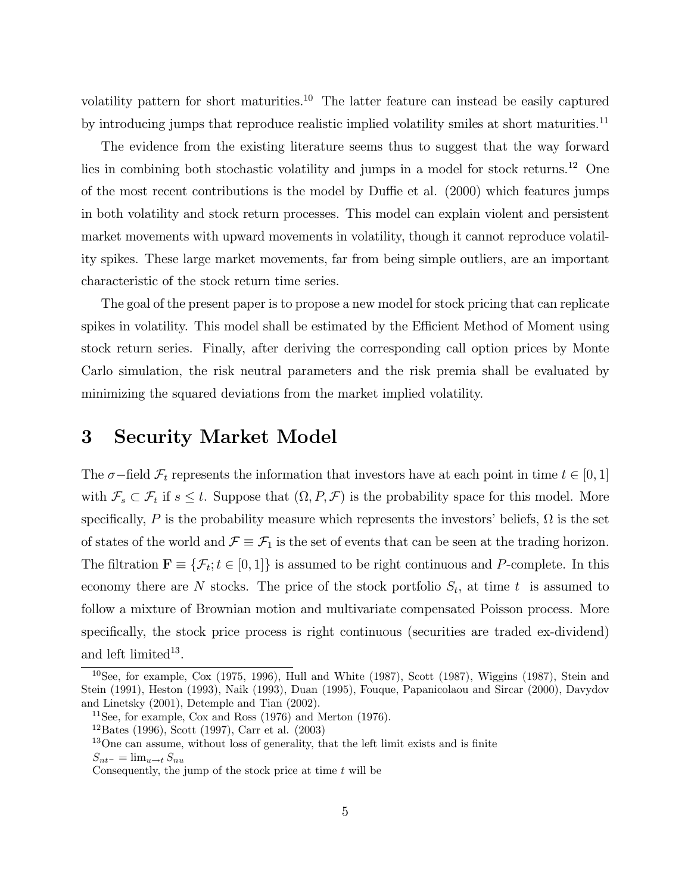volatility pattern for short maturities.[10] The latter feature can instead be easily captured by introducing jumps that reproduce realistic implied volatility smiles at short maturities.[11]

The evidence from the existing literature seems thus to suggest that the way forward lies in combining both stochastic volatility and jumps in a model for stock returns.[12] One of the most recent contributions is the model by Duffie et al. (2000) which features jumps in both volatility and stock return processes. This model can explain violent and persistent market movements with upward movements in volatility, though it cannot reproduce volatility spikes. These large market movements, far from being simple outliers, are an important characteristic of the stock return time series.

The goal of the present paper is to propose a new model for stock pricing that can replicate spikes in volatility. This model shall be estimated by the Efficient Method of Moment using stock return series. Finally, after deriving the corresponding call option prices by Monte Carlo simulation, the risk neutral parameters and the risk premia shall be evaluated by minimizing the squared deviations from the market implied volatility.

# 3 Security Market Model

The $\sigma-$field $\mathcal{F}_t$ represents the information that investors have at each point in time $t \in [0,1]$ with $\mathcal{F}_s \subset \mathcal{F}_t$ if $s \leq t$. Suppose that $(\Omega, P, \mathcal{F})$ is the probability space for this model. More specifically, $P$ is the probability measure which represents the investors' beliefs, $\Omega$ is the set of states of the world and $\mathcal{F} \equiv \mathcal{F}_1$ is the set of events that can be seen at the trading horizon. The filtration $\mathbf{F} \equiv \{\mathcal{F}_t; t \in [0,1]\}$ is assumed to be right continuous and $P$-complete. In this economy there are $N$ stocks. The price of the stock portfolio $S_t$, at time $t$ is assumed to follow a mixture of Brownian motion and multivariate compensated Poisson process. More specifically, the stock price process is right continuous (securities are traded ex-dividend) and left limited[13].

---

[10] See, for example, Cox (1975, 1996), Hull and White (1987), Scott (1987), Wiggins (1987), Stein and Stein (1991), Heston (1993), Naik (1993), Duan (1995), Fouque, Papanicolaou and Sircar (2000), Davydov and Linetsky (2001), Detemple and Tian (2002).

[11] See, for example, Cox and Ross (1976) and Merton (1976).

[12] Bates (1996), Scott (1997), Carr et al. (2003)

[13] One can assume, without loss of generality, that the left limit exists and is finite

$S_{nt^-} = \lim_{u \to t} S_{nu}$

Consequently, the jump of the stock price at time $t$ will be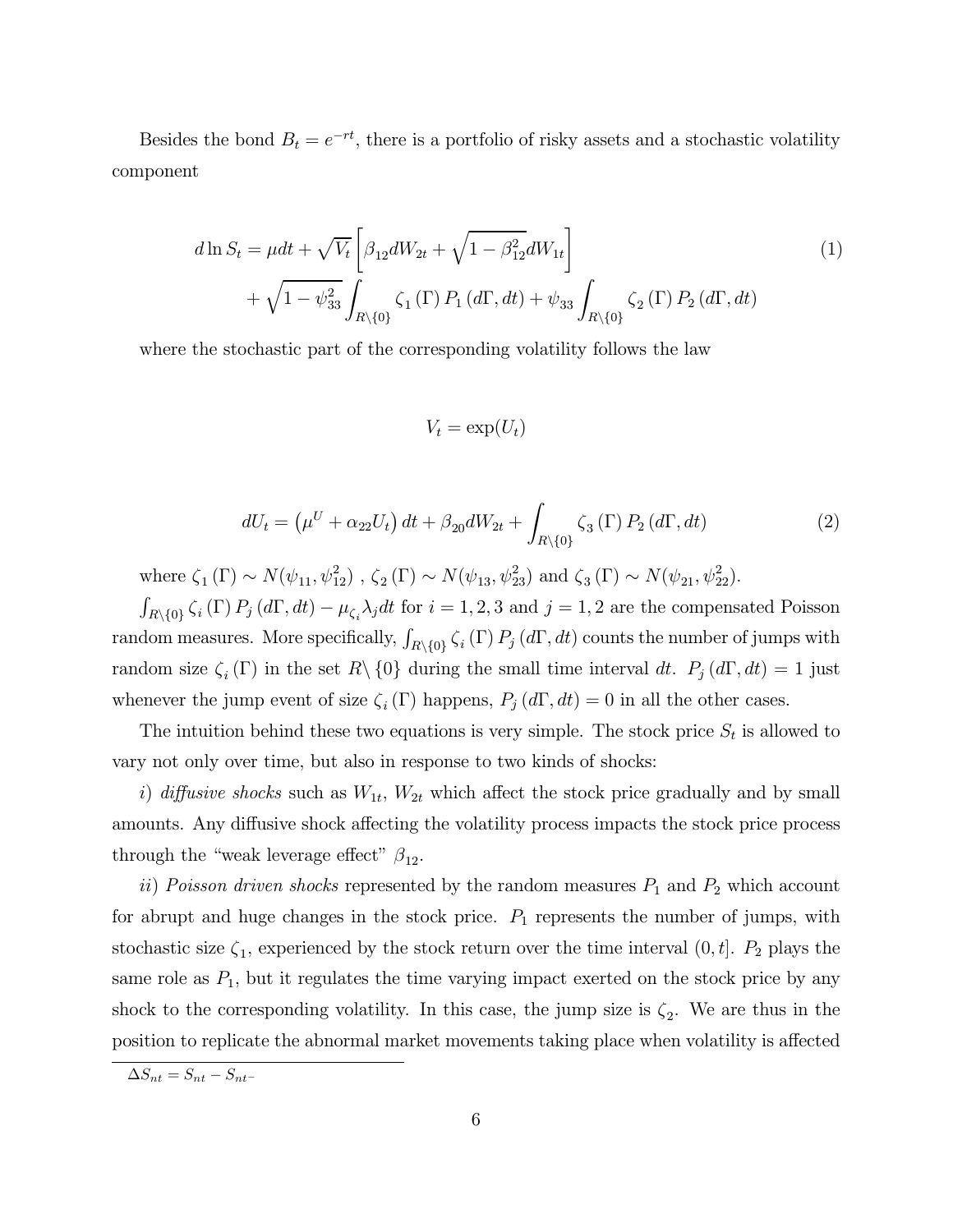Besides the bond $B_t = e^{-rt}$, there is a portfolio of risky assets and a stochastic volatility component

$$
\begin{aligned}
d\ln S_t = {} & \mu dt + \sqrt{V_t}\left[\beta_{12} dW_{2t} + \sqrt{1-\beta_{12}^2} dW_{1t}\right] \\
& + \sqrt{1-\psi_{33}^2}\int_{R\backslash\{0\}} \zeta_1(\Gamma) P_1(d\Gamma, dt) + \psi_{33}\int_{R\backslash\{0\}} \zeta_2(\Gamma) P_2(d\Gamma, dt)
\end{aligned}
\tag{1}
$$

where the stochastic part of the corresponding volatility follows the law

$$
V_t = \exp(U_t)
$$

$$
dU_t = \left(\mu^U + \alpha_{22} U_t\right) dt + \beta_{20} dW_{2t} + \int_{R\backslash\{0\}} \zeta_3(\Gamma) P_2(d\Gamma, dt) \tag{2}
$$

where $\zeta_1(\Gamma) \sim N(\psi_{11}, \psi_{12}^2)$ , $\zeta_2(\Gamma) \sim N(\psi_{13}, \psi_{23}^2)$ and $\zeta_3(\Gamma) \sim N(\psi_{21}, \psi_{22}^2)$.

$\int_{R\backslash\{0\}} \zeta_i(\Gamma) P_j(d\Gamma, dt) - \mu_{\zeta_i}\lambda_j dt$ for $i = 1, 2, 3$ and $j = 1, 2$ are the compensated Poisson random measures. More specifically, $\int_{R\backslash\{0\}} \zeta_i(\Gamma) P_j(d\Gamma, dt)$ counts the number of jumps with random size $\zeta_i(\Gamma)$ in the set $R\backslash\{0\}$ during the small time interval $dt$. $P_j(d\Gamma, dt) = 1$ just whenever the jump event of size $\zeta_i(\Gamma)$ happens, $P_j(d\Gamma, dt) = 0$ in all the other cases.

The intuition behind these two equations is very simple. The stock price $S_t$ is allowed to vary not only over time, but also in response to two kinds of shocks:

*i) diffusive shocks* such as $W_{1t}$, $W_{2t}$ which affect the stock price gradually and by small amounts. Any diffusive shock affecting the volatility process impacts the stock price process through the "weak leverage effect" $\beta_{12}$.

*ii) Poisson driven shocks* represented by the random measures $P_1$ and $P_2$ which account for abrupt and huge changes in the stock price. $P_1$ represents the number of jumps, with stochastic size $\zeta_1$, experienced by the stock return over the time interval $(0, t]$. $P_2$ plays the same role as $P_1$, but it regulates the time varying impact exerted on the stock price by any shock to the corresponding volatility. In this case, the jump size is $\zeta_2$. We are thus in the position to replicate the abnormal market movements taking place when volatility is affected

$\Delta S_{nt} = S_{nt} - S_{nt^-}$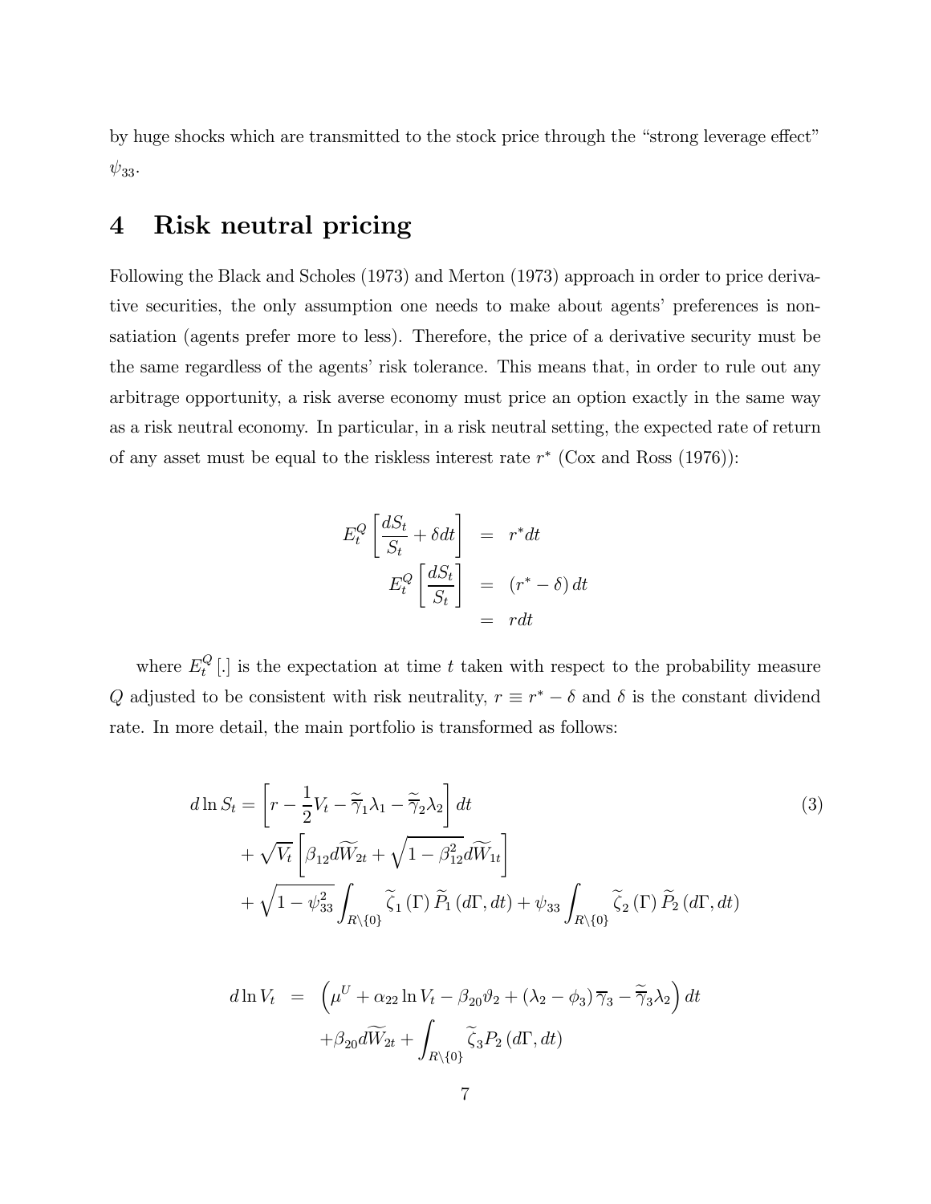by huge shocks which are transmitted to the stock price through the "strong leverage effect" $\psi_{33}$.

# 4 Risk neutral pricing

Following the Black and Scholes (1973) and Merton (1973) approach in order to price derivative securities, the only assumption one needs to make about agents' preferences is non-satiation (agents prefer more to less). Therefore, the price of a derivative security must be the same regardless of the agents' risk tolerance. This means that, in order to rule out any arbitrage opportunity, a risk averse economy must price an option exactly in the same way as a risk neutral economy. In particular, in a risk neutral setting, the expected rate of return of any asset must be equal to the riskless interest rate $r^*$ (Cox and Ross (1976)):

$$
\begin{aligned}
E_t^Q\left[\frac{dS_t}{S_t}+\delta dt\right] &= r^* dt \\
E_t^Q\left[\frac{dS_t}{S_t}\right] &= \left(r^*-\delta\right) dt \\
&= r dt
\end{aligned}
$$

where $E_t^Q[.]$ is the expectation at time $t$ taken with respect to the probability measure $Q$ adjusted to be consistent with risk neutrality, $r \equiv r^* - \delta$ and $\delta$ is the constant dividend rate. In more detail, the main portfolio is transformed as follows:

$$
\begin{aligned}
d\ln S_t = & \left[r - \frac{1}{2}V_t - \tilde{\overline{\gamma}}_1\lambda_1 - \tilde{\overline{\gamma}}_2\lambda_2\right] dt \\
& + \sqrt{V_t}\left[\beta_{12} d\widetilde{W}_{2t} + \sqrt{1-\beta_{12}^2}\, d\widetilde{W}_{1t}\right] \\
& + \sqrt{1-\psi_{33}^2}\int_{R\backslash\{0\}} \widetilde{\zeta}_1(\Gamma)\,\widetilde{P}_1(d\Gamma, dt) + \psi_{33}\int_{R\backslash\{0\}} \widetilde{\zeta}_2(\Gamma)\,\widetilde{P}_2(d\Gamma, dt)
\end{aligned}
\tag{3}
$$

$$
\begin{aligned}
d\ln V_t &= \left(\mu^U + \alpha_{22}\ln V_t - \beta_{20}\vartheta_2 + (\lambda_2 - \phi_3)\,\overline{\gamma}_3 - \tilde{\overline{\gamma}}_3\lambda_2\right) dt \\
&\quad + \beta_{20} d\widetilde{W}_{2t} + \int_{R\backslash\{0\}} \widetilde{\zeta}_3 P_2(d\Gamma, dt)
\end{aligned}
$$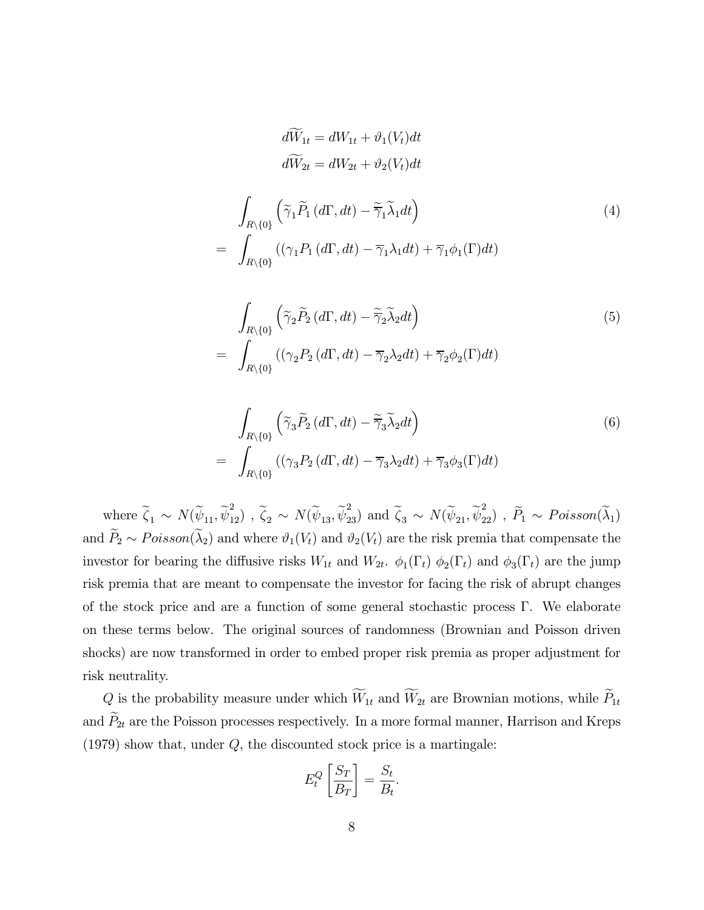$$d\widetilde{W}_{1t} = dW_{1t} + \vartheta_1(V_t)dt$$
$$d\widetilde{W}_{2t} = dW_{2t} + \vartheta_2(V_t)dt$$

$$\begin{aligned}
&\int_{R\setminus\{0\}} \left(\widetilde{\gamma}_1 \widetilde{P}_1 \left(d\Gamma, dt\right) - \widetilde{\overline{\gamma}}_1 \widetilde{\lambda}_1 dt\right) \\
= \; &\int_{R\setminus\{0\}} \left(\left(\gamma_1 P_1 \left(d\Gamma, dt\right) - \overline{\gamma}_1 \lambda_1 dt\right) + \overline{\gamma}_1 \phi_1(\Gamma) dt\right)
\end{aligned} \tag{4}$$

$$\begin{aligned}
&\int_{R\setminus\{0\}} \left(\widetilde{\gamma}_2 \widetilde{P}_2 \left(d\Gamma, dt\right) - \widetilde{\overline{\gamma}}_2 \widetilde{\lambda}_2 dt\right) \\
= \; &\int_{R\setminus\{0\}} \left(\left(\gamma_2 P_2 \left(d\Gamma, dt\right) - \overline{\gamma}_2 \lambda_2 dt\right) + \overline{\gamma}_2 \phi_2(\Gamma) dt\right)
\end{aligned} \tag{5}$$

$$\begin{aligned}
&\int_{R\setminus\{0\}} \left(\widetilde{\gamma}_3 \widetilde{P}_2 \left(d\Gamma, dt\right) - \widetilde{\overline{\gamma}}_3 \widetilde{\lambda}_2 dt\right) \\
= \; &\int_{R\setminus\{0\}} \left(\left(\gamma_3 P_2 \left(d\Gamma, dt\right) - \overline{\gamma}_3 \lambda_2 dt\right) + \overline{\gamma}_3 \phi_3(\Gamma) dt\right)
\end{aligned} \tag{6}$$

where $\widetilde{\zeta}_1 \sim N(\widetilde{\psi}_{11}, \widetilde{\psi}_{12}^2)$ , $\widetilde{\zeta}_2 \sim N(\widetilde{\psi}_{13}, \widetilde{\psi}_{23}^2)$ and $\widetilde{\zeta}_3 \sim N(\widetilde{\psi}_{21}, \widetilde{\psi}_{22}^2)$ , $\widetilde{P}_1 \sim Poisson(\widetilde{\lambda}_1)$ and $\widetilde{P}_2 \sim Poisson(\widetilde{\lambda}_2)$ and where $\vartheta_1(V_t)$ and $\vartheta_2(V_t)$ are the risk premia that compensate the investor for bearing the diffusive risks $W_{1t}$ and $W_{2t}$. $\phi_1(\Gamma_t)$ $\phi_2(\Gamma_t)$ and $\phi_3(\Gamma_t)$ are the jump risk premia that are meant to compensate the investor for facing the risk of abrupt changes of the stock price and are a function of some general stochastic process $\Gamma$. We elaborate on these terms below. The original sources of randomness (Brownian and Poisson driven shocks) are now transformed in order to embed proper risk premia as proper adjustment for risk neutrality.

$Q$ is the probability measure under which $\widetilde{W}_{1t}$ and $\widetilde{W}_{2t}$ are Brownian motions, while $\widetilde{P}_{1t}$ and $\widetilde{P}_{2t}$ are the Poisson processes respectively. In a more formal manner, Harrison and Kreps (1979) show that, under $Q$, the discounted stock price is a martingale:

$$E_t^Q \left[\frac{S_T}{B_T}\right] = \frac{S_t}{B_t}.$$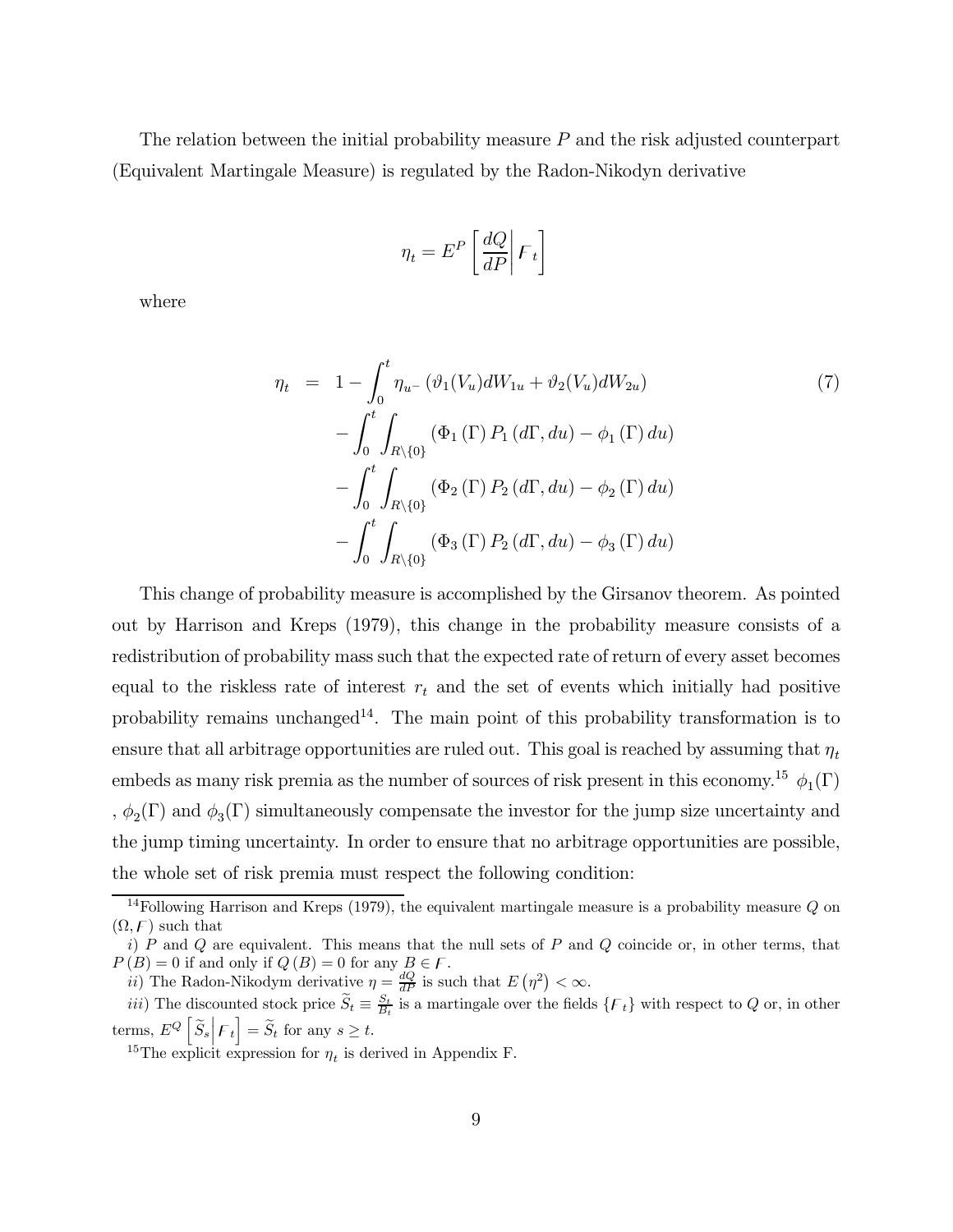The relation between the initial probability measure $P$ and the risk adjusted counterpart (Equivalent Martingale Measure) is regulated by the Radon-Nikodyn derivative

$$\eta_t = E^P \left[ \frac{dQ}{dP} \middle| \digamma_t \right]$$

where

$$\begin{aligned} \eta_t &= 1 - \int_0^t \eta_{u^-} \left( \vartheta_1(V_u) dW_{1u} + \vartheta_2(V_u) dW_{2u} \right) \\ &\quad - \int_0^t \int_{R\setminus\{0\}} \left( \Phi_1(\Gamma) P_1(d\Gamma, du) - \phi_1(\Gamma) du \right) \\ &\quad - \int_0^t \int_{R\setminus\{0\}} \left( \Phi_2(\Gamma) P_2(d\Gamma, du) - \phi_2(\Gamma) du \right) \\ &\quad - \int_0^t \int_{R\setminus\{0\}} \left( \Phi_3(\Gamma) P_2(d\Gamma, du) - \phi_3(\Gamma) du \right) \end{aligned} \tag{7}$$

This change of probability measure is accomplished by the Girsanov theorem. As pointed out by Harrison and Kreps (1979), this change in the probability measure consists of a redistribution of probability mass such that the expected rate of return of every asset becomes equal to the riskless rate of interest $r_t$ and the set of events which initially had positive probability remains unchanged[14]. The main point of this probability transformation is to ensure that all arbitrage opportunities are ruled out. This goal is reached by assuming that $\eta_t$ embeds as many risk premia as the number of sources of risk present in this economy.[15] $\phi_1(\Gamma)$ , $\phi_2(\Gamma)$ and $\phi_3(\Gamma)$ simultaneously compensate the investor for the jump size uncertainty and the jump timing uncertainty. In order to ensure that no arbitrage opportunities are possible, the whole set of risk premia must respect the following condition:

[14] Following Harrison and Kreps (1979), the equivalent martingale measure is a probability measure $Q$ on $(\Omega, \digamma)$ such that

$i)$ $P$ and $Q$ are equivalent. This means that the null sets of $P$ and $Q$ coincide or, in other terms, that $P(B) = 0$ if and only if $Q(B) = 0$ for any $B \in \digamma$.

$ii)$ The Radon-Nikodym derivative $\eta = \frac{dQ}{dP}$ is such that $E(\eta^2) < \infty$.

$iii)$ The discounted stock price $\widetilde{S}_t \equiv \frac{S_t}{B_t}$ is a martingale over the fields $\{\digamma_t\}$ with respect to $Q$ or, in other terms, $E^Q \left[ \widetilde{S}_s \middle| \digamma_t \right] = \widetilde{S}_t$ for any $s \geq t$.

[15] The explicit expression for $\eta_t$ is derived in Appendix F.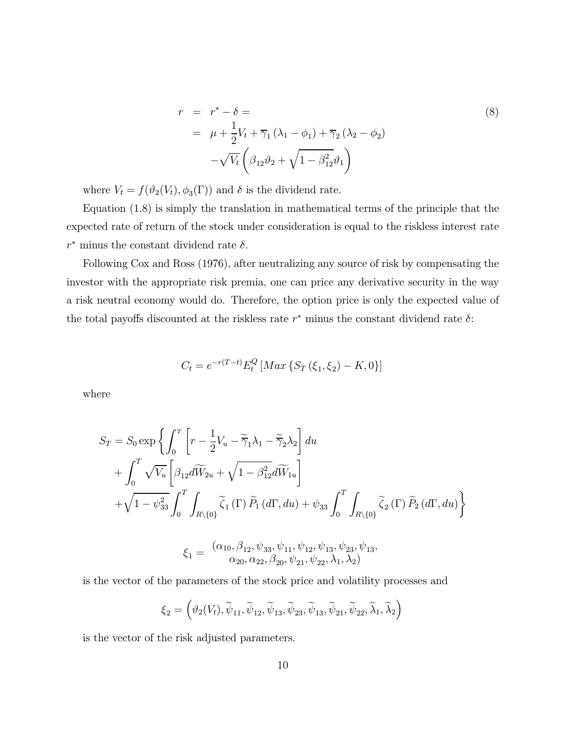$$
\begin{aligned}
r &= r^* - \delta = \\
&= \mu + \frac{1}{2}V_t + \overline{\gamma}_1 (\lambda_1 - \phi_1) + \overline{\gamma}_2 (\lambda_2 - \phi_2) \\
&\quad - \sqrt{V_t}\left(\beta_{12}\vartheta_2 + \sqrt{1-\beta_{12}^2}\vartheta_1\right)
\end{aligned} \tag{8}
$$

where $V_t = f(\vartheta_2(V_t), \phi_3(\Gamma))$ and $\delta$ is the dividend rate.

Equation (1.8) is simply the translation in mathematical terms of the principle that the expected rate of return of the stock under consideration is equal to the riskless interest rate $r^*$ minus the constant dividend rate $\delta$.

Following Cox and Ross (1976), after neutralizing any source of risk by compensating the investor with the appropriate risk premia, one can price any derivative security in the way a risk neutral economy would do. Therefore, the option price is only the expected value of the total payoffs discounted at the riskless rate $r^*$ minus the constant dividend rate $\delta$:

$$
C_t = e^{-r(T-t)} E_t^Q \left[ Max \left\{ S_T(\xi_1, \xi_2) - K, 0 \right\} \right]
$$

where

$$
\begin{aligned}
S_T &= S_0 \exp\left\{ \int_0^T \left[ r - \frac{1}{2}V_u - \widetilde{\overline{\gamma}}_1\lambda_1 - \widetilde{\overline{\gamma}}_2\lambda_2 \right] du \right. \\
&\quad + \int_0^T \sqrt{V_u}\left[\beta_{12} d\widetilde{W}_{2u} + \sqrt{1-\beta_{12}^2} d\widetilde{W}_{1u}\right] \\
&\quad \left. + \sqrt{1-\psi_{33}^2}\int_0^T \int_{R\setminus\{0\}} \widetilde{\zeta}_1(\Gamma)\widetilde{P}_1(d\Gamma, du) + \psi_{33}\int_0^T \int_{R\setminus\{0\}} \widetilde{\zeta}_2(\Gamma)\widetilde{P}_2(d\Gamma, du) \right\}
\end{aligned}
$$

$$
\xi_1 = \begin{array}{c} (\alpha_{10}, \beta_{12}, \psi_{33}, \psi_{11}, \psi_{12}, \psi_{13}, \psi_{23}, \psi_{13}, \\ \alpha_{20}, \alpha_{22}, \beta_{20}, \psi_{21}, \psi_{22}, \lambda_1, \lambda_2) \end{array}
$$

is the vector of the parameters of the stock price and volatility processes and

$$
\xi_2 = \left(\vartheta_2(V_t), \widetilde{\psi}_{11}, \widetilde{\psi}_{12}, \widetilde{\psi}_{13}, \widetilde{\psi}_{23}, \widetilde{\psi}_{13}, \widetilde{\psi}_{21}, \widetilde{\psi}_{22}, \widetilde{\lambda}_1, \widetilde{\lambda}_2\right)
$$

is the vector of the risk adjusted parameters.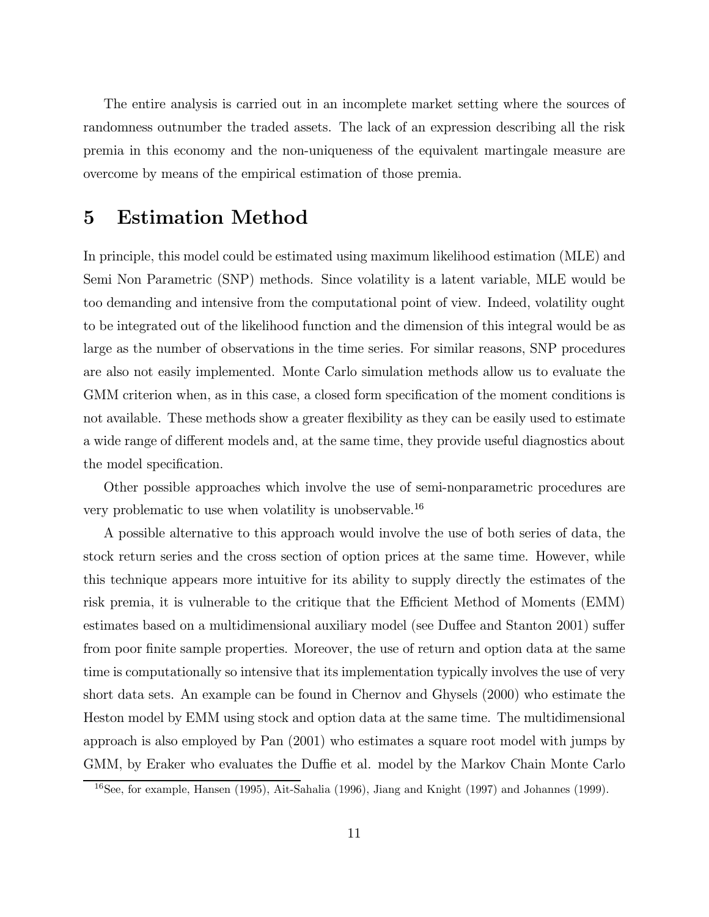The entire analysis is carried out in an incomplete market setting where the sources of randomness outnumber the traded assets. The lack of an expression describing all the risk premia in this economy and the non-uniqueness of the equivalent martingale measure are overcome by means of the empirical estimation of those premia.

# 5 Estimation Method

In principle, this model could be estimated using maximum likelihood estimation (MLE) and Semi Non Parametric (SNP) methods. Since volatility is a latent variable, MLE would be too demanding and intensive from the computational point of view. Indeed, volatility ought to be integrated out of the likelihood function and the dimension of this integral would be as large as the number of observations in the time series. For similar reasons, SNP procedures are also not easily implemented. Monte Carlo simulation methods allow us to evaluate the GMM criterion when, as in this case, a closed form specification of the moment conditions is not available. These methods show a greater flexibility as they can be easily used to estimate a wide range of different models and, at the same time, they provide useful diagnostics about the model specification.

Other possible approaches which involve the use of semi-nonparametric procedures are very problematic to use when volatility is unobservable.[16]

A possible alternative to this approach would involve the use of both series of data, the stock return series and the cross section of option prices at the same time. However, while this technique appears more intuitive for its ability to supply directly the estimates of the risk premia, it is vulnerable to the critique that the Efficient Method of Moments (EMM) estimates based on a multidimensional auxiliary model (see Duffee and Stanton 2001) suffer from poor finite sample properties. Moreover, the use of return and option data at the same time is computationally so intensive that its implementation typically involves the use of very short data sets. An example can be found in Chernov and Ghysels (2000) who estimate the Heston model by EMM using stock and option data at the same time. The multidimensional approach is also employed by Pan (2001) who estimates a square root model with jumps by GMM, by Eraker who evaluates the Duffie et al. model by the Markov Chain Monte Carlo

[16] See, for example, Hansen (1995), Ait-Sahalia (1996), Jiang and Knight (1997) and Johannes (1999).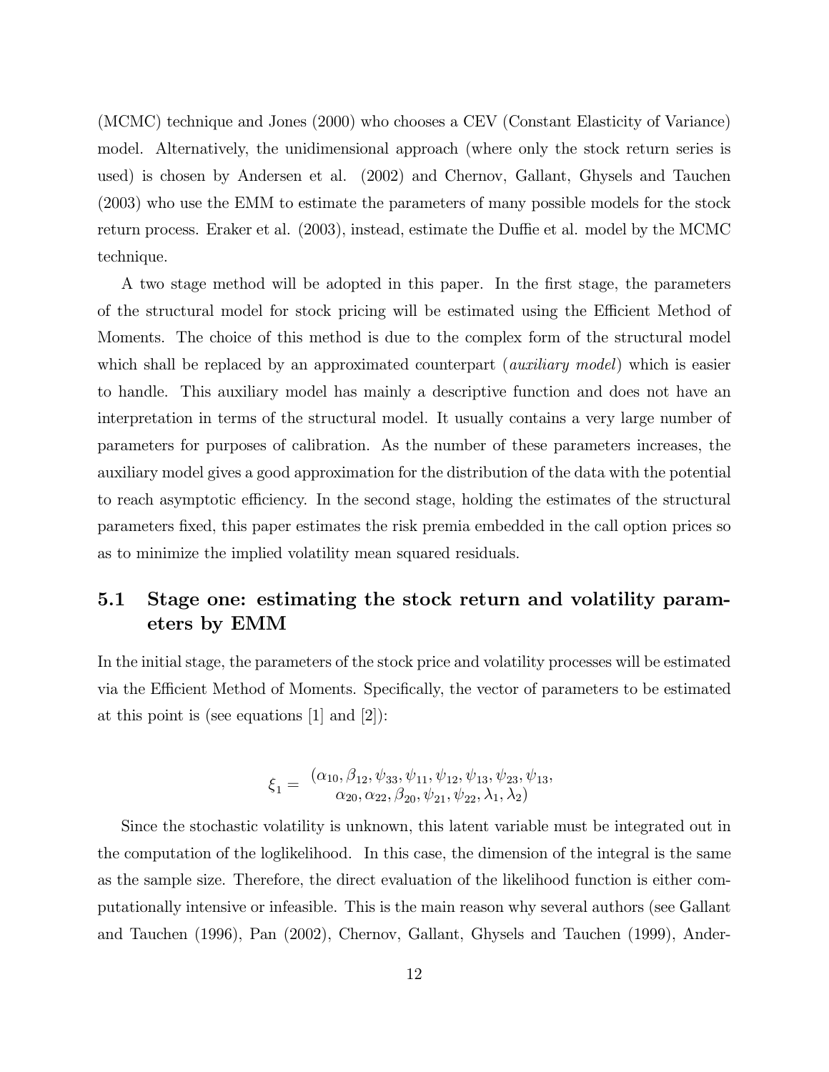(MCMC) technique and Jones (2000) who chooses a CEV (Constant Elasticity of Variance) model. Alternatively, the unidimensional approach (where only the stock return series is used) is chosen by Andersen et al. (2002) and Chernov, Gallant, Ghysels and Tauchen (2003) who use the EMM to estimate the parameters of many possible models for the stock return process. Eraker et al. (2003), instead, estimate the Duffie et al. model by the MCMC technique.

A two stage method will be adopted in this paper. In the first stage, the parameters of the structural model for stock pricing will be estimated using the Efficient Method of Moments. The choice of this method is due to the complex form of the structural model which shall be replaced by an approximated counterpart (*auxiliary model*) which is easier to handle. This auxiliary model has mainly a descriptive function and does not have an interpretation in terms of the structural model. It usually contains a very large number of parameters for purposes of calibration. As the number of these parameters increases, the auxiliary model gives a good approximation for the distribution of the data with the potential to reach asymptotic efficiency. In the second stage, holding the estimates of the structural parameters fixed, this paper estimates the risk premia embedded in the call option prices so as to minimize the implied volatility mean squared residuals.

## 5.1 Stage one: estimating the stock return and volatility parameters by EMM

In the initial stage, the parameters of the stock price and volatility processes will be estimated via the Efficient Method of Moments. Specifically, the vector of parameters to be estimated at this point is (see equations [1] and [2]):

$$\xi_1 = \begin{array}{c} (\alpha_{10}, \beta_{12}, \psi_{33}, \psi_{11}, \psi_{12}, \psi_{13}, \psi_{23}, \psi_{13}, \\ \alpha_{20}, \alpha_{22}, \beta_{20}, \psi_{21}, \psi_{22}, \lambda_1, \lambda_2) \end{array}$$

Since the stochastic volatility is unknown, this latent variable must be integrated out in the computation of the loglikelihood. In this case, the dimension of the integral is the same as the sample size. Therefore, the direct evaluation of the likelihood function is either computationally intensive or infeasible. This is the main reason why several authors (see Gallant and Tauchen (1996), Pan (2002), Chernov, Gallant, Ghysels and Tauchen (1999), Ander-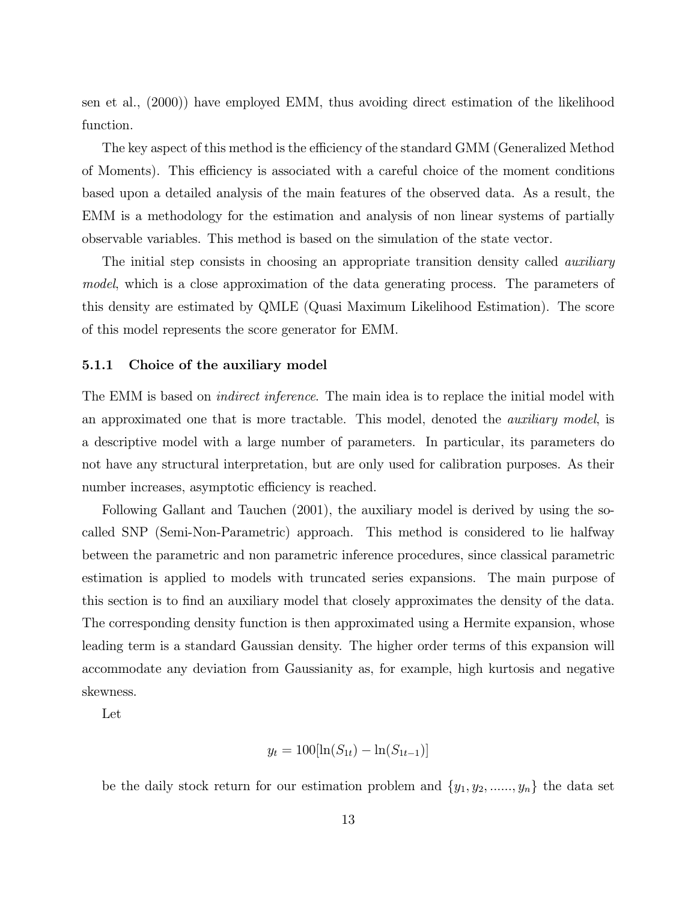sen et al., (2000)) have employed EMM, thus avoiding direct estimation of the likelihood function.

The key aspect of this method is the efficiency of the standard GMM (Generalized Method of Moments). This efficiency is associated with a careful choice of the moment conditions based upon a detailed analysis of the main features of the observed data. As a result, the EMM is a methodology for the estimation and analysis of non linear systems of partially observable variables. This method is based on the simulation of the state vector.

The initial step consists in choosing an appropriate transition density called *auxiliary model*, which is a close approximation of the data generating process. The parameters of this density are estimated by QMLE (Quasi Maximum Likelihood Estimation). The score of this model represents the score generator for EMM.

### 5.1.1 Choice of the auxiliary model

The EMM is based on *indirect inference*. The main idea is to replace the initial model with an approximated one that is more tractable. This model, denoted the *auxiliary model*, is a descriptive model with a large number of parameters. In particular, its parameters do not have any structural interpretation, but are only used for calibration purposes. As their number increases, asymptotic efficiency is reached.

Following Gallant and Tauchen (2001), the auxiliary model is derived by using the so-called SNP (Semi-Non-Parametric) approach. This method is considered to lie halfway between the parametric and non parametric inference procedures, since classical parametric estimation is applied to models with truncated series expansions. The main purpose of this section is to find an auxiliary model that closely approximates the density of the data. The corresponding density function is then approximated using a Hermite expansion, whose leading term is a standard Gaussian density. The higher order terms of this expansion will accommodate any deviation from Gaussianity as, for example, high kurtosis and negative skewness.

Let

$$y_t = 100[\ln(S_{1t}) - \ln(S_{1t-1})]$$

be the daily stock return for our estimation problem and $\{y_1, y_2, ......, y_n\}$ the data set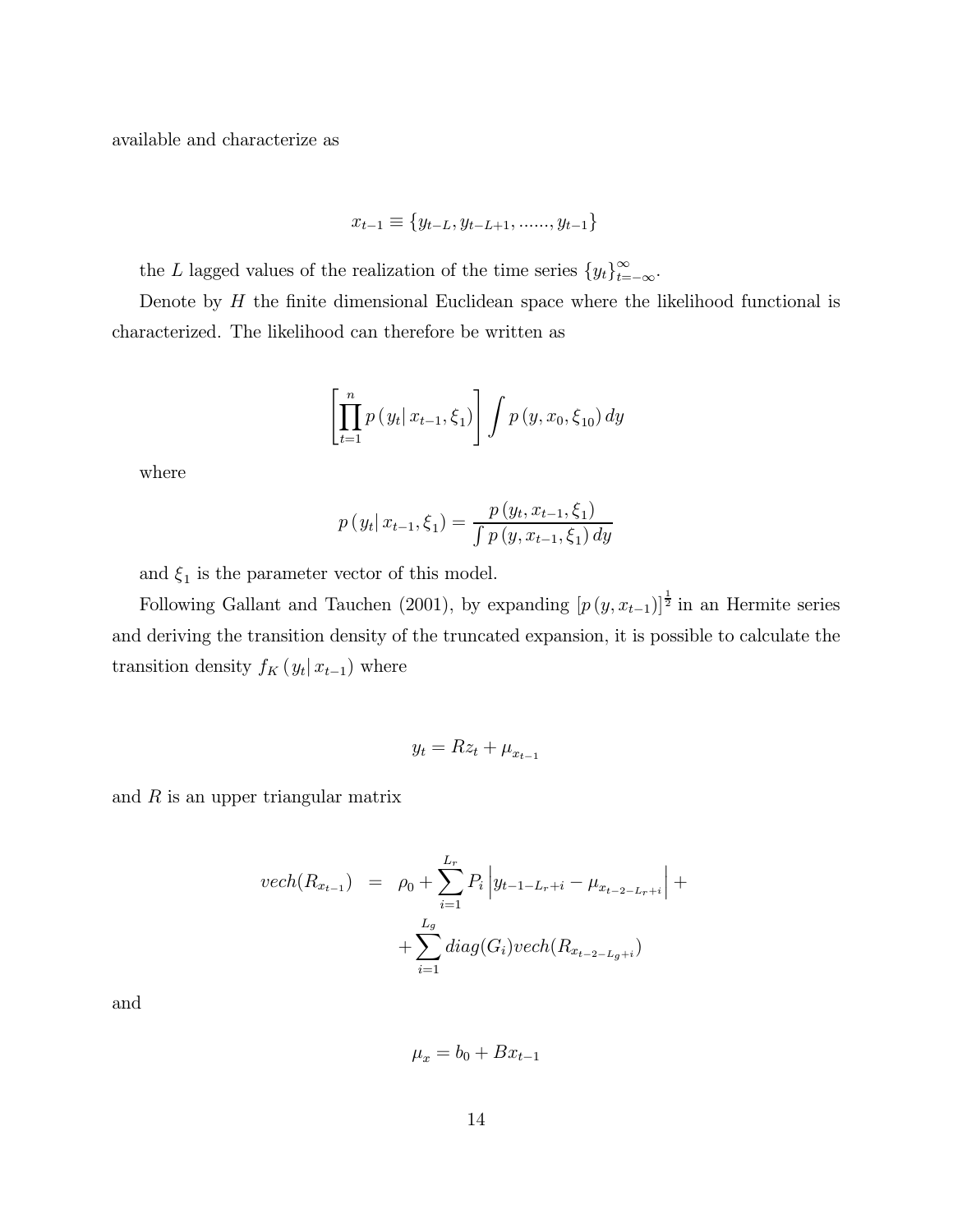available and characterize as

$$x_{t-1} \equiv \{y_{t-L}, y_{t-L+1}, ......, y_{t-1}\}$$

the $L$ lagged values of the realization of the time series $\{y_t\}_{t=-\infty}^{\infty}$.

Denote by $H$ the finite dimensional Euclidean space where the likelihood functional is characterized. The likelihood can therefore be written as

$$\left[\prod_{t=1}^{n} p\left(y_t | x_{t-1}, \xi_1\right)\right] \int p\left(y, x_0, \xi_{10}\right) dy$$

where

$$p\left(y_t | x_{t-1}, \xi_1\right) = \frac{p\left(y_t, x_{t-1}, \xi_1\right)}{\int p\left(y, x_{t-1}, \xi_1\right) dy}$$

and $\xi_1$ is the parameter vector of this model.

Following Gallant and Tauchen (2001), by expanding $\left[p\left(y, x_{t-1}\right)\right]^{\frac{1}{2}}$ in an Hermite series and deriving the transition density of the truncated expansion, it is possible to calculate the transition density $f_K\left(y_t | x_{t-1}\right)$ where

$$y_t = Rz_t + \mu_{x_{t-1}}$$

and $R$ is an upper triangular matrix

$$\begin{aligned} vech(R_{x_{t-1}}) &= \rho_0 + \sum_{i=1}^{L_r} P_i \left| y_{t-1-L_r+i} - \mu_{x_{t-2-L_r+i}} \right| + \\ &\quad + \sum_{i=1}^{L_g} diag(G_i) vech(R_{x_{t-2-L_g+i}}) \end{aligned}$$

and

$$\mu_x = b_0 + Bx_{t-1}$$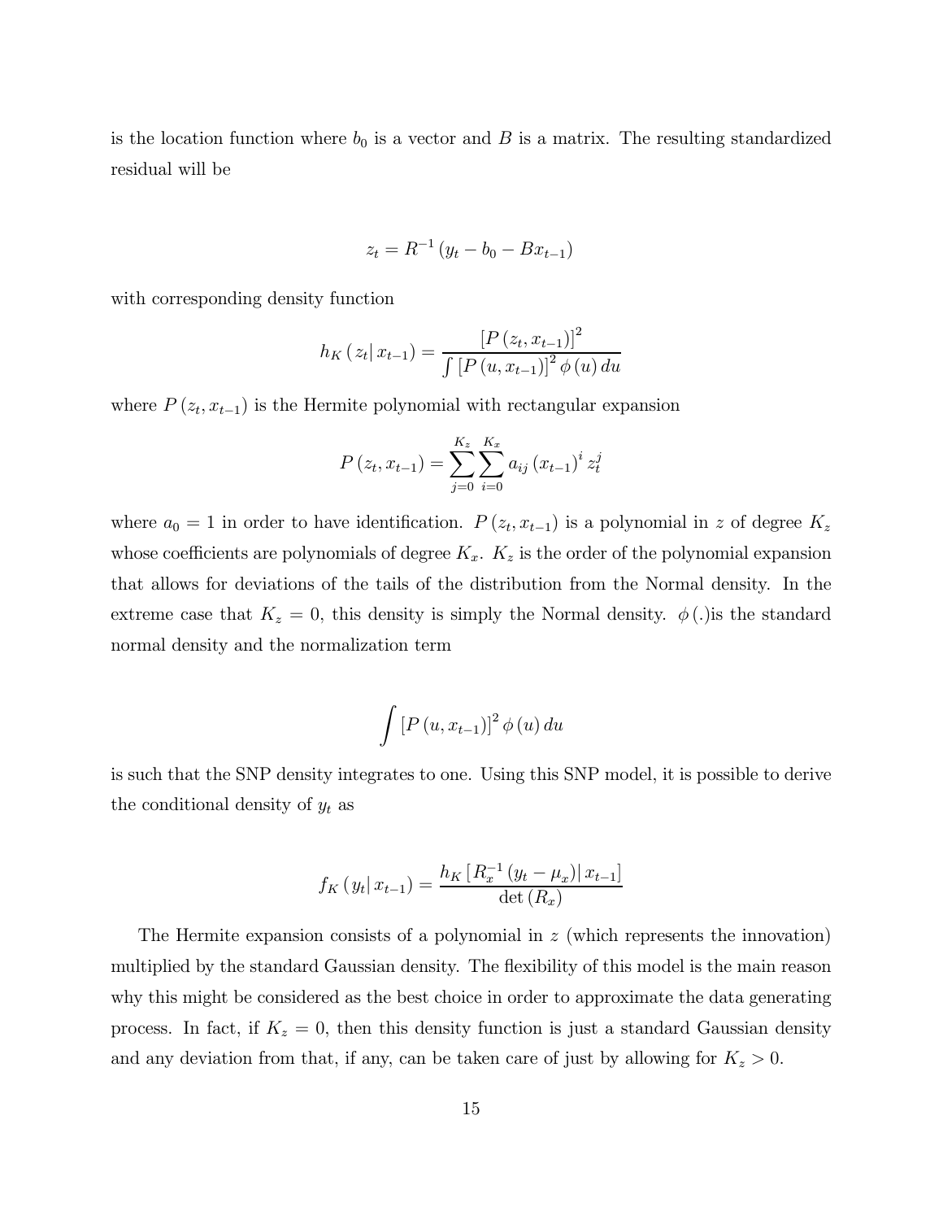is the location function where $b_0$ is a vector and $B$ is a matrix. The resulting standardized residual will be

$$z_t = R^{-1}\left(y_t - b_0 - Bx_{t-1}\right)$$

with corresponding density function

$$h_K\left(z_t | x_{t-1}\right) = \frac{\left[P\left(z_t, x_{t-1}\right)\right]^2}{\int \left[P\left(u, x_{t-1}\right)\right]^2 \phi\left(u\right) du}$$

where $P\left(z_t, x_{t-1}\right)$ is the Hermite polynomial with rectangular expansion

$$P\left(z_t, x_{t-1}\right) = \sum_{j=0}^{K_z} \sum_{i=0}^{K_x} a_{ij} \left(x_{t-1}\right)^i z_t^j$$

where $a_0 = 1$ in order to have identification. $P\left(z_t, x_{t-1}\right)$ is a polynomial in $z$ of degree $K_z$ whose coefficients are polynomials of degree $K_x$. $K_z$ is the order of the polynomial expansion that allows for deviations of the tails of the distribution from the Normal density. In the extreme case that $K_z = 0$, this density is simply the Normal density. $\phi\left(.\right)$is the standard normal density and the normalization term

$$\int \left[P\left(u, x_{t-1}\right)\right]^2 \phi\left(u\right) du$$

is such that the SNP density integrates to one. Using this SNP model, it is possible to derive the conditional density of $y_t$ as

$$f_K\left(y_t | x_{t-1}\right) = \frac{h_K\left[R_x^{-1}\left(y_t - \mu_x\right) | x_{t-1}\right]}{\det\left(R_x\right)}$$

The Hermite expansion consists of a polynomial in $z$ (which represents the innovation) multiplied by the standard Gaussian density. The flexibility of this model is the main reason why this might be considered as the best choice in order to approximate the data generating process. In fact, if $K_z = 0$, then this density function is just a standard Gaussian density and any deviation from that, if any, can be taken care of just by allowing for $K_z > 0$.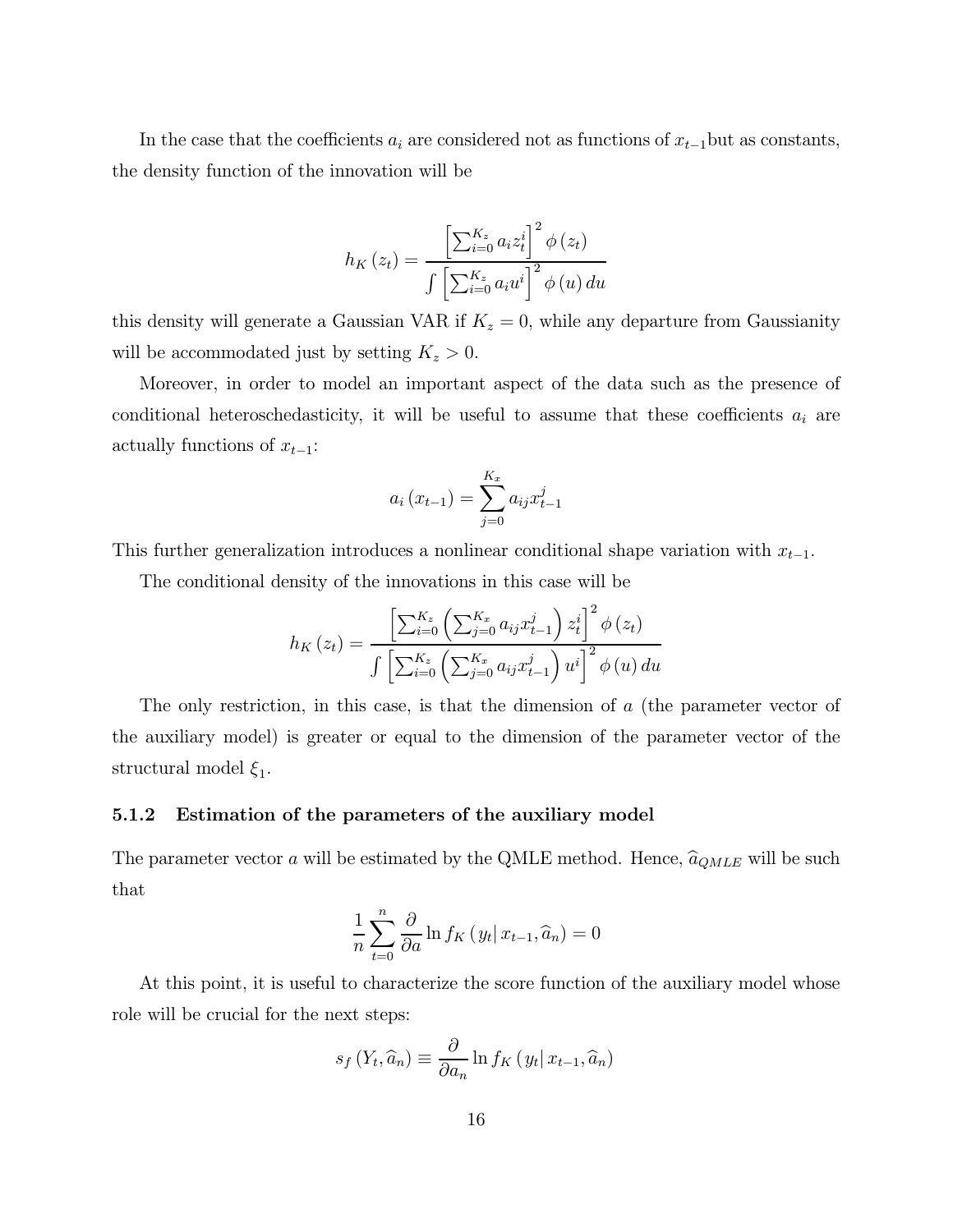In the case that the coefficients $a_i$ are considered not as functions of $x_{t-1}$but as constants, the density function of the innovation will be

$$h_K(z_t) = \frac{\left[\sum_{i=0}^{K_z} a_i z_t^i\right]^2 \phi(z_t)}{\int \left[\sum_{i=0}^{K_z} a_i u^i\right]^2 \phi(u)\, du}$$

this density will generate a Gaussian VAR if $K_z = 0$, while any departure from Gaussianity will be accommodated just by setting $K_z > 0$.

Moreover, in order to model an important aspect of the data such as the presence of conditional heteroschedasticity, it will be useful to assume that these coefficients $a_i$ are actually functions of $x_{t-1}$:

$$a_i(x_{t-1}) = \sum_{j=0}^{K_x} a_{ij} x_{t-1}^j$$

This further generalization introduces a nonlinear conditional shape variation with $x_{t-1}$.

The conditional density of the innovations in this case will be

$$h_K(z_t) = \frac{\left[\sum_{i=0}^{K_z} \left(\sum_{j=0}^{K_x} a_{ij} x_{t-1}^j\right) z_t^i\right]^2 \phi(z_t)}{\int \left[\sum_{i=0}^{K_z} \left(\sum_{j=0}^{K_x} a_{ij} x_{t-1}^j\right) u^i\right]^2 \phi(u)\, du}$$

The only restriction, in this case, is that the dimension of $a$ (the parameter vector of the auxiliary model) is greater or equal to the dimension of the parameter vector of the structural model $\xi_1$.

#### 5.1.2 Estimation of the parameters of the auxiliary model

The parameter vector $a$ will be estimated by the QMLE method. Hence, $\widehat{a}_{QMLE}$ will be such that

$$\frac{1}{n} \sum_{t=0}^{n} \frac{\partial}{\partial a} \ln f_K(y_t | x_{t-1}, \widehat{a}_n) = 0$$

At this point, it is useful to characterize the score function of the auxiliary model whose role will be crucial for the next steps:

$$s_f(Y_t, \widehat{a}_n) \equiv \frac{\partial}{\partial a_n} \ln f_K(y_t | x_{t-1}, \widehat{a}_n)$$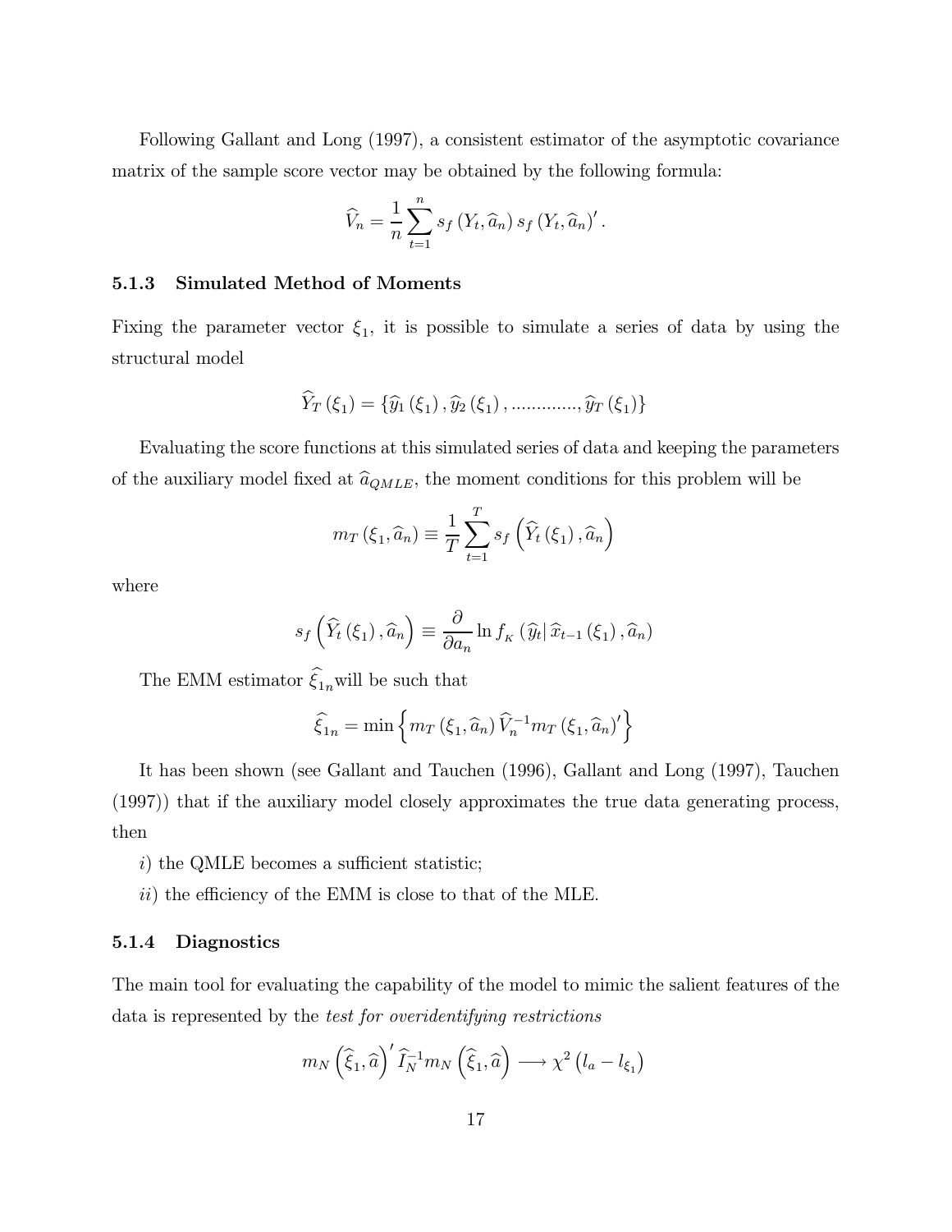Following Gallant and Long (1997), a consistent estimator of the asymptotic covariance matrix of the sample score vector may be obtained by the following formula:

$$\widehat{V}_n = \frac{1}{n} \sum_{t=1}^{n} s_f \left( Y_t, \widehat{a}_n \right) s_f \left( Y_t, \widehat{a}_n \right)'.$$

### 5.1.3 Simulated Method of Moments

Fixing the parameter vector $\xi_1$, it is possible to simulate a series of data by using the structural model

$$\widehat{Y}_T \left( \xi_1 \right) = \left\{ \widehat{y}_1 \left( \xi_1 \right), \widehat{y}_2 \left( \xi_1 \right), ............., \widehat{y}_T \left( \xi_1 \right) \right\}$$

Evaluating the score functions at this simulated series of data and keeping the parameters of the auxiliary model fixed at $\widehat{a}_{QMLE}$, the moment conditions for this problem will be

$$m_T \left( \xi_1, \widehat{a}_n \right) \equiv \frac{1}{T} \sum_{t=1}^{T} s_f \left( \widehat{Y}_t \left( \xi_1 \right), \widehat{a}_n \right)$$

where

$$s_f \left( \widehat{Y}_t \left( \xi_1 \right), \widehat{a}_n \right) \equiv \frac{\partial}{\partial a_n} \ln f_{K} \left( \widehat{y}_t \middle| \widehat{x}_{t-1} \left( \xi_1 \right), \widehat{a}_n \right)$$

The EMM estimator $\widehat{\xi}_{1n}$ will be such that

$$\widehat{\xi}_{1n} = \min \left\{ m_T \left( \xi_1, \widehat{a}_n \right) \widehat{V}_n^{-1} m_T \left( \xi_1, \widehat{a}_n \right)' \right\}$$

It has been shown (see Gallant and Tauchen (1996), Gallant and Long (1997), Tauchen (1997)) that if the auxiliary model closely approximates the true data generating process, then

*i*) the QMLE becomes a sufficient statistic;

*ii*) the efficiency of the EMM is close to that of the MLE.

### 5.1.4 Diagnostics

The main tool for evaluating the capability of the model to mimic the salient features of the data is represented by the *test for overidentifying restrictions*

$$m_N \left( \widehat{\xi}_1, \widehat{a} \right)' \widehat{I}_N^{-1} m_N \left( \widehat{\xi}_1, \widehat{a} \right) \longrightarrow \chi^2 \left( l_a - l_{\xi_1} \right)$$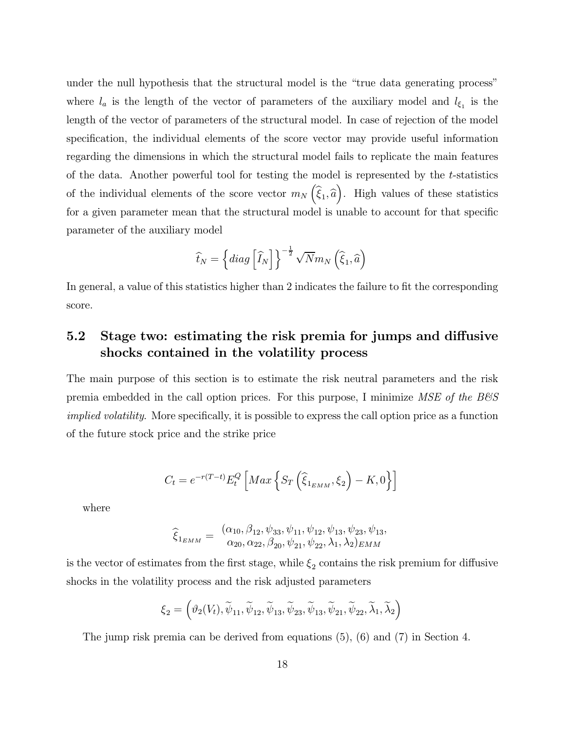under the null hypothesis that the structural model is the "true data generating process" where $l_a$ is the length of the vector of parameters of the auxiliary model and $l_{\xi_1}$ is the length of the vector of parameters of the structural model. In case of rejection of the model specification, the individual elements of the score vector may provide useful information regarding the dimensions in which the structural model fails to replicate the main features of the data. Another powerful tool for testing the model is represented by the $t$-statistics of the individual elements of the score vector $m_N\left(\widehat{\xi}_1, \widehat{a}\right)$. High values of these statistics for a given parameter mean that the structural model is unable to account for that specific parameter of the auxiliary model

$$\widehat{t}_N = \left\{diag\left[\widehat{I}_N\right]\right\}^{-\frac{1}{2}} \sqrt{N} m_N\left(\widehat{\xi}_1, \widehat{a}\right)$$

In general, a value of this statistics higher than 2 indicates the failure to fit the corresponding score.

## 5.2 Stage two: estimating the risk premia for jumps and diffusive shocks contained in the volatility process

The main purpose of this section is to estimate the risk neutral parameters and the risk premia embedded in the call option prices. For this purpose, I minimize *MSE of the B&S implied volatility*. More specifically, it is possible to express the call option price as a function of the future stock price and the strike price

$$C_t = e^{-r(T-t)} E_t^Q \left[Max\left\{S_T\left(\widehat{\xi}_{1_{EMM}}, \xi_2\right) - K, 0\right\}\right]$$

where

$$\widehat{\xi}_{1_{EMM}} = \begin{matrix} (\alpha_{10}, \beta_{12}, \psi_{33}, \psi_{11}, \psi_{12}, \psi_{13}, \psi_{23}, \psi_{13}, \\ \alpha_{20}, \alpha_{22}, \beta_{20}, \psi_{21}, \psi_{22}, \lambda_1, \lambda_2)_{EMM} \end{matrix}$$

is the vector of estimates from the first stage, while $\xi_2$ contains the risk premium for diffusive shocks in the volatility process and the risk adjusted parameters

$$\xi_2 = \left(\vartheta_2(V_t), \widetilde{\psi}_{11}, \widetilde{\psi}_{12}, \widetilde{\psi}_{13}, \widetilde{\psi}_{23}, \widetilde{\psi}_{13}, \widetilde{\psi}_{21}, \widetilde{\psi}_{22}, \widetilde{\lambda}_1, \widetilde{\lambda}_2\right)$$

The jump risk premia can be derived from equations (5), (6) and (7) in Section 4.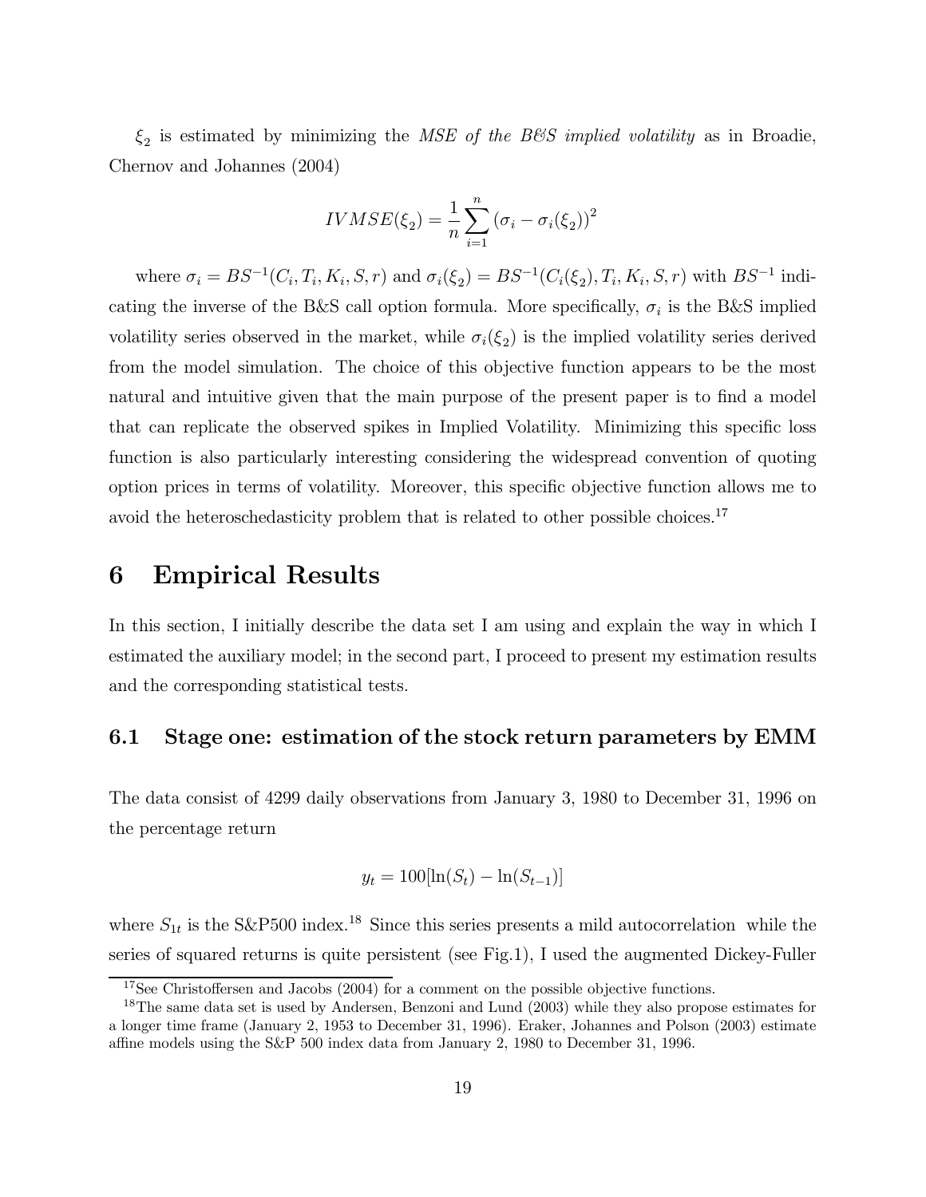$\xi_2$ is estimated by minimizing the *MSE of the B&S implied volatility* as in Broadie, Chernov and Johannes (2004)

$$IVMSE(\xi_2) = \frac{1}{n}\sum_{i=1}^{n}\left(\sigma_i - \sigma_i(\xi_2)\right)^2$$

where $\sigma_i = BS^{-1}(C_i, T_i, K_i, S, r)$ and $\sigma_i(\xi_2) = BS^{-1}(C_i(\xi_2), T_i, K_i, S, r)$ with $BS^{-1}$ indicating the inverse of the B&S call option formula. More specifically, $\sigma_i$ is the B&S implied volatility series observed in the market, while $\sigma_i(\xi_2)$ is the implied volatility series derived from the model simulation. The choice of this objective function appears to be the most natural and intuitive given that the main purpose of the present paper is to find a model that can replicate the observed spikes in Implied Volatility. Minimizing this specific loss function is also particularly interesting considering the widespread convention of quoting option prices in terms of volatility. Moreover, this specific objective function allows me to avoid the heteroschedasticity problem that is related to other possible choices.[17]

# 6 Empirical Results

In this section, I initially describe the data set I am using and explain the way in which I estimated the auxiliary model; in the second part, I proceed to present my estimation results and the corresponding statistical tests.

## 6.1 Stage one: estimation of the stock return parameters by EMM

The data consist of 4299 daily observations from January 3, 1980 to December 31, 1996 on the percentage return

$$y_t = 100[\ln(S_t) - \ln(S_{t-1})]$$

where $S_{1t}$ is the S&P500 index.[18] Since this series presents a mild autocorrelation while the series of squared returns is quite persistent (see Fig.1), I used the augmented Dickey-Fuller

[17] See Christoffersen and Jacobs (2004) for a comment on the possible objective functions.

[18] The same data set is used by Andersen, Benzoni and Lund (2003) while they also propose estimates for a longer time frame (January 2, 1953 to December 31, 1996). Eraker, Johannes and Polson (2003) estimate affine models using the S&P 500 index data from January 2, 1980 to December 31, 1996.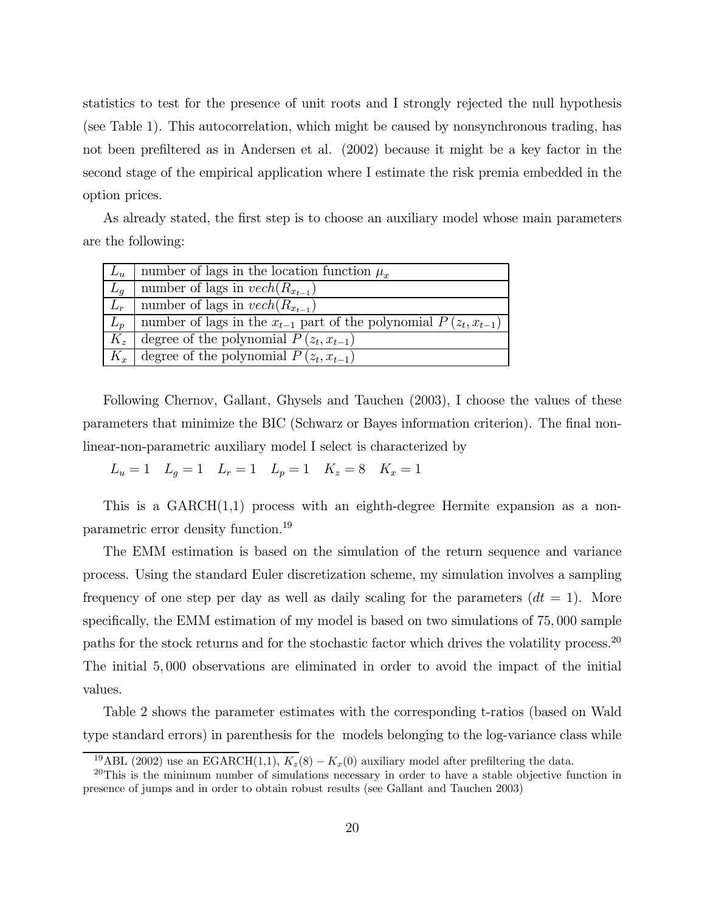statistics to test for the presence of unit roots and I strongly rejected the null hypothesis (see Table 1). This autocorrelation, which might be caused by nonsynchronous trading, has not been prefiltered as in Andersen et al. (2002) because it might be a key factor in the second stage of the empirical application where I estimate the risk premia embedded in the option prices.

As already stated, the first step is to choose an auxiliary model whose main parameters are the following:

| | |
|---|---|
| $L_u$ | number of lags in the location function $\mu_x$ |
| $L_g$ | number of lags in $vech(R_{x_{t-1}})$ |
| $L_r$ | number of lags in $vech(R_{x_{t-1}})$ |
| $L_p$ | number of lags in the $x_{t-1}$ part of the polynomial $P(z_t, x_{t-1})$ |
| $K_z$ | degree of the polynomial $P(z_t, x_{t-1})$ |
| $K_x$ | degree of the polynomial $P(z_t, x_{t-1})$ |

Following Chernov, Gallant, Ghysels and Tauchen (2003), I choose the values of these parameters that minimize the BIC (Schwarz or Bayes information criterion). The final non-linear-non-parametric auxiliary model I select is characterized by

$L_u = 1 \quad L_g = 1 \quad L_r = 1 \quad L_p = 1 \quad K_z = 8 \quad K_x = 1$

This is a GARCH(1,1) process with an eighth-degree Hermite expansion as a non-parametric error density function.[19]

The EMM estimation is based on the simulation of the return sequence and variance process. Using the standard Euler discretization scheme, my simulation involves a sampling frequency of one step per day as well as daily scaling for the parameters ($dt = 1$). More specifically, the EMM estimation of my model is based on two simulations of $75,000$ sample paths for the stock returns and for the stochastic factor which drives the volatility process.[20] The initial $5,000$ observations are eliminated in order to avoid the impact of the initial values.

Table 2 shows the parameter estimates with the corresponding t-ratios (based on Wald type standard errors) in parenthesis for the models belonging to the log-variance class while

[19]ABL (2002) use an EGARCH(1,1), $K_z(8) - K_x(0)$ auxiliary model after prefiltering the data.

[20]This is the minimum number of simulations necessary in order to have a stable objective function in presence of jumps and in order to obtain robust results (see Gallant and Tauchen 2003)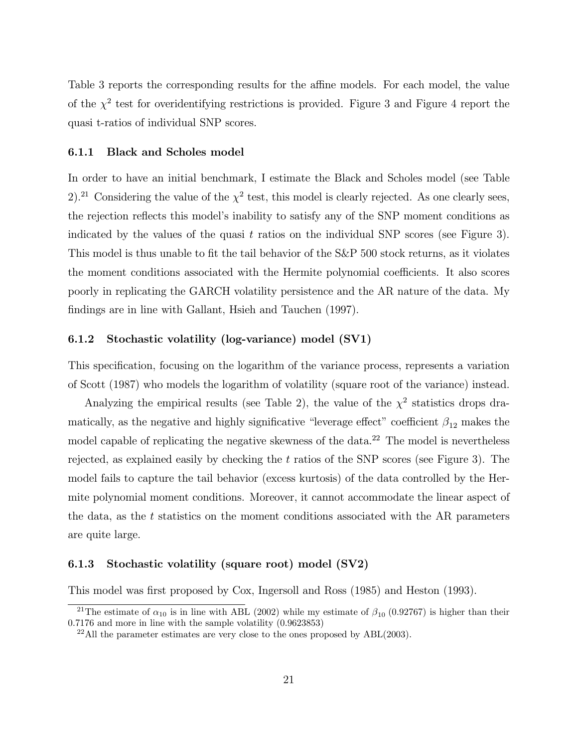Table 3 reports the corresponding results for the affine models. For each model, the value of the $\chi^2$ test for overidentifying restrictions is provided. Figure 3 and Figure 4 report the quasi t-ratios of individual SNP scores.

### 6.1.1 Black and Scholes model

In order to have an initial benchmark, I estimate the Black and Scholes model (see Table 2).[21] Considering the value of the $\chi^2$ test, this model is clearly rejected. As one clearly sees, the rejection reflects this model's inability to satisfy any of the SNP moment conditions as indicated by the values of the quasi $t$ ratios on the individual SNP scores (see Figure 3). This model is thus unable to fit the tail behavior of the S&P 500 stock returns, as it violates the moment conditions associated with the Hermite polynomial coefficients. It also scores poorly in replicating the GARCH volatility persistence and the AR nature of the data. My findings are in line with Gallant, Hsieh and Tauchen (1997).

### 6.1.2 Stochastic volatility (log-variance) model (SV1)

This specification, focusing on the logarithm of the variance process, represents a variation of Scott (1987) who models the logarithm of volatility (square root of the variance) instead.

Analyzing the empirical results (see Table 2), the value of the $\chi^2$ statistics drops dramatically, as the negative and highly significative "leverage effect" coefficient $\beta_{12}$ makes the model capable of replicating the negative skewness of the data.[22] The model is nevertheless rejected, as explained easily by checking the $t$ ratios of the SNP scores (see Figure 3). The model fails to capture the tail behavior (excess kurtosis) of the data controlled by the Hermite polynomial moment conditions. Moreover, it cannot accommodate the linear aspect of the data, as the $t$ statistics on the moment conditions associated with the AR parameters are quite large.

### 6.1.3 Stochastic volatility (square root) model (SV2)

This model was first proposed by Cox, Ingersoll and Ross (1985) and Heston (1993).

[21] The estimate of $\alpha_{10}$ is in line with ABL (2002) while my estimate of $\beta_{10}$ (0.92767) is higher than their 0.7176 and more in line with the sample volatility (0.9623853)

[22] All the parameter estimates are very close to the ones proposed by ABL(2003).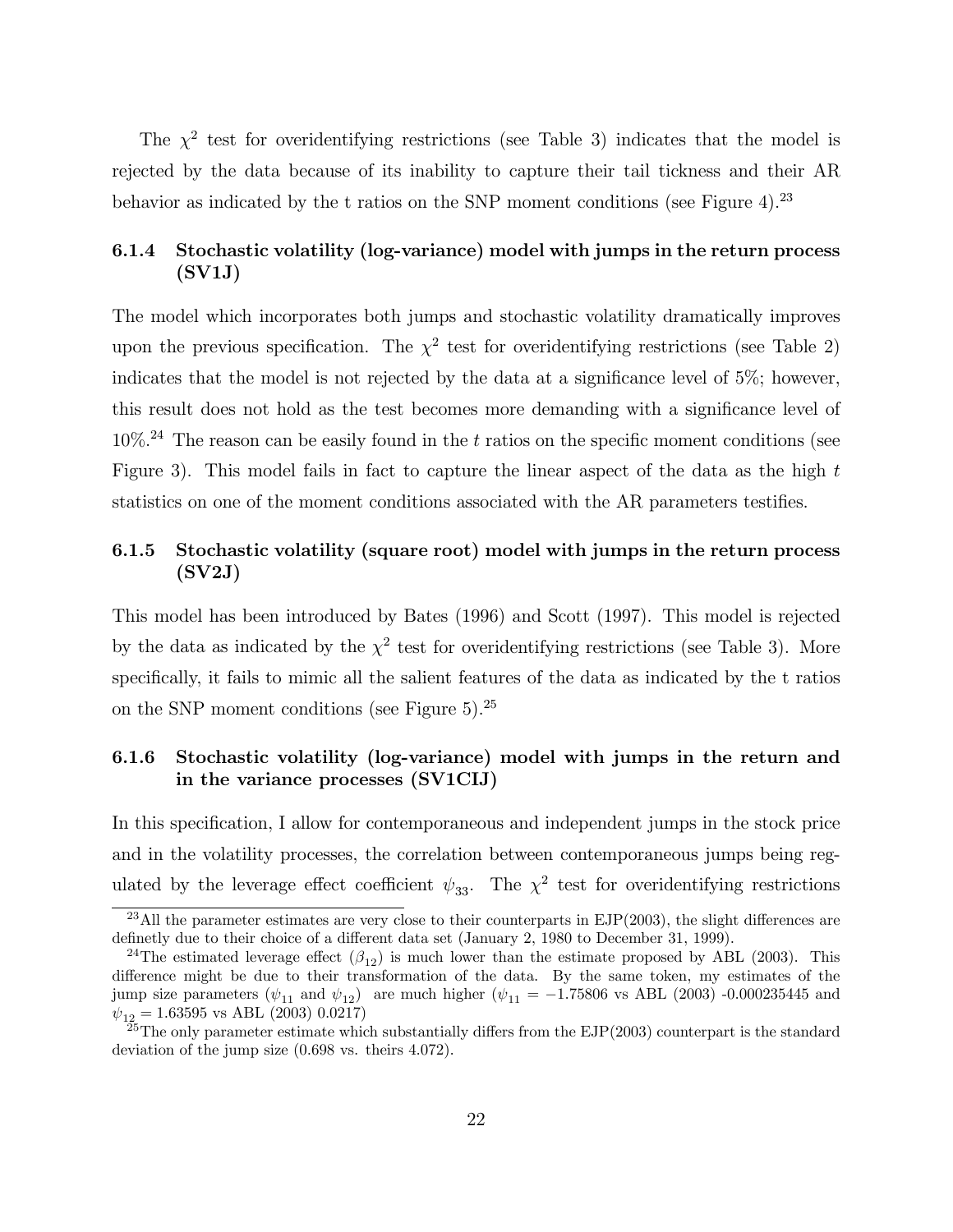The $\chi^2$ test for overidentifying restrictions (see Table 3) indicates that the model is rejected by the data because of its inability to capture their tail tickness and their AR behavior as indicated by the t ratios on the SNP moment conditions (see Figure 4).[23]

#### 6.1.4 Stochastic volatility (log-variance) model with jumps in the return process (SV1J)

The model which incorporates both jumps and stochastic volatility dramatically improves upon the previous specification. The $\chi^2$ test for overidentifying restrictions (see Table 2) indicates that the model is not rejected by the data at a significance level of 5%; however, this result does not hold as the test becomes more demanding with a significance level of 10%.[24] The reason can be easily found in the $t$ ratios on the specific moment conditions (see Figure 3). This model fails in fact to capture the linear aspect of the data as the high $t$ statistics on one of the moment conditions associated with the AR parameters testifies.

#### 6.1.5 Stochastic volatility (square root) model with jumps in the return process (SV2J)

This model has been introduced by Bates (1996) and Scott (1997). This model is rejected by the data as indicated by the $\chi^2$ test for overidentifying restrictions (see Table 3). More specifically, it fails to mimic all the salient features of the data as indicated by the t ratios on the SNP moment conditions (see Figure 5).[25]

#### 6.1.6 Stochastic volatility (log-variance) model with jumps in the return and in the variance processes (SV1CIJ)

In this specification, I allow for contemporaneous and independent jumps in the stock price and in the volatility processes, the correlation between contemporaneous jumps being regulated by the leverage effect coefficient $\psi_{33}$. The $\chi^2$ test for overidentifying restrictions

---

[23] All the parameter estimates are very close to their counterparts in EJP(2003), the slight differences are definetly due to their choice of a different data set (January 2, 1980 to December 31, 1999).

[24] The estimated leverage effect ($\beta_{12}$) is much lower than the estimate proposed by ABL (2003). This difference might be due to their transformation of the data. By the same token, my estimates of the jump size parameters ($\psi_{11}$ and $\psi_{12}$) are much higher ($\psi_{11} = -1.75806$ vs ABL (2003) -0.000235445 and $\psi_{12} = 1.63595$ vs ABL (2003) 0.0217)

[25] The only parameter estimate which substantially differs from the EJP(2003) counterpart is the standard deviation of the jump size (0.698 vs. theirs 4.072).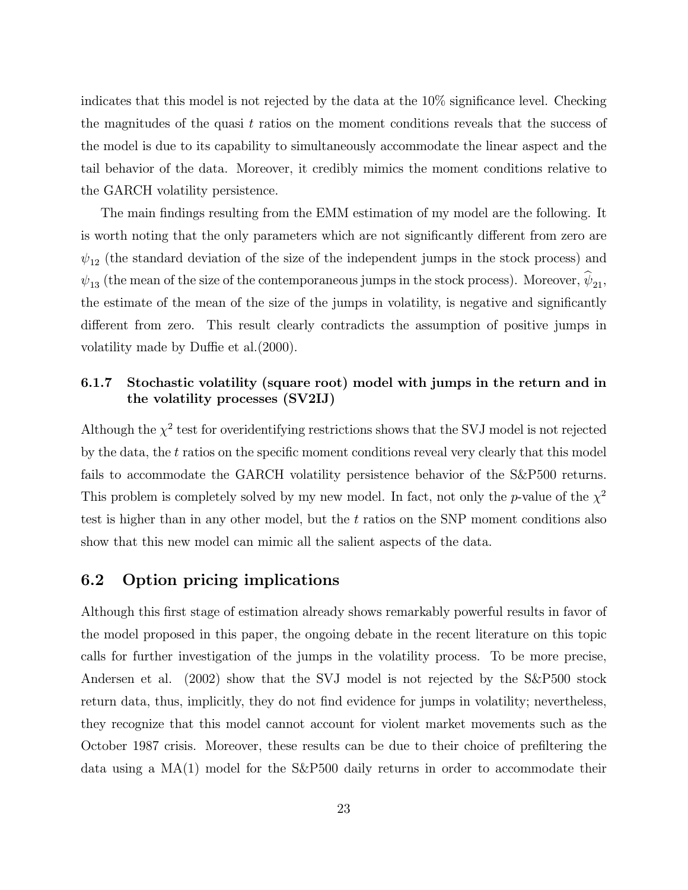indicates that this model is not rejected by the data at the 10% significance level. Checking the magnitudes of the quasi $t$ ratios on the moment conditions reveals that the success of the model is due to its capability to simultaneously accommodate the linear aspect and the tail behavior of the data. Moreover, it credibly mimics the moment conditions relative to the GARCH volatility persistence.

The main findings resulting from the EMM estimation of my model are the following. It is worth noting that the only parameters which are not significantly different from zero are $\psi_{12}$ (the standard deviation of the size of the independent jumps in the stock process) and $\psi_{13}$ (the mean of the size of the contemporaneous jumps in the stock process). Moreover, $\widehat{\psi}_{21}$, the estimate of the mean of the size of the jumps in volatility, is negative and significantly different from zero. This result clearly contradicts the assumption of positive jumps in volatility made by Duffie et al.(2000).

#### 6.1.7 Stochastic volatility (square root) model with jumps in the return and in the volatility processes (SV2IJ)

Although the $\chi^2$ test for overidentifying restrictions shows that the SVJ model is not rejected by the data, the $t$ ratios on the specific moment conditions reveal very clearly that this model fails to accommodate the GARCH volatility persistence behavior of the S&P500 returns. This problem is completely solved by my new model. In fact, not only the $p$-value of the $\chi^2$ test is higher than in any other model, but the $t$ ratios on the SNP moment conditions also show that this new model can mimic all the salient aspects of the data.

## 6.2 Option pricing implications

Although this first stage of estimation already shows remarkably powerful results in favor of the model proposed in this paper, the ongoing debate in the recent literature on this topic calls for further investigation of the jumps in the volatility process. To be more precise, Andersen et al. (2002) show that the SVJ model is not rejected by the S&P500 stock return data, thus, implicitly, they do not find evidence for jumps in volatility; nevertheless, they recognize that this model cannot account for violent market movements such as the October 1987 crisis. Moreover, these results can be due to their choice of prefiltering the data using a MA(1) model for the S&P500 daily returns in order to accommodate their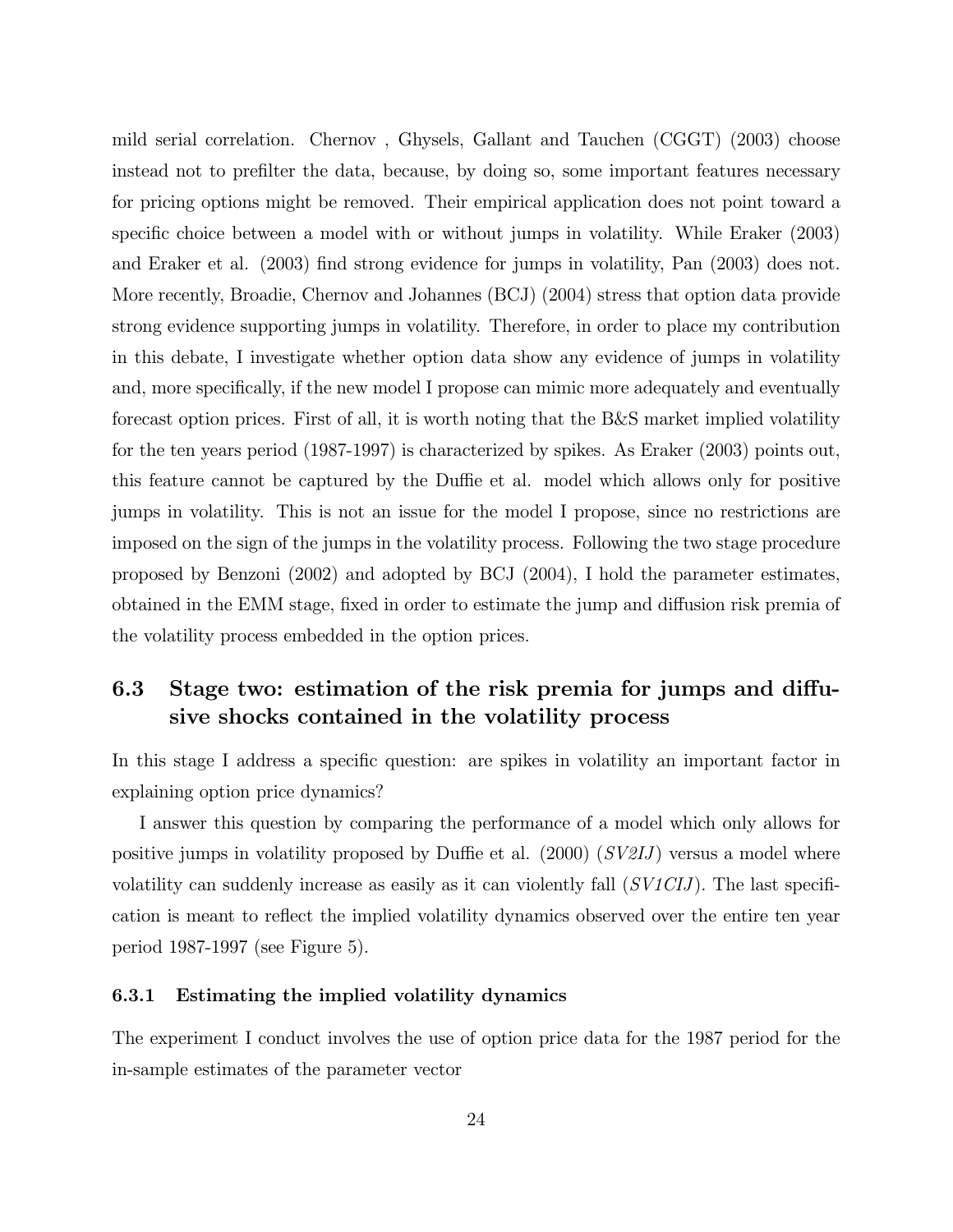mild serial correlation. Chernov , Ghysels, Gallant and Tauchen (CGGT) (2003) choose instead not to prefilter the data, because, by doing so, some important features necessary for pricing options might be removed. Their empirical application does not point toward a specific choice between a model with or without jumps in volatility. While Eraker (2003) and Eraker et al. (2003) find strong evidence for jumps in volatility, Pan (2003) does not. More recently, Broadie, Chernov and Johannes (BCJ) (2004) stress that option data provide strong evidence supporting jumps in volatility. Therefore, in order to place my contribution in this debate, I investigate whether option data show any evidence of jumps in volatility and, more specifically, if the new model I propose can mimic more adequately and eventually forecast option prices. First of all, it is worth noting that the B&S market implied volatility for the ten years period (1987-1997) is characterized by spikes. As Eraker (2003) points out, this feature cannot be captured by the Duffie et al. model which allows only for positive jumps in volatility. This is not an issue for the model I propose, since no restrictions are imposed on the sign of the jumps in the volatility process. Following the two stage procedure proposed by Benzoni (2002) and adopted by BCJ (2004), I hold the parameter estimates, obtained in the EMM stage, fixed in order to estimate the jump and diffusion risk premia of the volatility process embedded in the option prices.

## 6.3 Stage two: estimation of the risk premia for jumps and diffusive shocks contained in the volatility process

In this stage I address a specific question: are spikes in volatility an important factor in explaining option price dynamics?

I answer this question by comparing the performance of a model which only allows for positive jumps in volatility proposed by Duffie et al. (2000) (*SV2IJ*) versus a model where volatility can suddenly increase as easily as it can violently fall (*SV1CIJ*). The last specification is meant to reflect the implied volatility dynamics observed over the entire ten year period 1987-1997 (see Figure 5).

### 6.3.1 Estimating the implied volatility dynamics

The experiment I conduct involves the use of option price data for the 1987 period for the in-sample estimates of the parameter vector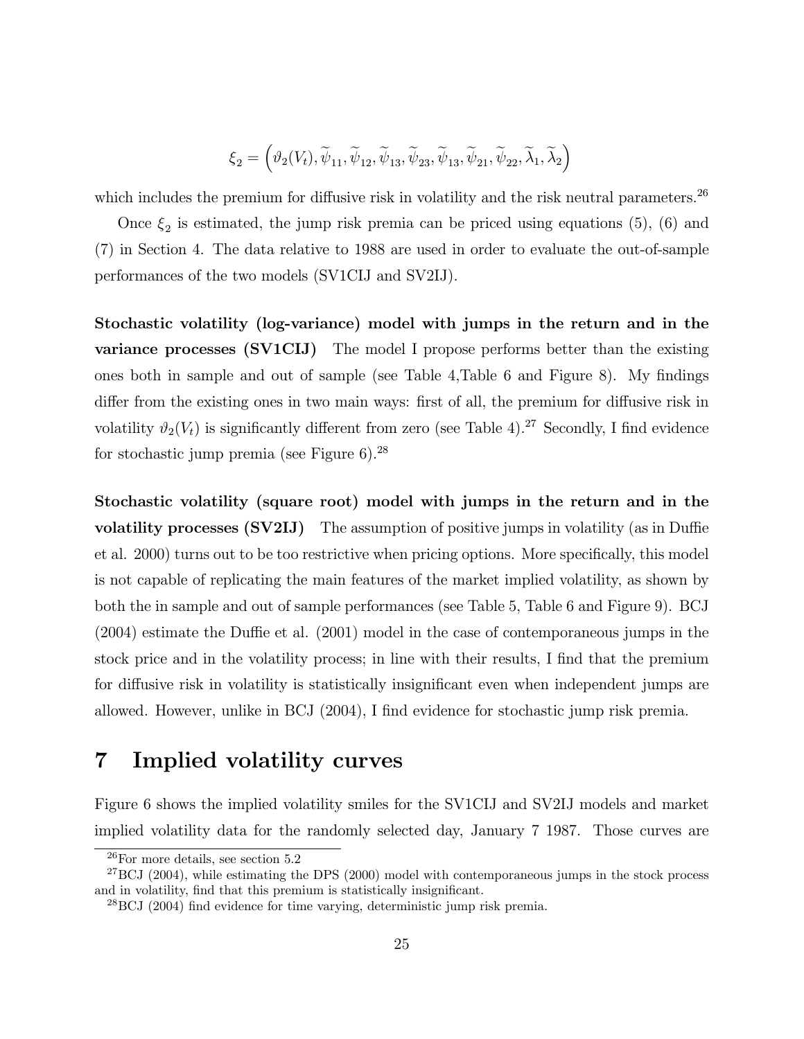$$\xi_2 = \left(\vartheta_2(V_t), \widetilde{\psi}_{11}, \widetilde{\psi}_{12}, \widetilde{\psi}_{13}, \widetilde{\psi}_{23}, \widetilde{\psi}_{13}, \widetilde{\psi}_{21}, \widetilde{\psi}_{22}, \widetilde{\lambda}_1, \widetilde{\lambda}_2\right)$$

which includes the premium for diffusive risk in volatility and the risk neutral parameters.[26]

Once $\xi_2$ is estimated, the jump risk premia can be priced using equations (5), (6) and (7) in Section 4. The data relative to 1988 are used in order to evaluate the out-of-sample performances of the two models (SV1CIJ and SV2IJ).

**Stochastic volatility (log-variance) model with jumps in the return and in the variance processes (SV1CIJ)** The model I propose performs better than the existing ones both in sample and out of sample (see Table 4,Table 6 and Figure 8). My findings differ from the existing ones in two main ways: first of all, the premium for diffusive risk in volatility $\vartheta_2(V_t)$ is significantly different from zero (see Table 4).[27] Secondly, I find evidence for stochastic jump premia (see Figure 6).[28]

**Stochastic volatility (square root) model with jumps in the return and in the volatility processes (SV2IJ)** The assumption of positive jumps in volatility (as in Duffie et al. 2000) turns out to be too restrictive when pricing options. More specifically, this model is not capable of replicating the main features of the market implied volatility, as shown by both the in sample and out of sample performances (see Table 5, Table 6 and Figure 9). BCJ (2004) estimate the Duffie et al. (2001) model in the case of contemporaneous jumps in the stock price and in the volatility process; in line with their results, I find that the premium for diffusive risk in volatility is statistically insignificant even when independent jumps are allowed. However, unlike in BCJ (2004), I find evidence for stochastic jump risk premia.

# 7 Implied volatility curves

Figure 6 shows the implied volatility smiles for the SV1CIJ and SV2IJ models and market implied volatility data for the randomly selected day, January 7 1987. Those curves are

[26] For more details, see section 5.2

[27] BCJ (2004), while estimating the DPS (2000) model with contemporaneous jumps in the stock process and in volatility, find that this premium is statistically insignificant.

[28] BCJ (2004) find evidence for time varying, deterministic jump risk premia.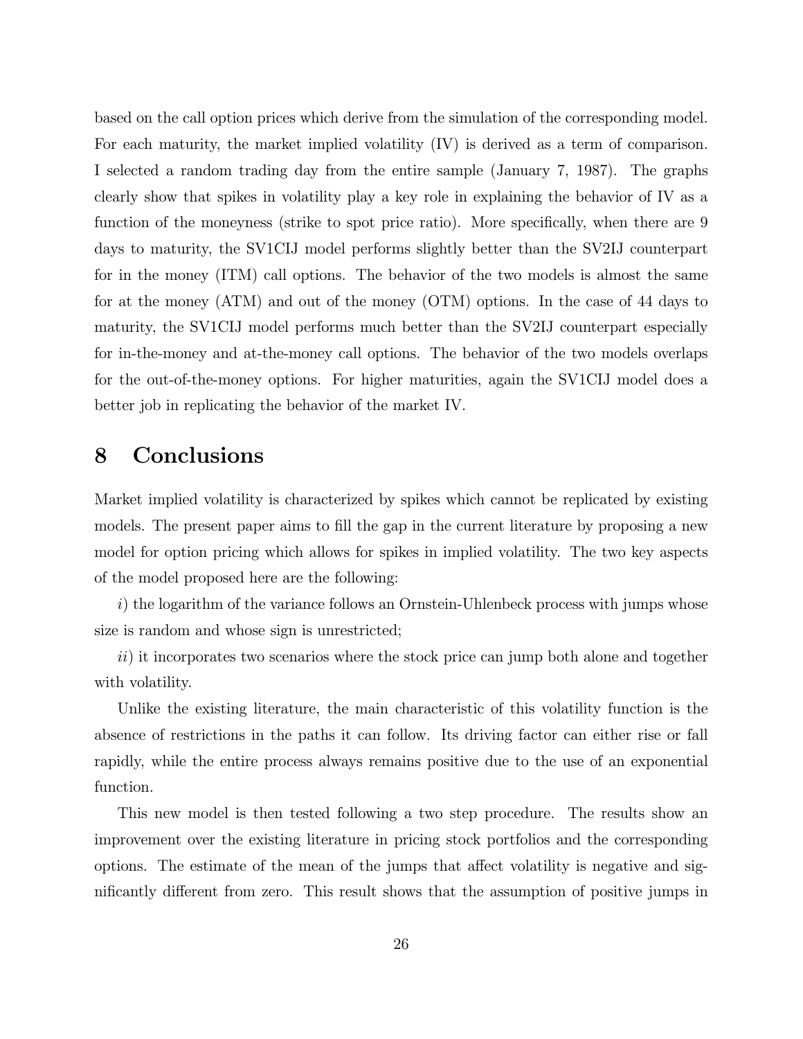based on the call option prices which derive from the simulation of the corresponding model. For each maturity, the market implied volatility (IV) is derived as a term of comparison. I selected a random trading day from the entire sample (January 7, 1987). The graphs clearly show that spikes in volatility play a key role in explaining the behavior of IV as a function of the moneyness (strike to spot price ratio). More specifically, when there are 9 days to maturity, the SV1CIJ model performs slightly better than the SV2IJ counterpart for in the money (ITM) call options. The behavior of the two models is almost the same for at the money (ATM) and out of the money (OTM) options. In the case of 44 days to maturity, the SV1CIJ model performs much better than the SV2IJ counterpart especially for in-the-money and at-the-money call options. The behavior of the two models overlaps for the out-of-the-money options. For higher maturities, again the SV1CIJ model does a better job in replicating the behavior of the market IV.

# 8 Conclusions

Market implied volatility is characterized by spikes which cannot be replicated by existing models. The present paper aims to fill the gap in the current literature by proposing a new model for option pricing which allows for spikes in implied volatility. The two key aspects of the model proposed here are the following:

*i*) the logarithm of the variance follows an Ornstein-Uhlenbeck process with jumps whose size is random and whose sign is unrestricted;

*ii*) it incorporates two scenarios where the stock price can jump both alone and together with volatility.

Unlike the existing literature, the main characteristic of this volatility function is the absence of restrictions in the paths it can follow. Its driving factor can either rise or fall rapidly, while the entire process always remains positive due to the use of an exponential function.

This new model is then tested following a two step procedure. The results show an improvement over the existing literature in pricing stock portfolios and the corresponding options. The estimate of the mean of the jumps that affect volatility is negative and significantly different from zero. This result shows that the assumption of positive jumps in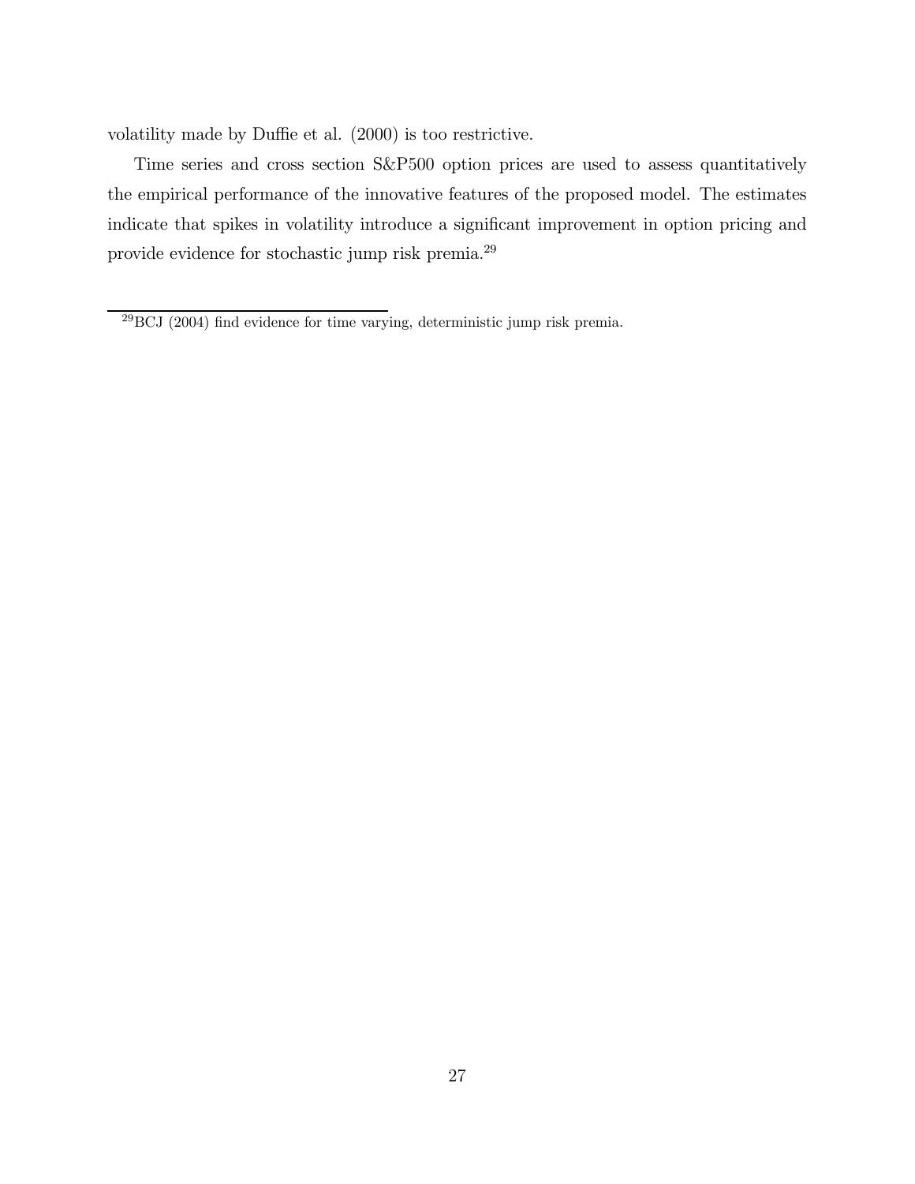volatility made by Duffie et al. (2000) is too restrictive.

Time series and cross section S&P500 option prices are used to assess quantitatively the empirical performance of the innovative features of the proposed model. The estimates indicate that spikes in volatility introduce a significant improvement in option pricing and provide evidence for stochastic jump risk premia.[29]

---

[29] BCJ (2004) find evidence for time varying, deterministic jump risk premia.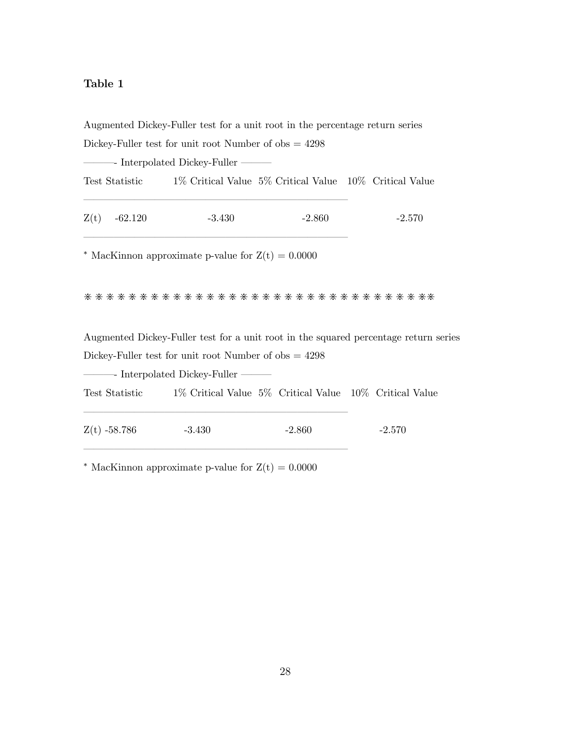**Table 1**

Augmented Dickey-Fuller test for a unit root in the percentage return series

Dickey-Fuller test for unit root Number of obs = 4298

———- Interpolated Dickey-Fuller ———

| Test Statistic | | 1% Critical Value | 5% Critical Value | 10% Critical Value |
|---|---|---|---|---|
| Z(t) | -62.120 | -3.430 | -2.860 | -2.570 |

* MacKinnon approximate p-value for Z(t) = 0.0000

\* \* \* \* \* \* \* \* \* \* \* \* \* \* \* \* \* \* \* \* \* \* \* \* \* \* \* \* \* \* \* \* \*

Augmented Dickey-Fuller test for a unit root in the squared percentage return series

Dickey-Fuller test for unit root Number of obs = 4298

———- Interpolated Dickey-Fuller ———

| Test Statistic | | 1% Critical Value | 5% Critical Value | 10% Critical Value |
|---|---|---|---|---|
| Z(t) | -58.786 | -3.430 | -2.860 | -2.570 |

* MacKinnon approximate p-value for Z(t) = 0.0000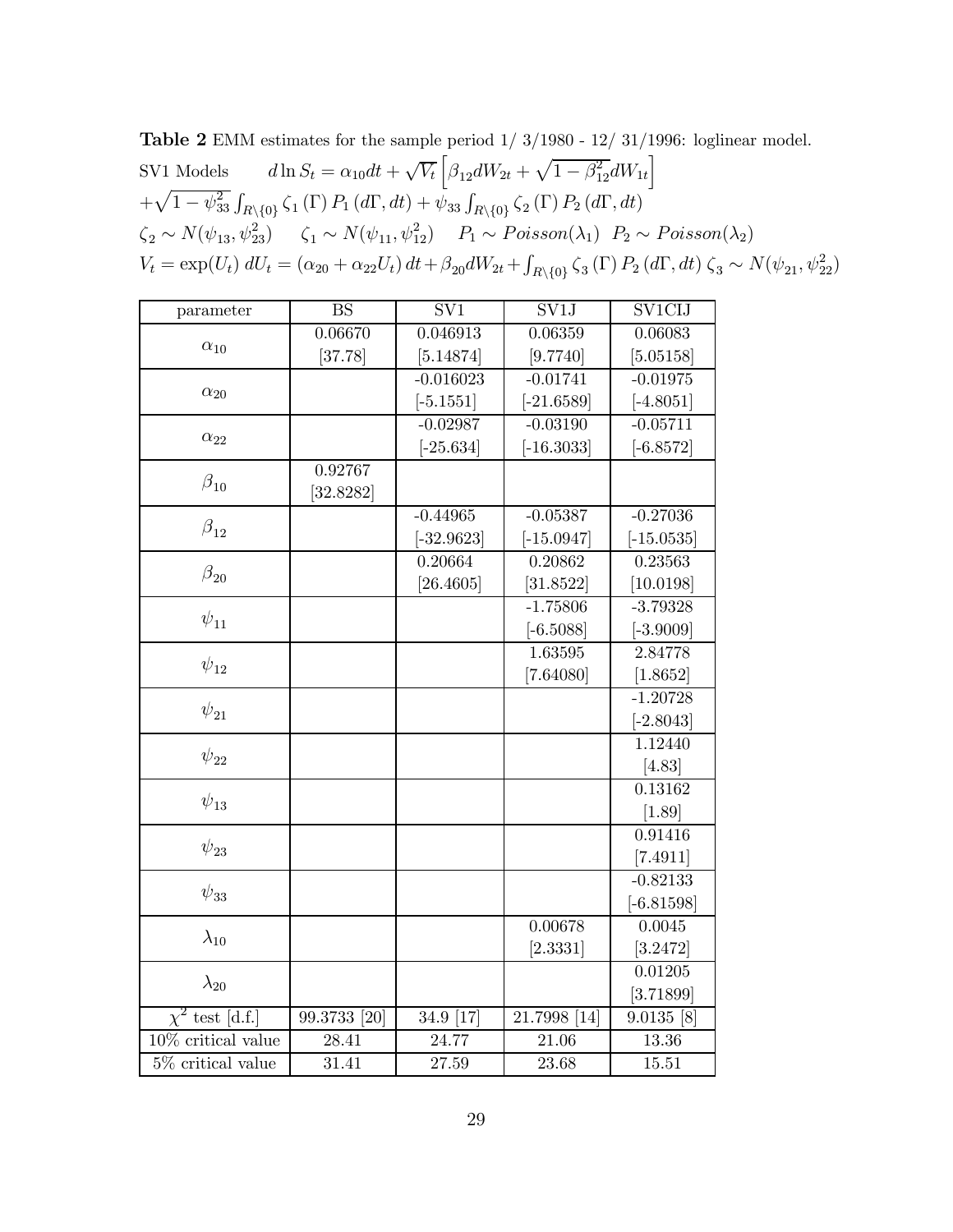**Table 2** EMM estimates for the sample period 1/ 3/1980 - 12/ 31/1996: loglinear model.

SV1 Models $\quad d\ln S_t = \alpha_{10}dt + \sqrt{V_t}\left[\beta_{12}dW_{2t} + \sqrt{1-\beta_{12}^2}dW_{1t}\right]$
$+\sqrt{1-\psi_{33}^2}\int_{R\backslash\{0\}}\zeta_1(\Gamma)\,P_1(d\Gamma,dt) + \psi_{33}\int_{R\backslash\{0\}}\zeta_2(\Gamma)\,P_2(d\Gamma,dt)$
$\zeta_2 \sim N(\psi_{13},\psi_{23}^2) \quad \zeta_1 \sim N(\psi_{11},\psi_{12}^2) \quad P_1 \sim Poisson(\lambda_1) \;\; P_2 \sim Poisson(\lambda_2)$
$V_t = \exp(U_t)\; dU_t = (\alpha_{20} + \alpha_{22}U_t)\,dt + \beta_{20}dW_{2t} + \int_{R\backslash\{0\}}\zeta_3(\Gamma)\,P_2(d\Gamma,dt)\;\zeta_3 \sim N(\psi_{21},\psi_{22}^2)$

| parameter | BS | SV1 | SV1J | SV1CIJ |
|---|---|---|---|---|
| $\alpha_{10}$ | 0.06670 | 0.046913 | 0.06359 | 0.06083 |
| | [37.78] | [5.14874] | [9.7740] | [5.05158] |
| $\alpha_{20}$ | | -0.016023 | -0.01741 | -0.01975 |
| | | [-5.1551] | [-21.6589] | [-4.8051] |
| $\alpha_{22}$ | | -0.02987 | -0.03190 | -0.05711 |
| | | [-25.634] | [-16.3033] | [-6.8572] |
| $\beta_{10}$ | 0.92767 | | | |
| | [32.8282] | | | |
| $\beta_{12}$ | | -0.44965 | -0.05387 | -0.27036 |
| | | [-32.9623] | [-15.0947] | [-15.0535] |
| $\beta_{20}$ | | 0.20664 | 0.20862 | 0.23563 |
| | | [26.4605] | [31.8522] | [10.0198] |
| $\psi_{11}$ | | | -1.75806 | -3.79328 |
| | | | [-6.5088] | [-3.9009] |
| $\psi_{12}$ | | | 1.63595 | 2.84778 |
| | | | [7.64080] | [1.8652] |
| $\psi_{21}$ | | | | -1.20728 |
| | | | | [-2.8043] |
| $\psi_{22}$ | | | | 1.12440 |
| | | | | [4.83] |
| $\psi_{13}$ | | | | 0.13162 |
| | | | | [1.89] |
| $\psi_{23}$ | | | | 0.91416 |
| | | | | [7.4911] |
| $\psi_{33}$ | | | | -0.82133 |
| | | | | [-6.81598] |
| $\lambda_{10}$ | | | 0.00678 | 0.0045 |
| | | | [2.3331] | [3.2472] |
| $\lambda_{20}$ | | | | 0.01205 |
| | | | | [3.71899] |
| $\chi^2$ test [d.f.] | 99.3733 [20] | 34.9 [17] | 21.7998 [14] | 9.0135 [8] |
| 10% critical value | 28.41 | 24.77 | 21.06 | 13.36 |
| 5% critical value | 31.41 | 27.59 | 23.68 | 15.51 |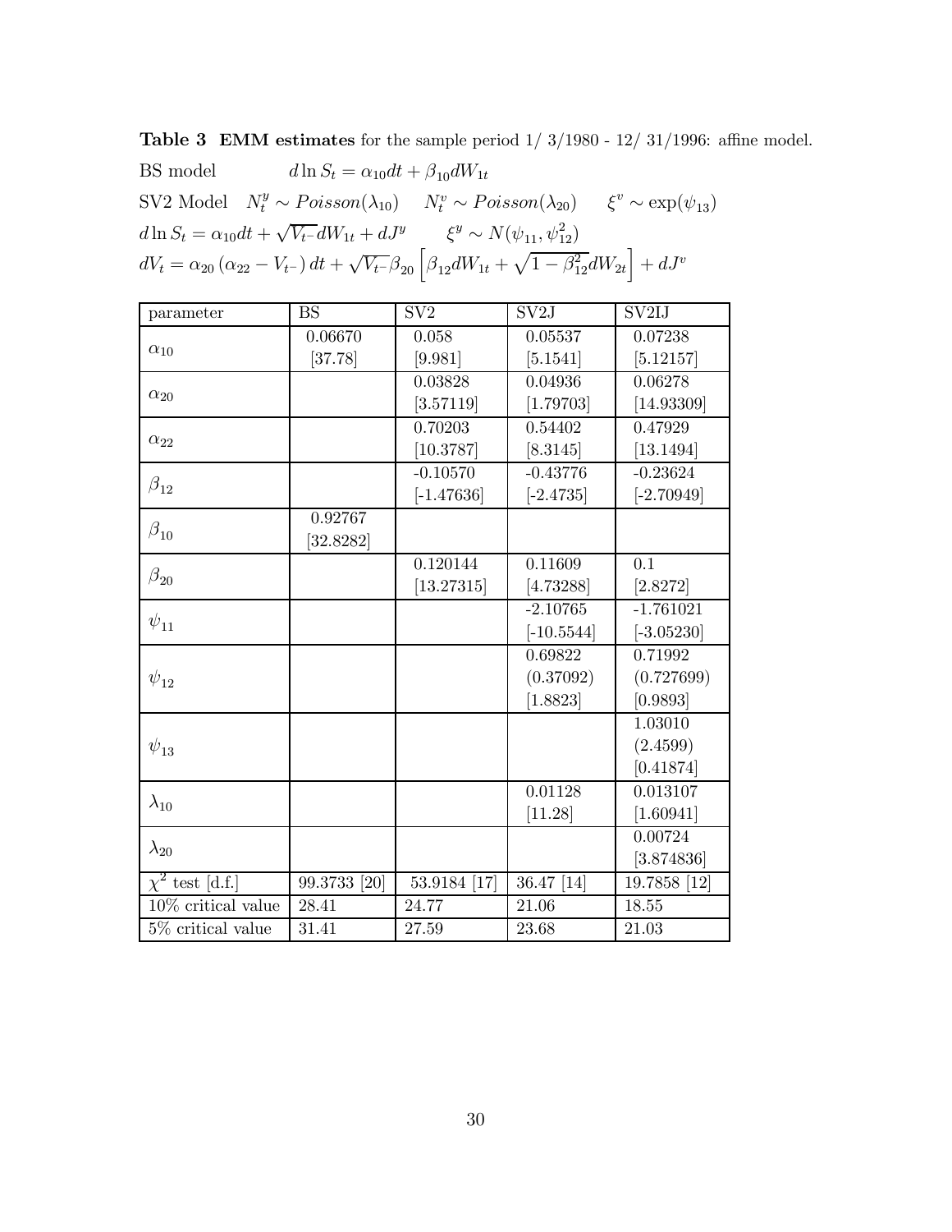**Table 3 EMM estimates** for the sample period 1/ 3/1980 - 12/ 31/1996: affine model.

BS model $\quad d \ln S_t = \alpha_{10} dt + \beta_{10} dW_{1t}$

SV2 Model $\quad N_t^y \sim Poisson(\lambda_{10}) \quad N_t^v \sim Poisson(\lambda_{20}) \quad \xi^v \sim \exp(\psi_{13})$

$d \ln S_t = \alpha_{10} dt + \sqrt{V_{t^-}} dW_{1t} + dJ^y \quad \xi^y \sim N(\psi_{11}, \psi_{12}^2)$

$dV_t = \alpha_{20} (\alpha_{22} - V_{t^-}) dt + \sqrt{V_{t^-}} \beta_{20} \left[ \beta_{12} dW_{1t} + \sqrt{1 - \beta_{12}^2} dW_{2t} \right] + dJ^v$

| parameter | BS | SV2 | SV2J | SV2IJ |
|---|---|---|---|---|
| $\alpha_{10}$ | 0.06670 [37.78] | 0.058 [9.981] | 0.05537 [5.1541] | 0.07238 [5.12157] |
| $\alpha_{20}$ | | 0.03828 [3.57119] | 0.04936 [1.79703] | 0.06278 [14.93309] |
| $\alpha_{22}$ | | 0.70203 [10.3787] | 0.54402 [8.3145] | 0.47929 [13.1494] |
| $\beta_{12}$ | | -0.10570 [-1.47636] | -0.43776 [-2.4735] | -0.23624 [-2.70949] |
| $\beta_{10}$ | 0.92767 [32.8282] | | | |
| $\beta_{20}$ | | 0.120144 [13.27315] | 0.11609 [4.73288] | 0.1 [2.8272] |
| $\psi_{11}$ | | | -2.10765 [-10.5544] | -1.761021 [-3.05230] |
| $\psi_{12}$ | | | 0.69822 (0.37092) [1.8823] | 0.71992 (0.727699) [0.9893] |
| $\psi_{13}$ | | | | 1.03010 (2.4599) [0.41874] |
| $\lambda_{10}$ | | | 0.01128 [11.28] | 0.013107 [1.60941] |
| $\lambda_{20}$ | | | | 0.00724 [3.874836] |
| $\chi^2$ test [d.f.] | 99.3733 [20] | 53.9184 [17] | 36.47 [14] | 19.7858 [12] |
| 10% critical value | 28.41 | 24.77 | 21.06 | 18.55 |
| 5% critical value | 31.41 | 27.59 | 23.68 | 21.03 |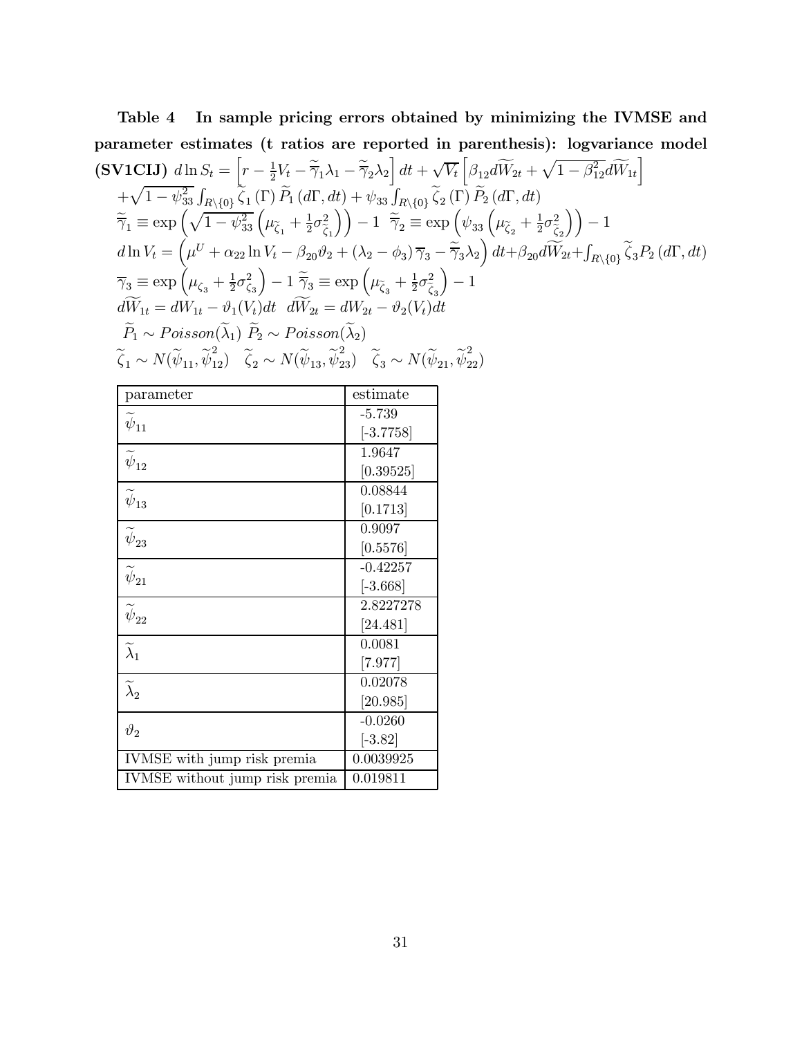**Table 4 In sample pricing errors obtained by minimizing the IVMSE and parameter estimates (t ratios are reported in parenthesis): logvariance model (SV1CIJ)** $d\ln S_t = \left[r - \frac{1}{2}V_t - \widetilde{\overline{\gamma}}_1\lambda_1 - \widetilde{\overline{\gamma}}_2\lambda_2\right]dt + \sqrt{V_t}\left[\beta_{12}d\widetilde{W}_{2t} + \sqrt{1-\beta_{12}^2}d\widetilde{W}_{1t}\right]$

$+\sqrt{1-\psi_{33}^2}\int_{R\setminus\{0\}}\widetilde{\zeta}_1(\Gamma)\widetilde{P}_1(d\Gamma,dt) + \psi_{33}\int_{R\setminus\{0\}}\widetilde{\zeta}_2(\Gamma)\widetilde{P}_2(d\Gamma,dt)$

$\widetilde{\overline{\gamma}}_1 \equiv \exp\left(\sqrt{1-\psi_{33}^2}\left(\mu_{\widetilde{\zeta}_1} + \frac{1}{2}\sigma_{\widetilde{\zeta}_1}^2\right)\right) - 1 \quad \widetilde{\overline{\gamma}}_2 \equiv \exp\left(\psi_{33}\left(\mu_{\widetilde{\zeta}_2} + \frac{1}{2}\sigma_{\widetilde{\zeta}_2}^2\right)\right) - 1$

$d\ln V_t = \left(\mu^U + \alpha_{22}\ln V_t - \beta_{20}\vartheta_2 + (\lambda_2 - \phi_3)\overline{\gamma}_3 - \widetilde{\overline{\gamma}}_3\lambda_2\right)dt + \beta_{20}d\widetilde{W}_{2t} + \int_{R\setminus\{0\}}\widetilde{\zeta}_3 P_2(d\Gamma,dt)$

$\overline{\gamma}_3 \equiv \exp\left(\mu_{\zeta_3} + \frac{1}{2}\sigma_{\zeta_3}^2\right) - 1 \quad \widetilde{\overline{\gamma}}_3 \equiv \exp\left(\mu_{\widetilde{\zeta}_3} + \frac{1}{2}\sigma_{\widetilde{\zeta}_3}^2\right) - 1$

$d\widetilde{W}_{1t} = dW_{1t} - \vartheta_1(V_t)dt \quad d\widetilde{W}_{2t} = dW_{2t} - \vartheta_2(V_t)dt$

$\widetilde{P}_1 \sim Poisson(\widetilde{\lambda}_1) \quad \widetilde{P}_2 \sim Poisson(\widetilde{\lambda}_2)$

$\widetilde{\zeta}_1 \sim N(\widetilde{\psi}_{11}, \widetilde{\psi}_{12}^2) \quad \widetilde{\zeta}_2 \sim N(\widetilde{\psi}_{13}, \widetilde{\psi}_{23}^2) \quad \widetilde{\zeta}_3 \sim N(\widetilde{\psi}_{21}, \widetilde{\psi}_{22}^2)$

| parameter | estimate |
|---|---|
| $\widetilde{\psi}_{11}$ | -5.739 [-3.7758] |
| $\widetilde{\psi}_{12}$ | 1.9647 [0.39525] |
| $\widetilde{\psi}_{13}$ | 0.08844 [0.1713] |
| $\widetilde{\psi}_{23}$ | 0.9097 [0.5576] |
| $\widetilde{\psi}_{21}$ | -0.42257 [-3.668] |
| $\widetilde{\psi}_{22}$ | 2.8227278 [24.481] |
| $\widetilde{\lambda}_1$ | 0.0081 [7.977] |
| $\widetilde{\lambda}_2$ | 0.02078 [20.985] |
| $\vartheta_2$ | -0.0260 [-3.82] |
| IVMSE with jump risk premia | 0.0039925 |
| IVMSE without jump risk premia | 0.019811 |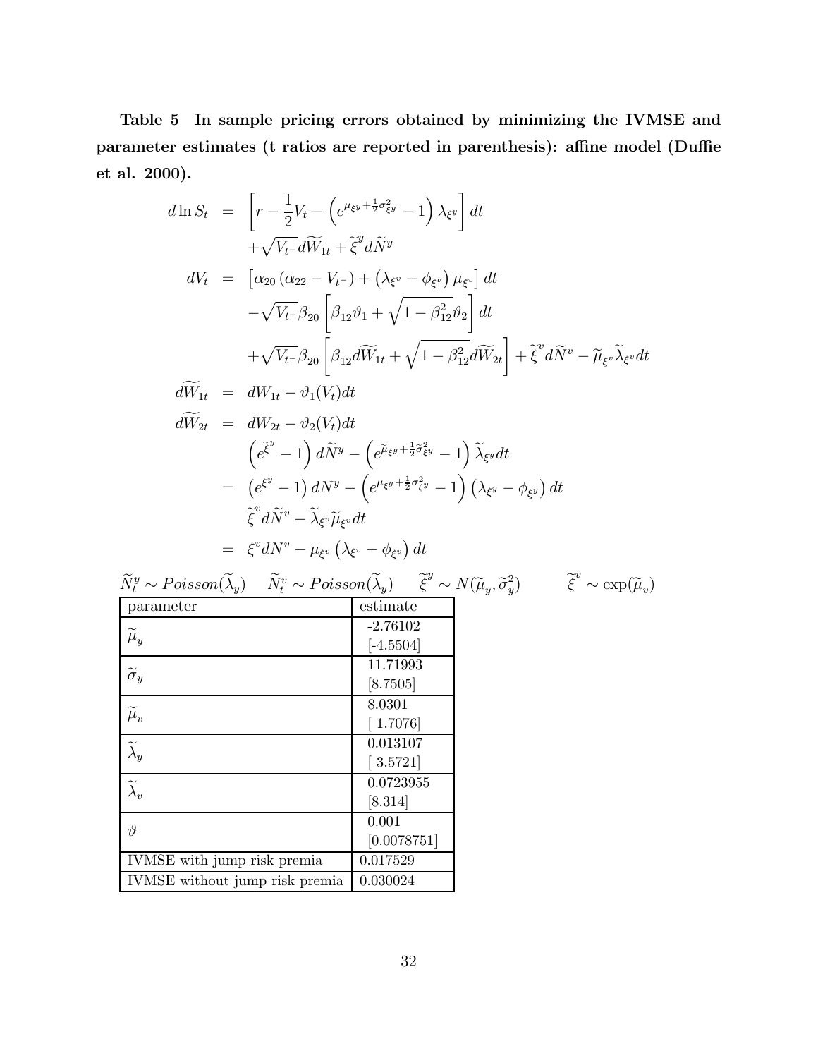**Table 5 In sample pricing errors obtained by minimizing the IVMSE and parameter estimates (t ratios are reported in parenthesis): affine model (Duffie et al. 2000).**

$$
\begin{aligned}
d\ln S_t &= \left[r - \frac{1}{2}V_t - \left(e^{\mu_{\xi^y}+\frac{1}{2}\sigma^2_{\xi^y}} - 1\right)\lambda_{\xi^y}\right]dt \\
&\quad + \sqrt{V_{t^-}}d\widetilde{W}_{1t} + \widetilde{\xi}^y d\widetilde{N}^y \\
dV_t &= \left[\alpha_{20}\left(\alpha_{22} - V_{t^-}\right) + \left(\lambda_{\xi^v} - \phi_{\xi^v}\right)\mu_{\xi^v}\right]dt \\
&\quad - \sqrt{V_{t^-}}\beta_{20}\left[\beta_{12}\vartheta_1 + \sqrt{1-\beta_{12}^2}\vartheta_2\right]dt \\
&\quad + \sqrt{V_{t^-}}\beta_{20}\left[\beta_{12}d\widetilde{W}_{1t} + \sqrt{1-\beta_{12}^2}d\widetilde{W}_{2t}\right] + \widetilde{\xi}^v d\widetilde{N}^v - \widetilde{\mu}_{\xi^v}\widetilde{\lambda}_{\xi^v}dt \\
d\widetilde{W}_{1t} &= dW_{1t} - \vartheta_1(V_t)dt \\
d\widetilde{W}_{2t} &= dW_{2t} - \vartheta_2(V_t)dt \\
&\quad \left(e^{\widetilde{\xi}^y} - 1\right)d\widetilde{N}^y - \left(e^{\widetilde{\mu}_{\xi^y}+\frac{1}{2}\widetilde{\sigma}^2_{\xi^y}} - 1\right)\widetilde{\lambda}_{\xi^y}dt \\
&= \left(e^{\xi^y} - 1\right)dN^y - \left(e^{\mu_{\xi^y}+\frac{1}{2}\sigma^2_{\xi^y}} - 1\right)\left(\lambda_{\xi^y} - \phi_{\xi^y}\right)dt \\
&\quad \widetilde{\xi}^v d\widetilde{N}^v - \widetilde{\lambda}_{\xi^v}\widetilde{\mu}_{\xi^v}dt \\
&= \xi^v dN^v - \mu_{\xi^v}\left(\lambda_{\xi^v} - \phi_{\xi^v}\right)dt
\end{aligned}
$$

$\widetilde{N}_t^y \sim Poisson(\widetilde{\lambda}_y)$ $\quad \widetilde{N}_t^v \sim Poisson(\widetilde{\lambda}_y)$ $\quad \widetilde{\xi}^y \sim N(\widetilde{\mu}_y, \widetilde{\sigma}_y^2)$ $\quad \widetilde{\xi}^v \sim \exp(\widetilde{\mu}_v)$

| parameter | estimate |
|---|---|
| $\widetilde{\mu}_y$ | -2.76102 [-4.5504] |
| $\widetilde{\sigma}_y$ | 11.71993 [8.7505] |
| $\widetilde{\mu}_v$ | 8.0301 [ 1.7076] |
| $\widetilde{\lambda}_y$ | 0.013107 [ 3.5721] |
| $\widetilde{\lambda}_v$ | 0.0723955 [8.314] |
| $\vartheta$ | 0.001 [0.0078751] |
| IVMSE with jump risk premia | 0.017529 |
| IVMSE without jump risk premia | 0.030024 |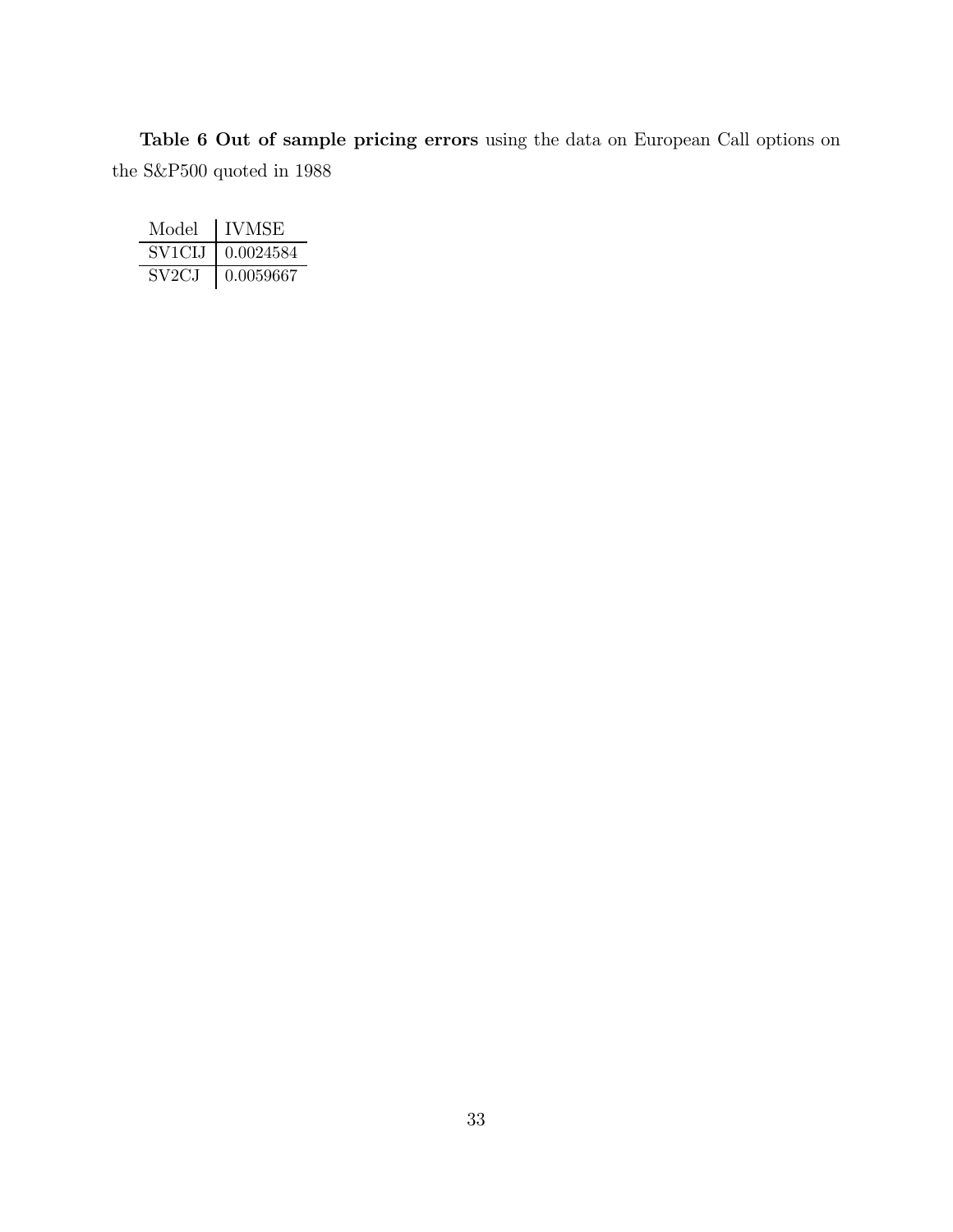**Table 6 Out of sample pricing errors** using the data on European Call options on the S&P500 quoted in 1988

| Model | IVMSE |
|---|---|
| SV1CIJ | 0.0024584 |
| SV2CJ | 0.0059667 |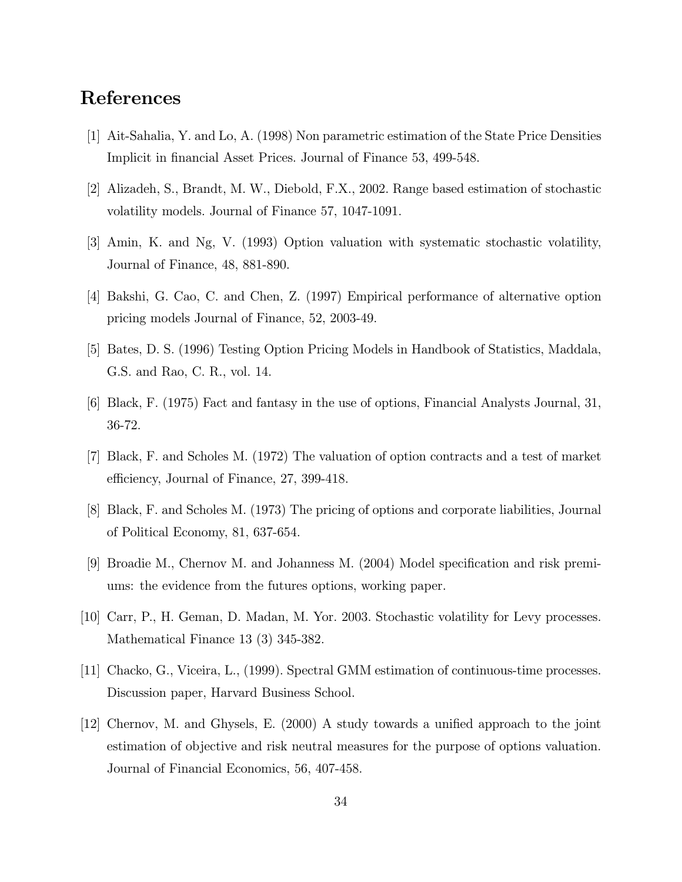# References

[1] Ait-Sahalia, Y. and Lo, A. (1998) Non parametric estimation of the State Price Densities Implicit in financial Asset Prices. Journal of Finance 53, 499-548.

[2] Alizadeh, S., Brandt, M. W., Diebold, F.X., 2002. Range based estimation of stochastic volatility models. Journal of Finance 57, 1047-1091.

[3] Amin, K. and Ng, V. (1993) Option valuation with systematic stochastic volatility, Journal of Finance, 48, 881-890.

[4] Bakshi, G. Cao, C. and Chen, Z. (1997) Empirical performance of alternative option pricing models Journal of Finance, 52, 2003-49.

[5] Bates, D. S. (1996) Testing Option Pricing Models in Handbook of Statistics, Maddala, G.S. and Rao, C. R., vol. 14.

[6] Black, F. (1975) Fact and fantasy in the use of options, Financial Analysts Journal, 31, 36-72.

[7] Black, F. and Scholes M. (1972) The valuation of option contracts and a test of market efficiency, Journal of Finance, 27, 399-418.

[8] Black, F. and Scholes M. (1973) The pricing of options and corporate liabilities, Journal of Political Economy, 81, 637-654.

[9] Broadie M., Chernov M. and Johanness M. (2004) Model specification and risk premiums: the evidence from the futures options, working paper.

[10] Carr, P., H. Geman, D. Madan, M. Yor. 2003. Stochastic volatility for Levy processes. Mathematical Finance 13 (3) 345-382.

[11] Chacko, G., Viceira, L., (1999). Spectral GMM estimation of continuous-time processes. Discussion paper, Harvard Business School.

[12] Chernov, M. and Ghysels, E. (2000) A study towards a unified approach to the joint estimation of objective and risk neutral measures for the purpose of options valuation. Journal of Financial Economics, 56, 407-458.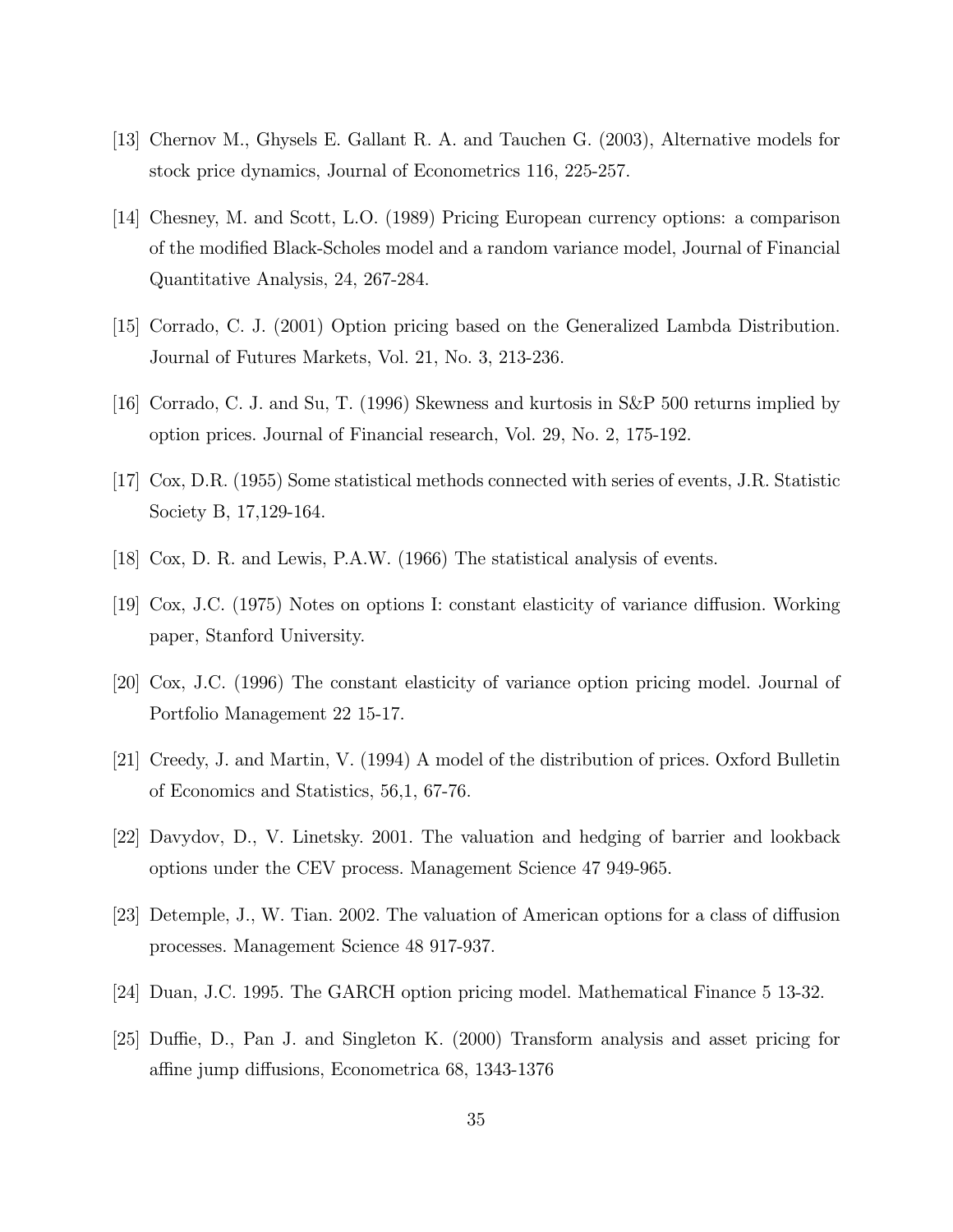[13] Chernov M., Ghysels E. Gallant R. A. and Tauchen G. (2003), Alternative models for stock price dynamics, Journal of Econometrics 116, 225-257.

[14] Chesney, M. and Scott, L.O. (1989) Pricing European currency options: a comparison of the modified Black-Scholes model and a random variance model, Journal of Financial Quantitative Analysis, 24, 267-284.

[15] Corrado, C. J. (2001) Option pricing based on the Generalized Lambda Distribution. Journal of Futures Markets, Vol. 21, No. 3, 213-236.

[16] Corrado, C. J. and Su, T. (1996) Skewness and kurtosis in S&P 500 returns implied by option prices. Journal of Financial research, Vol. 29, No. 2, 175-192.

[17] Cox, D.R. (1955) Some statistical methods connected with series of events, J.R. Statistic Society B, 17,129-164.

[18] Cox, D. R. and Lewis, P.A.W. (1966) The statistical analysis of events.

[19] Cox, J.C. (1975) Notes on options I: constant elasticity of variance diffusion. Working paper, Stanford University.

[20] Cox, J.C. (1996) The constant elasticity of variance option pricing model. Journal of Portfolio Management 22 15-17.

[21] Creedy, J. and Martin, V. (1994) A model of the distribution of prices. Oxford Bulletin of Economics and Statistics, 56,1, 67-76.

[22] Davydov, D., V. Linetsky. 2001. The valuation and hedging of barrier and lookback options under the CEV process. Management Science 47 949-965.

[23] Detemple, J., W. Tian. 2002. The valuation of American options for a class of diffusion processes. Management Science 48 917-937.

[24] Duan, J.C. 1995. The GARCH option pricing model. Mathematical Finance 5 13-32.

[25] Duffie, D., Pan J. and Singleton K. (2000) Transform analysis and asset pricing for affine jump diffusions, Econometrica 68, 1343-1376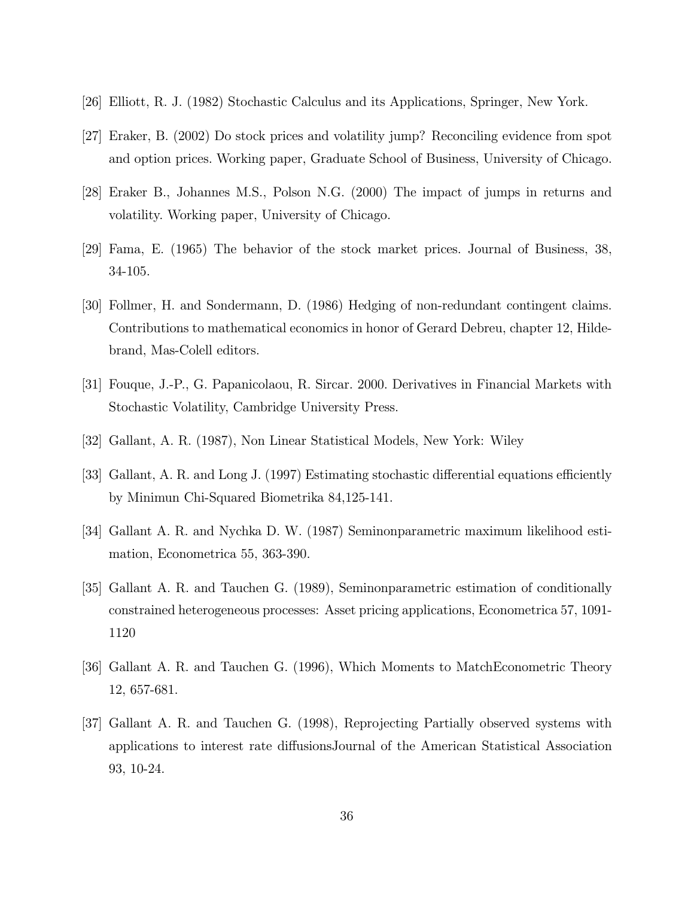[26] Elliott, R. J. (1982) Stochastic Calculus and its Applications, Springer, New York.

[27] Eraker, B. (2002) Do stock prices and volatility jump? Reconciling evidence from spot and option prices. Working paper, Graduate School of Business, University of Chicago.

[28] Eraker B., Johannes M.S., Polson N.G. (2000) The impact of jumps in returns and volatility. Working paper, University of Chicago.

[29] Fama, E. (1965) The behavior of the stock market prices. Journal of Business, 38, 34-105.

[30] Follmer, H. and Sondermann, D. (1986) Hedging of non-redundant contingent claims. Contributions to mathematical economics in honor of Gerard Debreu, chapter 12, Hildebrand, Mas-Colell editors.

[31] Fouque, J.-P., G. Papanicolaou, R. Sircar. 2000. Derivatives in Financial Markets with Stochastic Volatility, Cambridge University Press.

[32] Gallant, A. R. (1987), Non Linear Statistical Models, New York: Wiley

[33] Gallant, A. R. and Long J. (1997) Estimating stochastic differential equations efficiently by Minimun Chi-Squared Biometrika 84,125-141.

[34] Gallant A. R. and Nychka D. W. (1987) Seminonparametric maximum likelihood estimation, Econometrica 55, 363-390.

[35] Gallant A. R. and Tauchen G. (1989), Seminonparametric estimation of conditionally constrained heterogeneous processes: Asset pricing applications, Econometrica 57, 1091-1120

[36] Gallant A. R. and Tauchen G. (1996), Which Moments to MatchEconometric Theory 12, 657-681.

[37] Gallant A. R. and Tauchen G. (1998), Reprojecting Partially observed systems with applications to interest rate diffusionsJournal of the American Statistical Association 93, 10-24.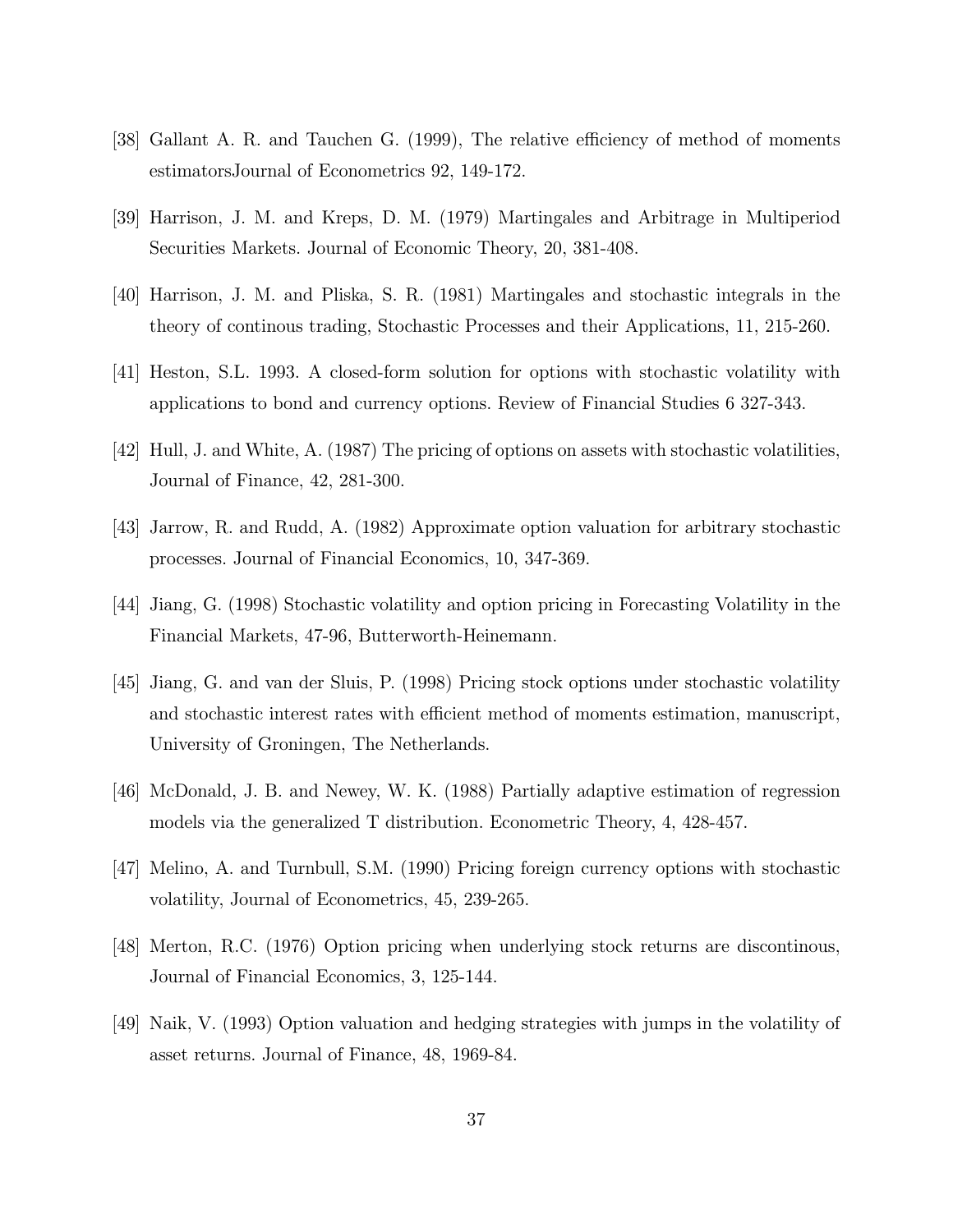[38] Gallant A. R. and Tauchen G. (1999), The relative efficiency of method of moments estimatorsJournal of Econometrics 92, 149-172.

[39] Harrison, J. M. and Kreps, D. M. (1979) Martingales and Arbitrage in Multiperiod Securities Markets. Journal of Economic Theory, 20, 381-408.

[40] Harrison, J. M. and Pliska, S. R. (1981) Martingales and stochastic integrals in the theory of continous trading, Stochastic Processes and their Applications, 11, 215-260.

[41] Heston, S.L. 1993. A closed-form solution for options with stochastic volatility with applications to bond and currency options. Review of Financial Studies 6 327-343.

[42] Hull, J. and White, A. (1987) The pricing of options on assets with stochastic volatilities, Journal of Finance, 42, 281-300.

[43] Jarrow, R. and Rudd, A. (1982) Approximate option valuation for arbitrary stochastic processes. Journal of Financial Economics, 10, 347-369.

[44] Jiang, G. (1998) Stochastic volatility and option pricing in Forecasting Volatility in the Financial Markets, 47-96, Butterworth-Heinemann.

[45] Jiang, G. and van der Sluis, P. (1998) Pricing stock options under stochastic volatility and stochastic interest rates with efficient method of moments estimation, manuscript, University of Groningen, The Netherlands.

[46] McDonald, J. B. and Newey, W. K. (1988) Partially adaptive estimation of regression models via the generalized T distribution. Econometric Theory, 4, 428-457.

[47] Melino, A. and Turnbull, S.M. (1990) Pricing foreign currency options with stochastic volatility, Journal of Econometrics, 45, 239-265.

[48] Merton, R.C. (1976) Option pricing when underlying stock returns are discontinous, Journal of Financial Economics, 3, 125-144.

[49] Naik, V. (1993) Option valuation and hedging strategies with jumps in the volatility of asset returns. Journal of Finance, 48, 1969-84.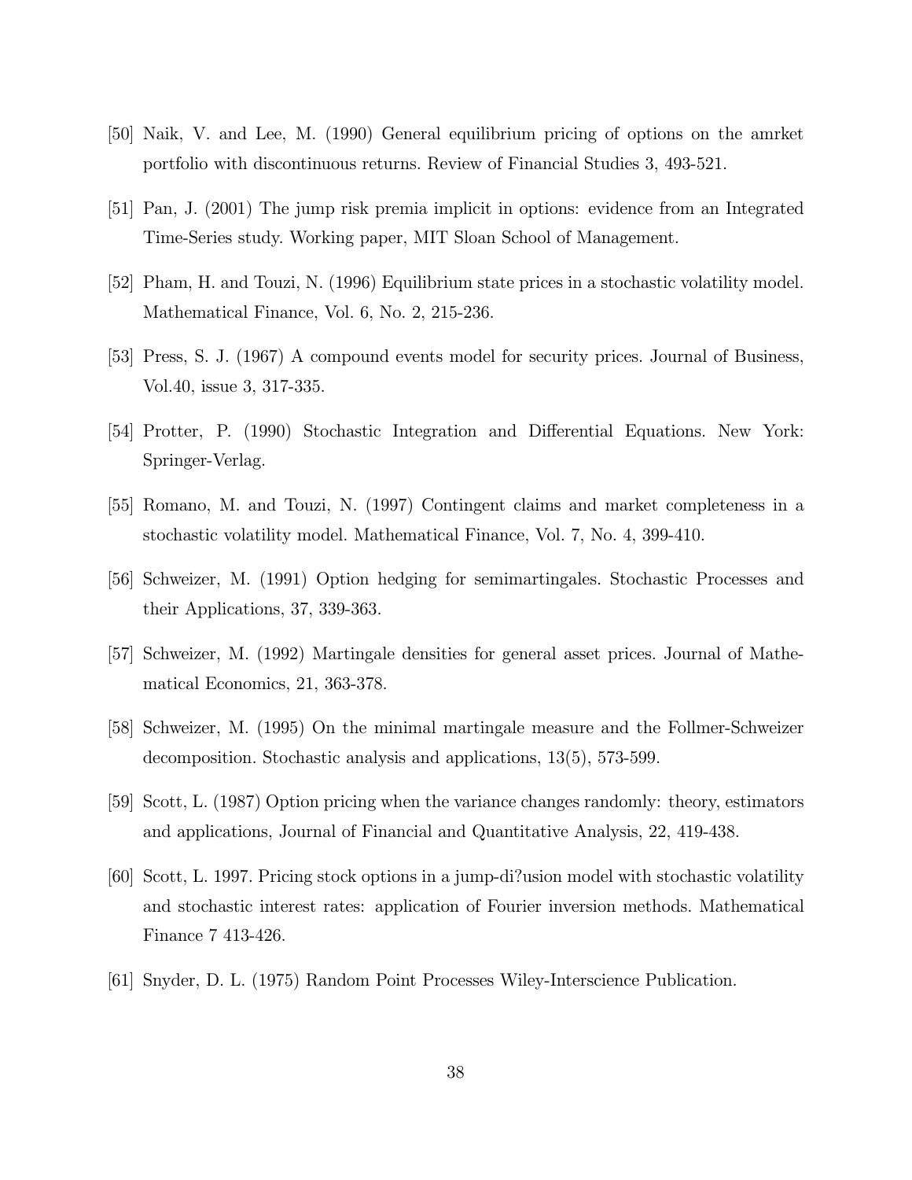[50] Naik, V. and Lee, M. (1990) General equilibrium pricing of options on the amrket portfolio with discontinuous returns. Review of Financial Studies 3, 493-521.

[51] Pan, J. (2001) The jump risk premia implicit in options: evidence from an Integrated Time-Series study. Working paper, MIT Sloan School of Management.

[52] Pham, H. and Touzi, N. (1996) Equilibrium state prices in a stochastic volatility model. Mathematical Finance, Vol. 6, No. 2, 215-236.

[53] Press, S. J. (1967) A compound events model for security prices. Journal of Business, Vol.40, issue 3, 317-335.

[54] Protter, P. (1990) Stochastic Integration and Differential Equations. New York: Springer-Verlag.

[55] Romano, M. and Touzi, N. (1997) Contingent claims and market completeness in a stochastic volatility model. Mathematical Finance, Vol. 7, No. 4, 399-410.

[56] Schweizer, M. (1991) Option hedging for semimartingales. Stochastic Processes and their Applications, 37, 339-363.

[57] Schweizer, M. (1992) Martingale densities for general asset prices. Journal of Mathematical Economics, 21, 363-378.

[58] Schweizer, M. (1995) On the minimal martingale measure and the Follmer-Schweizer decomposition. Stochastic analysis and applications, 13(5), 573-599.

[59] Scott, L. (1987) Option pricing when the variance changes randomly: theory, estimators and applications, Journal of Financial and Quantitative Analysis, 22, 419-438.

[60] Scott, L. 1997. Pricing stock options in a jump-di?usion model with stochastic volatility and stochastic interest rates: application of Fourier inversion methods. Mathematical Finance 7 413-426.

[61] Snyder, D. L. (1975) Random Point Processes Wiley-Interscience Publication.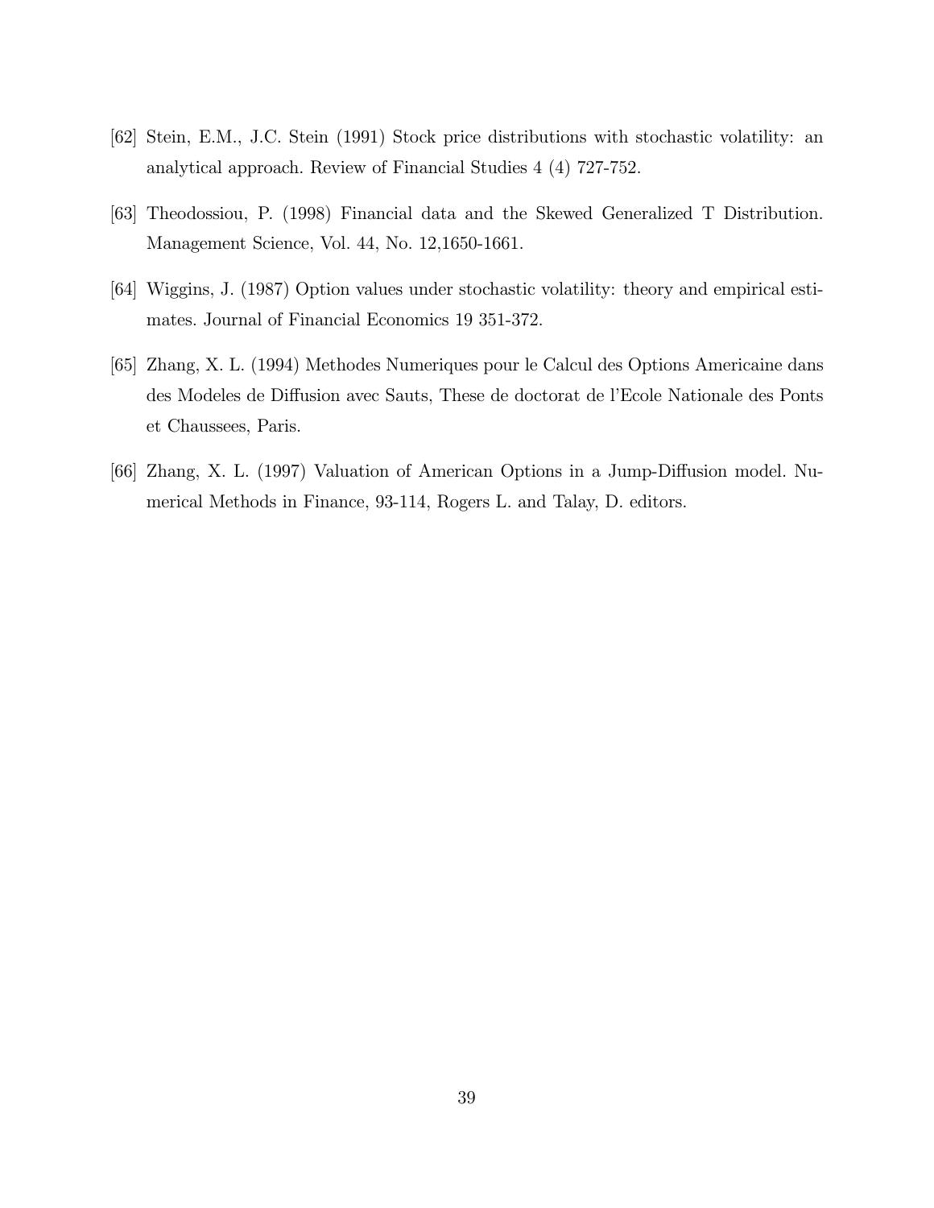[62] Stein, E.M., J.C. Stein (1991) Stock price distributions with stochastic volatility: an analytical approach. Review of Financial Studies 4 (4) 727-752.

[63] Theodossiou, P. (1998) Financial data and the Skewed Generalized T Distribution. Management Science, Vol. 44, No. 12,1650-1661.

[64] Wiggins, J. (1987) Option values under stochastic volatility: theory and empirical estimates. Journal of Financial Economics 19 351-372.

[65] Zhang, X. L. (1994) Methodes Numeriques pour le Calcul des Options Americaine dans des Modeles de Diffusion avec Sauts, These de doctorat de l'Ecole Nationale des Ponts et Chaussees, Paris.

[66] Zhang, X. L. (1997) Valuation of American Options in a Jump-Diffusion model. Numerical Methods in Finance, 93-114, Rogers L. and Talay, D. editors.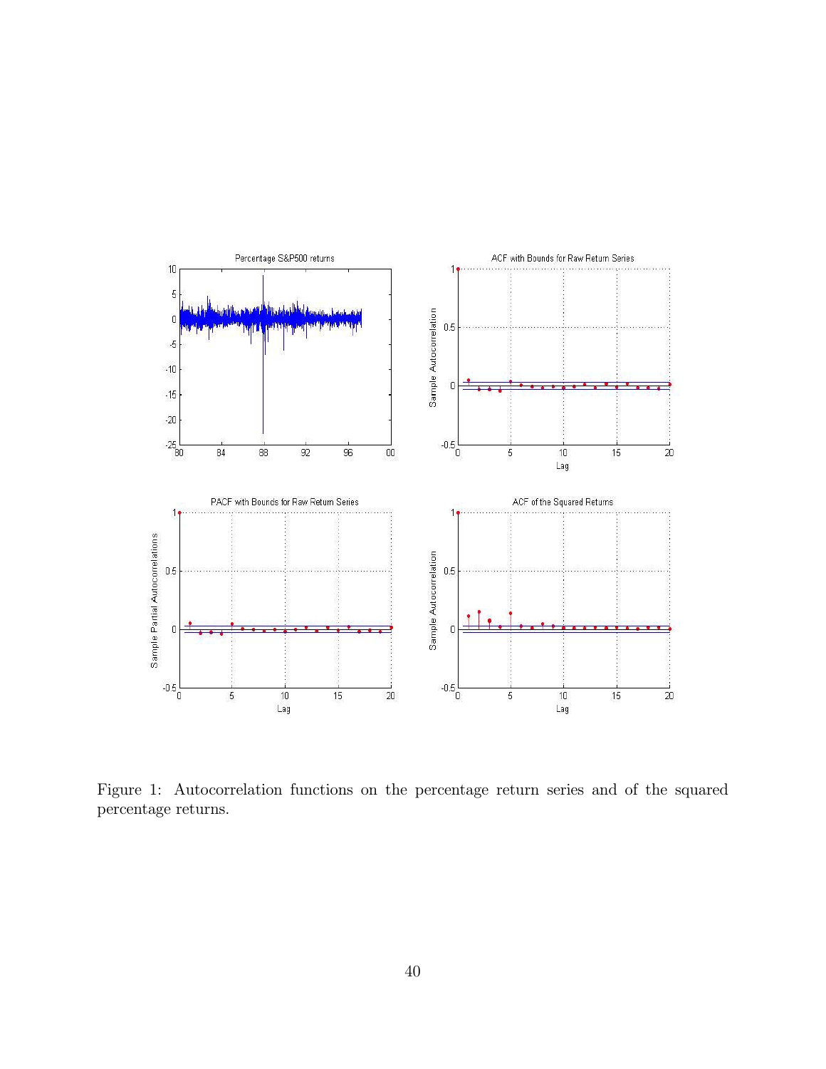Figure 1: Autocorrelation functions on the percentage return series and of the squared percentage returns.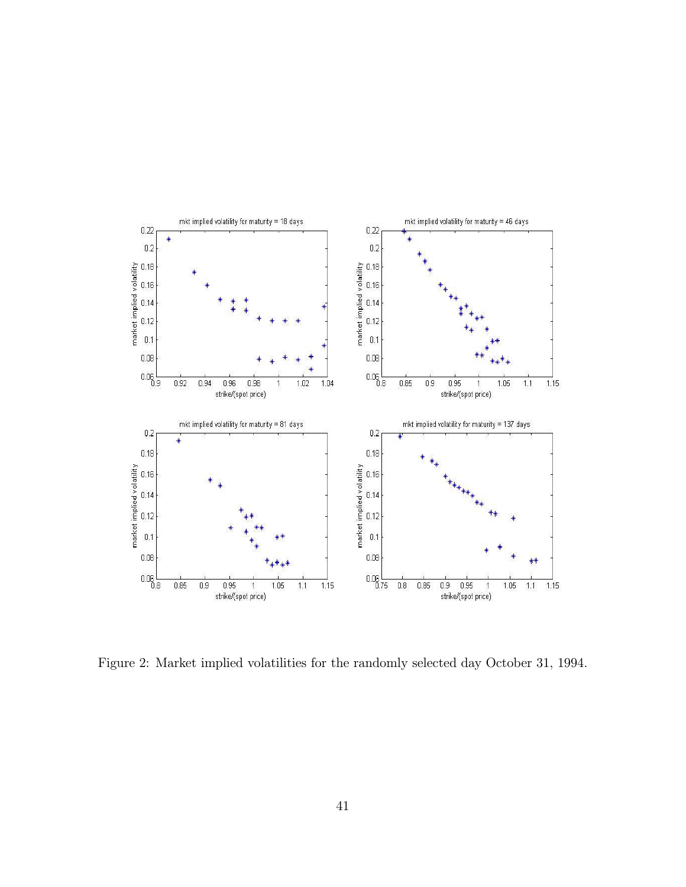Figure 2: Market implied volatilities for the randomly selected day October 31, 1994.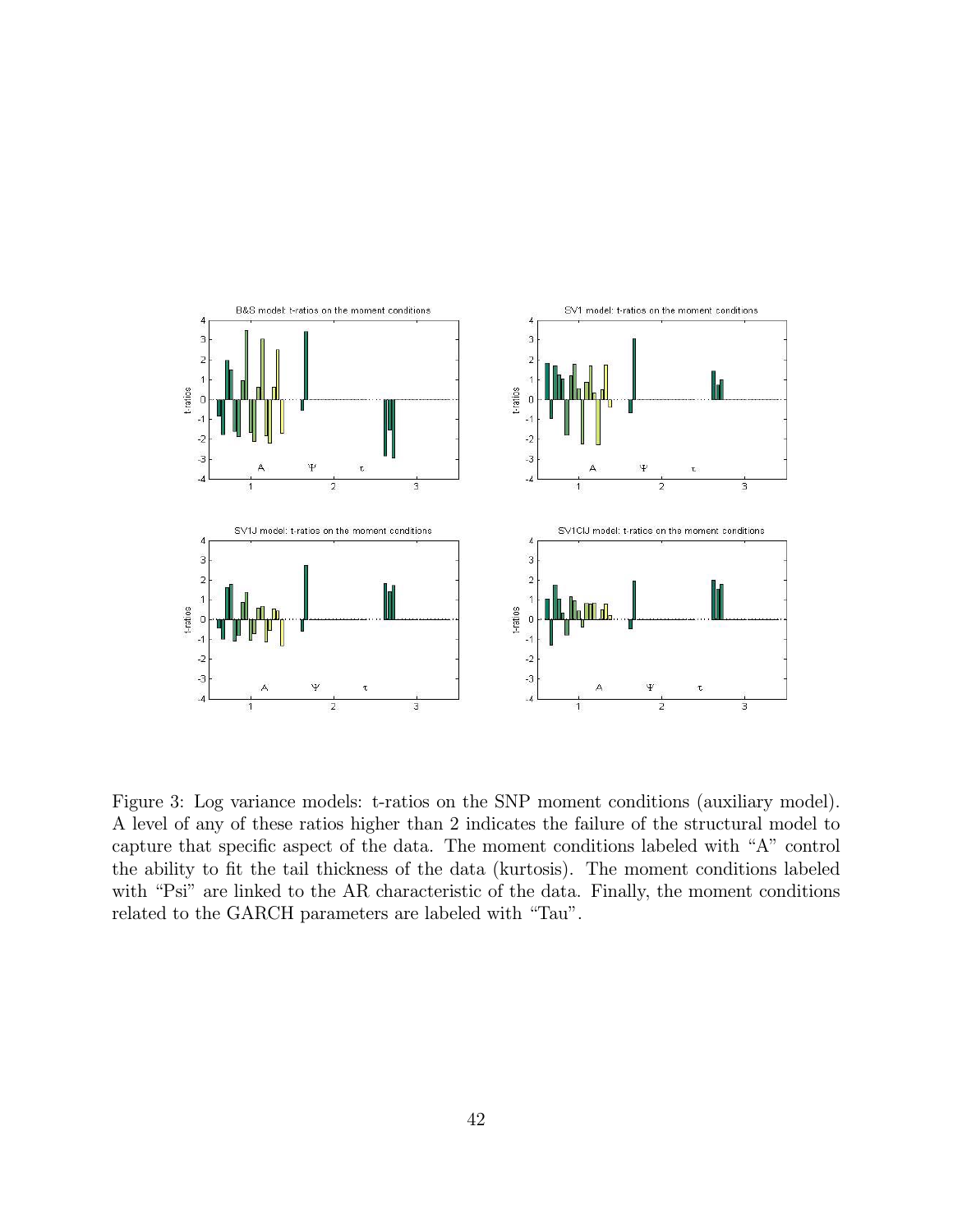Figure 3: Log variance models: t-ratios on the SNP moment conditions (auxiliary model). A level of any of these ratios higher than 2 indicates the failure of the structural model to capture that specific aspect of the data. The moment conditions labeled with "A" control the ability to fit the tail thickness of the data (kurtosis). The moment conditions labeled with "Psi" are linked to the AR characteristic of the data. Finally, the moment conditions related to the GARCH parameters are labeled with "Tau".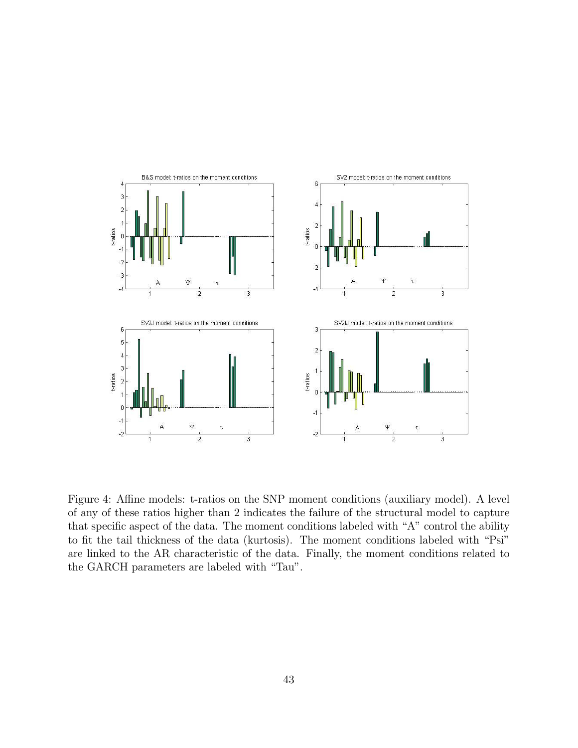Figure 4: Affine models: t-ratios on the SNP moment conditions (auxiliary model). A level of any of these ratios higher than 2 indicates the failure of the structural model to capture that specific aspect of the data. The moment conditions labeled with "A" control the ability to fit the tail thickness of the data (kurtosis). The moment conditions labeled with "Psi" are linked to the AR characteristic of the data. Finally, the moment conditions related to the GARCH parameters are labeled with "Tau".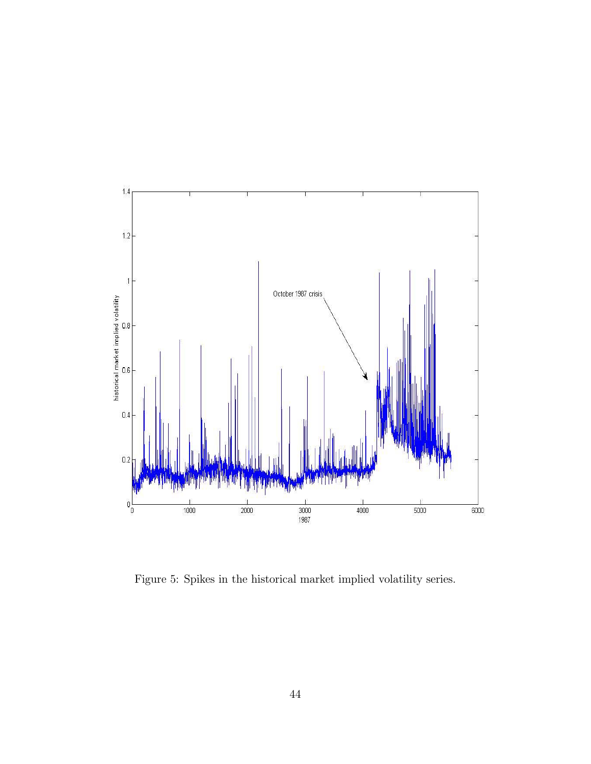Figure 5: Spikes in the historical market implied volatility series.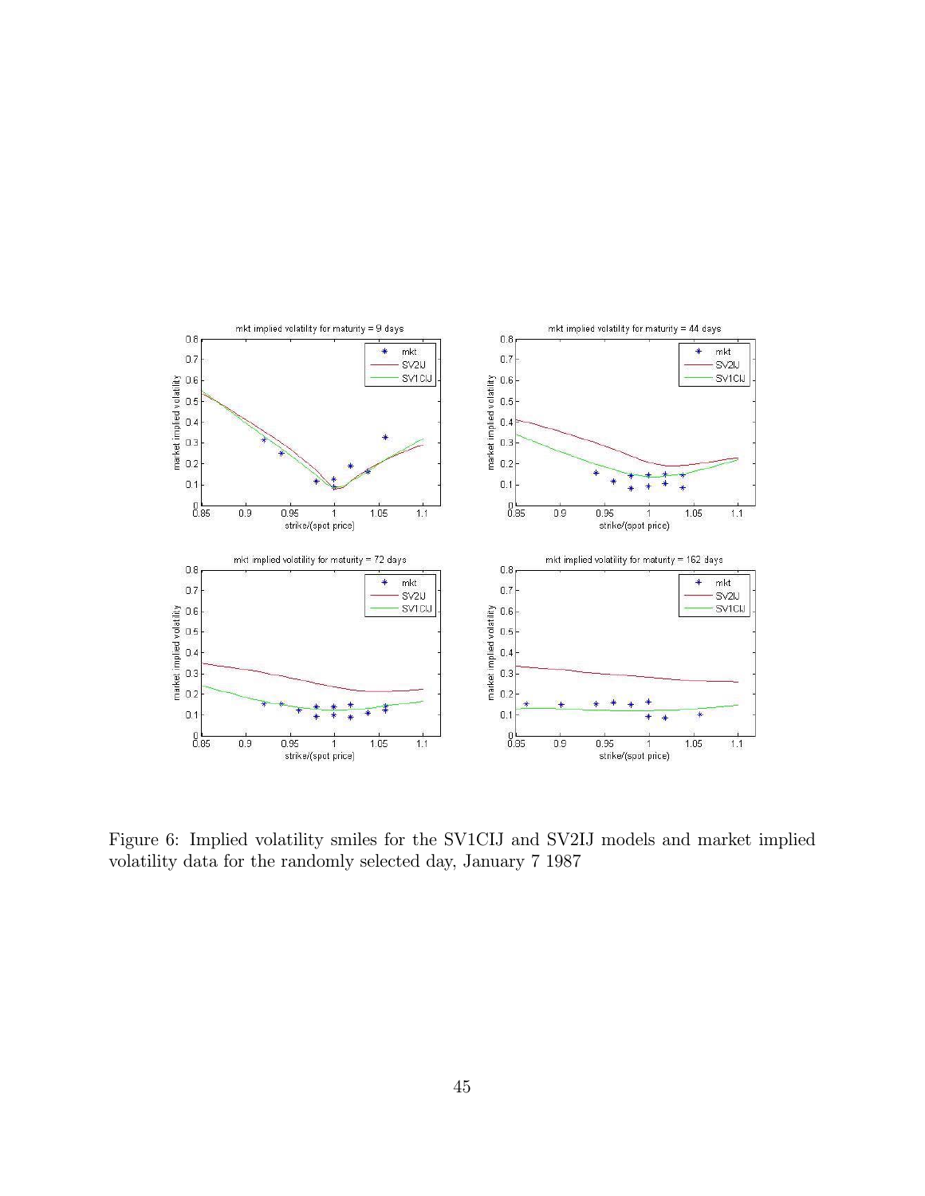Figure 6: Implied volatility smiles for the SV1CIJ and SV2IJ models and market implied volatility data for the randomly selected day, January 7 1987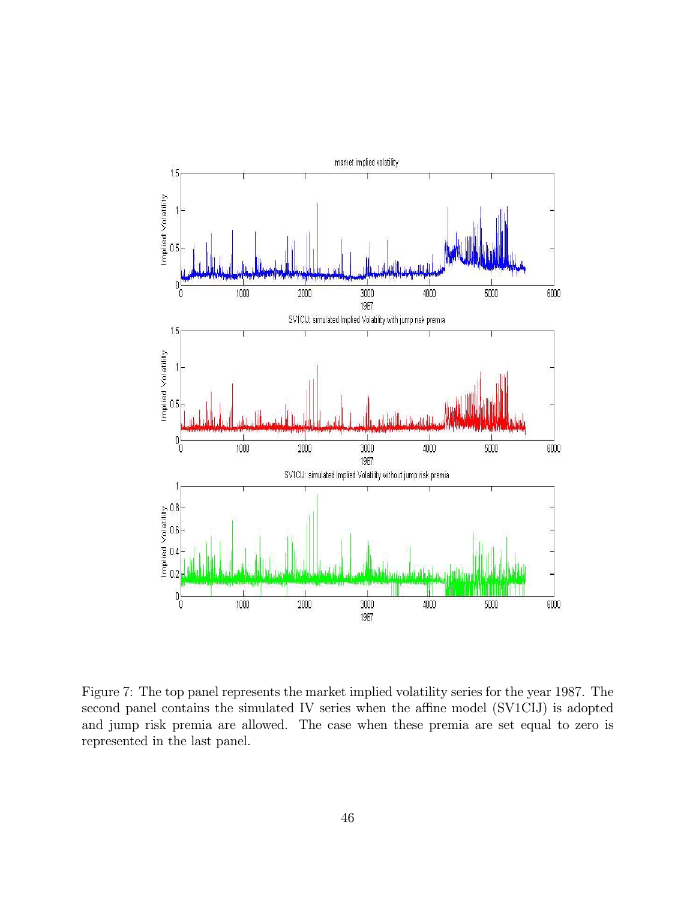Figure 7: The top panel represents the market implied volatility series for the year 1987. The second panel contains the simulated IV series when the affine model (SV1CIJ) is adopted and jump risk premia are allowed. The case when these premia are set equal to zero is represented in the last panel.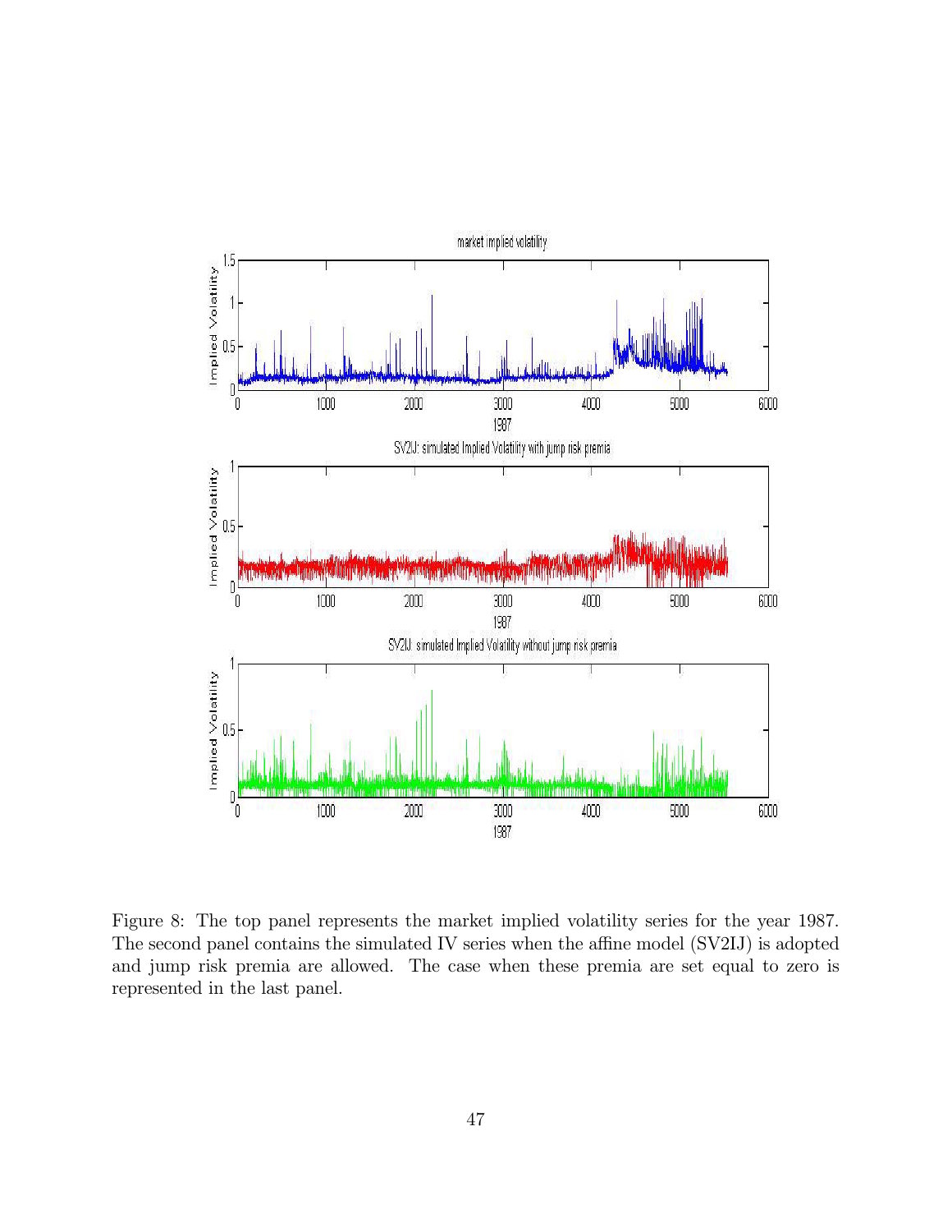Figure 8: The top panel represents the market implied volatility series for the year 1987. The second panel contains the simulated IV series when the affine model (SV2IJ) is adopted and jump risk premia are allowed. The case when these premia are set equal to zero is represented in the last panel.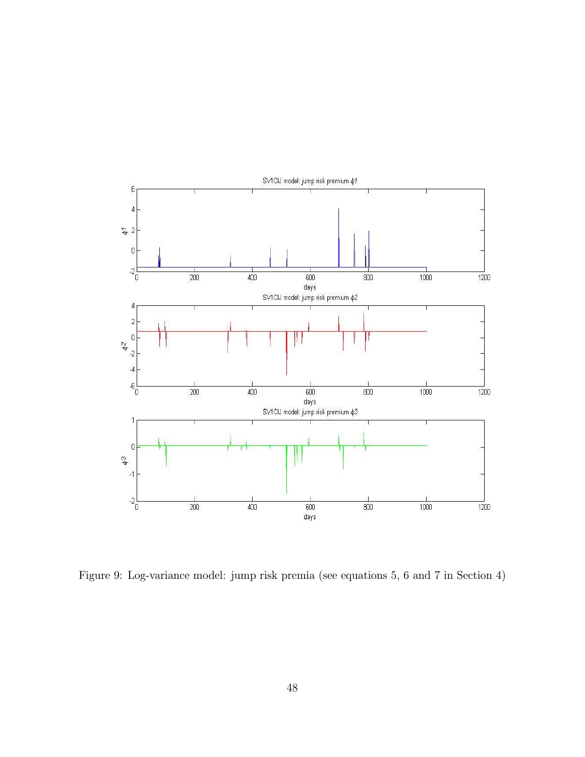Figure 9: Log-variance model: jump risk premia (see equations 5, 6 and 7 in Section 4)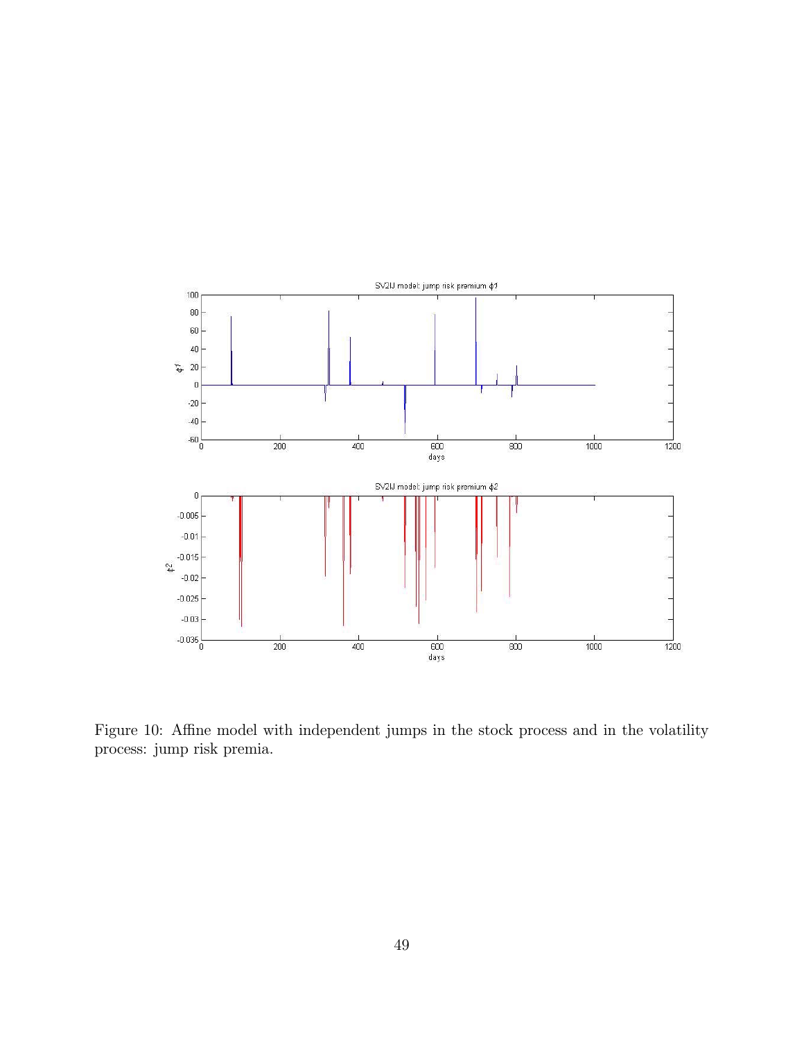SV2IJ model: jump risk premium $\phi 1$

100
80
60
40
20
0
-20
-40
-60

$\phi^1$

0 200 400 600 800 1000 1200

days

SV2IJ model: jump risk premium $\phi 2$

0
-0.005
-0.01
-0.015
-0.02
-0.025
-0.03
-0.035

$\phi^2$

0 200 400 600 800 1000 1200

days

Figure 10: Affine model with independent jumps in the stock process and in the volatility process: jump risk premia.